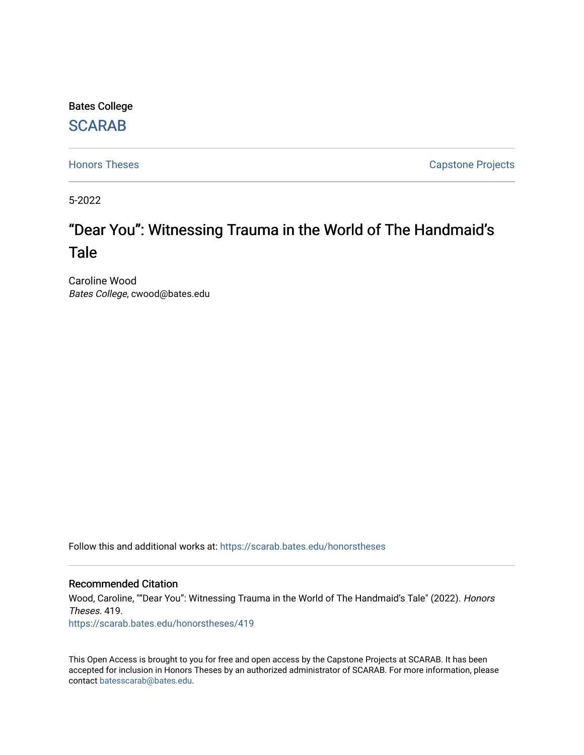Bates College

SCARAB

Honors Theses

Capstone Projects

5-2022

# “Dear You”: Witnessing Trauma in the World of The Handmaid’s Tale

Caroline Wood
*Bates College*, cwood@bates.edu

Follow this and additional works at: https://scarab.bates.edu/honorstheses

## Recommended Citation

Wood, Caroline, "“Dear You”: Witnessing Trauma in the World of The Handmaid’s Tale" (2022). *Honors Theses*. 419.
https://scarab.bates.edu/honorstheses/419

This Open Access is brought to you for free and open access by the Capstone Projects at SCARAB. It has been accepted for inclusion in Honors Theses by an authorized administrator of SCARAB. For more information, please contact batesscarab@bates.edu.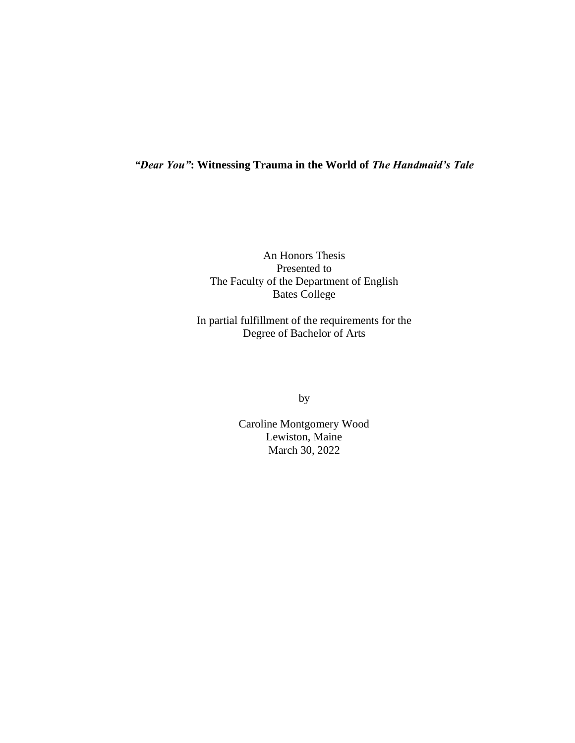***"Dear You"*: Witnessing Trauma in the World of *The Handmaid's Tale***

An Honors Thesis
Presented to
The Faculty of the Department of English
Bates College

In partial fulfillment of the requirements for the
Degree of Bachelor of Arts

by

Caroline Montgomery Wood
Lewiston, Maine
March 30, 2022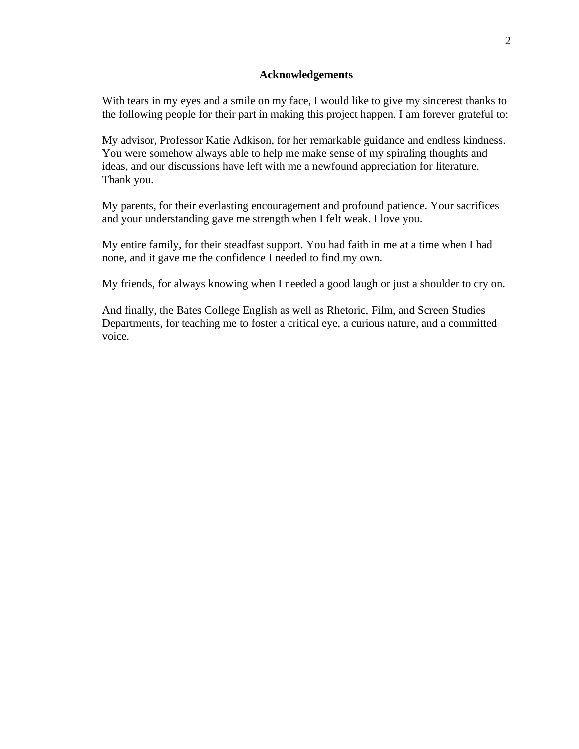## Acknowledgements

With tears in my eyes and a smile on my face, I would like to give my sincerest thanks to the following people for their part in making this project happen. I am forever grateful to:

My advisor, Professor Katie Adkison, for her remarkable guidance and endless kindness. You were somehow always able to help me make sense of my spiraling thoughts and ideas, and our discussions have left with me a newfound appreciation for literature. Thank you.

My parents, for their everlasting encouragement and profound patience. Your sacrifices and your understanding gave me strength when I felt weak. I love you.

My entire family, for their steadfast support. You had faith in me at a time when I had none, and it gave me the confidence I needed to find my own.

My friends, for always knowing when I needed a good laugh or just a shoulder to cry on.

And finally, the Bates College English as well as Rhetoric, Film, and Screen Studies Departments, for teaching me to foster a critical eye, a curious nature, and a committed voice.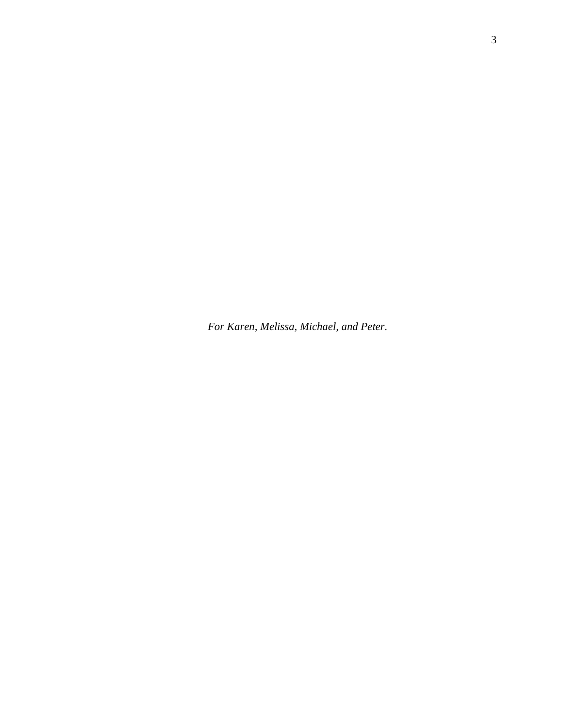*For Karen, Melissa, Michael, and Peter.*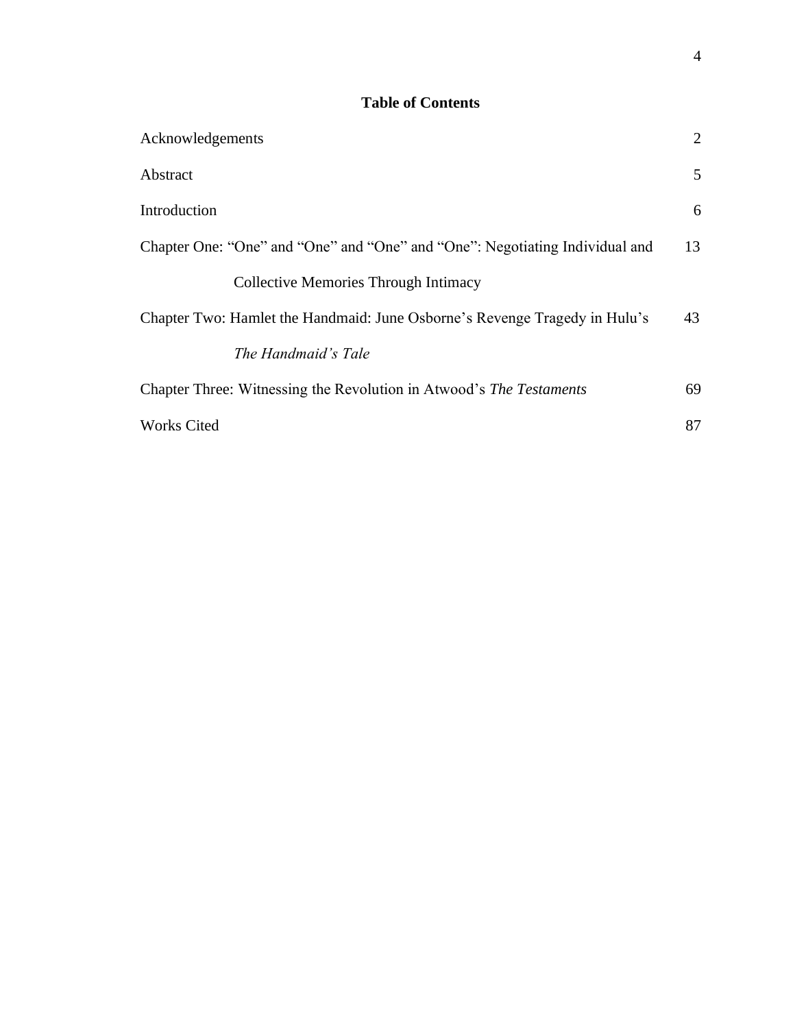# Table of Contents

| | |
|---|---|
| Acknowledgements | 2 |
| Abstract | 5 |
| Introduction | 6 |
| Chapter One: "One" and "One" and "One" and "One": Negotiating Individual and Collective Memories Through Intimacy | 13 |
| Chapter Two: Hamlet the Handmaid: June Osborne's Revenge Tragedy in Hulu's *The Handmaid's Tale* | 43 |
| Chapter Three: Witnessing the Revolution in Atwood's *The Testaments* | 69 |
| Works Cited | 87 |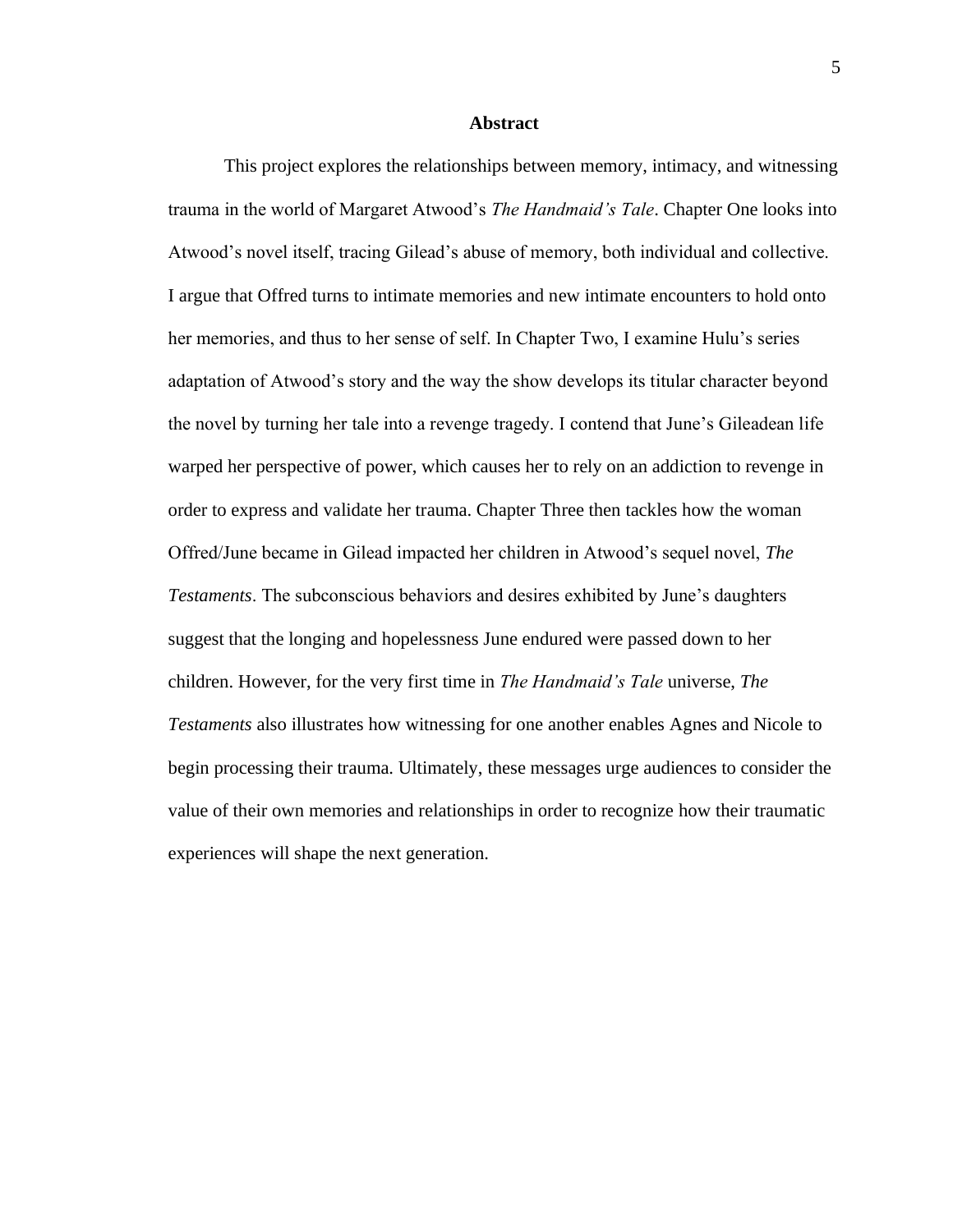## Abstract

This project explores the relationships between memory, intimacy, and witnessing trauma in the world of Margaret Atwood's *The Handmaid's Tale*. Chapter One looks into Atwood's novel itself, tracing Gilead's abuse of memory, both individual and collective. I argue that Offred turns to intimate memories and new intimate encounters to hold onto her memories, and thus to her sense of self. In Chapter Two, I examine Hulu's series adaptation of Atwood's story and the way the show develops its titular character beyond the novel by turning her tale into a revenge tragedy. I contend that June's Gileadean life warped her perspective of power, which causes her to rely on an addiction to revenge in order to express and validate her trauma. Chapter Three then tackles how the woman Offred/June became in Gilead impacted her children in Atwood's sequel novel, *The Testaments*. The subconscious behaviors and desires exhibited by June's daughters suggest that the longing and hopelessness June endured were passed down to her children. However, for the very first time in *The Handmaid's Tale* universe, *The Testaments* also illustrates how witnessing for one another enables Agnes and Nicole to begin processing their trauma. Ultimately, these messages urge audiences to consider the value of their own memories and relationships in order to recognize how their traumatic experiences will shape the next generation.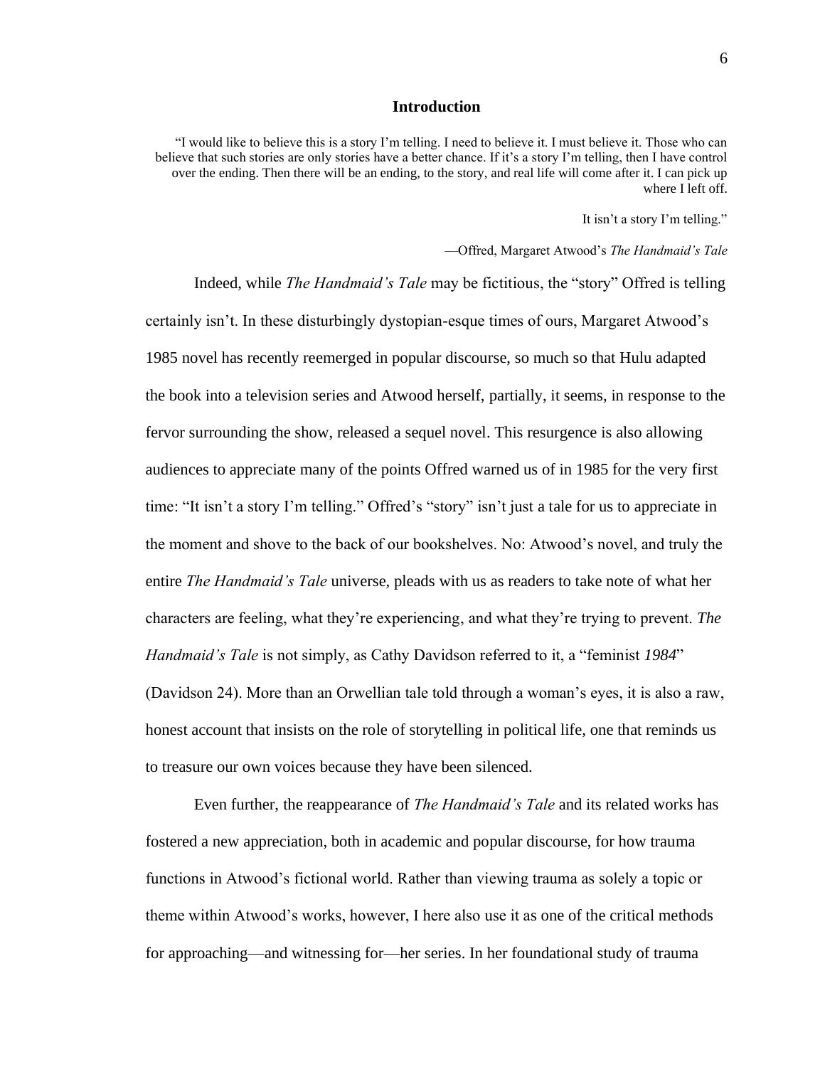## Introduction

> "I would like to believe this is a story I'm telling. I need to believe it. I must believe it. Those who can believe that such stories are only stories have a better chance. If it's a story I'm telling, then I have control over the ending. Then there will be an ending, to the story, and real life will come after it. I can pick up where I left off.
>
> It isn't a story I'm telling."
>
> —Offred, Margaret Atwood's *The Handmaid's Tale*

Indeed, while *The Handmaid's Tale* may be fictitious, the "story" Offred is telling certainly isn't. In these disturbingly dystopian-esque times of ours, Margaret Atwood's 1985 novel has recently reemerged in popular discourse, so much so that Hulu adapted the book into a television series and Atwood herself, partially, it seems, in response to the fervor surrounding the show, released a sequel novel. This resurgence is also allowing audiences to appreciate many of the points Offred warned us of in 1985 for the very first time: "It isn't a story I'm telling." Offred's "story" isn't just a tale for us to appreciate in the moment and shove to the back of our bookshelves. No: Atwood's novel, and truly the entire *The Handmaid's Tale* universe, pleads with us as readers to take note of what her characters are feeling, what they're experiencing, and what they're trying to prevent. *The Handmaid's Tale* is not simply, as Cathy Davidson referred to it, a "feminist *1984*" (Davidson 24). More than an Orwellian tale told through a woman's eyes, it is also a raw, honest account that insists on the role of storytelling in political life, one that reminds us to treasure our own voices because they have been silenced.

Even further, the reappearance of *The Handmaid's Tale* and its related works has fostered a new appreciation, both in academic and popular discourse, for how trauma functions in Atwood's fictional world. Rather than viewing trauma as solely a topic or theme within Atwood's works, however, I here also use it as one of the critical methods for approaching—and witnessing for—her series. In her foundational study of trauma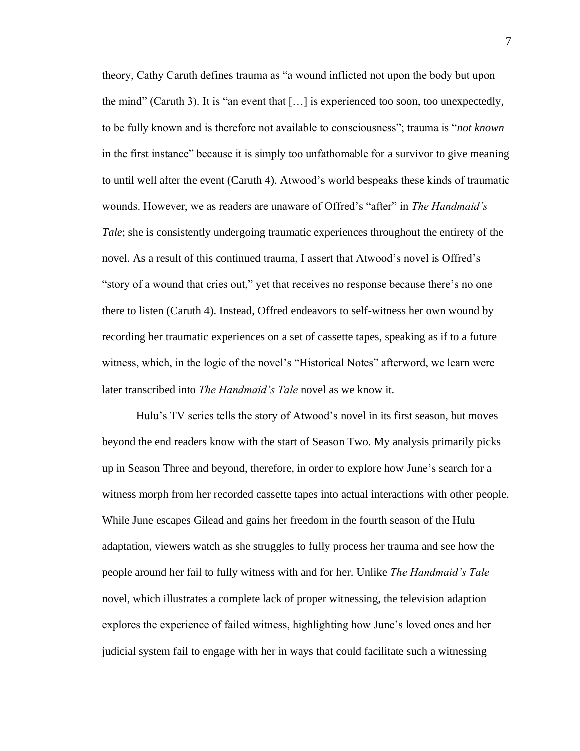theory, Cathy Caruth defines trauma as "a wound inflicted not upon the body but upon the mind" (Caruth 3). It is "an event that […] is experienced too soon, too unexpectedly, to be fully known and is therefore not available to consciousness"; trauma is "*not known* in the first instance" because it is simply too unfathomable for a survivor to give meaning to until well after the event (Caruth 4). Atwood's world bespeaks these kinds of traumatic wounds. However, we as readers are unaware of Offred's "after" in *The Handmaid's Tale*; she is consistently undergoing traumatic experiences throughout the entirety of the novel. As a result of this continued trauma, I assert that Atwood's novel is Offred's "story of a wound that cries out," yet that receives no response because there's no one there to listen (Caruth 4). Instead, Offred endeavors to self-witness her own wound by recording her traumatic experiences on a set of cassette tapes, speaking as if to a future witness, which, in the logic of the novel's "Historical Notes" afterword, we learn were later transcribed into *The Handmaid's Tale* novel as we know it.

Hulu's TV series tells the story of Atwood's novel in its first season, but moves beyond the end readers know with the start of Season Two. My analysis primarily picks up in Season Three and beyond, therefore, in order to explore how June's search for a witness morph from her recorded cassette tapes into actual interactions with other people. While June escapes Gilead and gains her freedom in the fourth season of the Hulu adaptation, viewers watch as she struggles to fully process her trauma and see how the people around her fail to fully witness with and for her. Unlike *The Handmaid's Tale* novel, which illustrates a complete lack of proper witnessing, the television adaption explores the experience of failed witness, highlighting how June's loved ones and her judicial system fail to engage with her in ways that could facilitate such a witnessing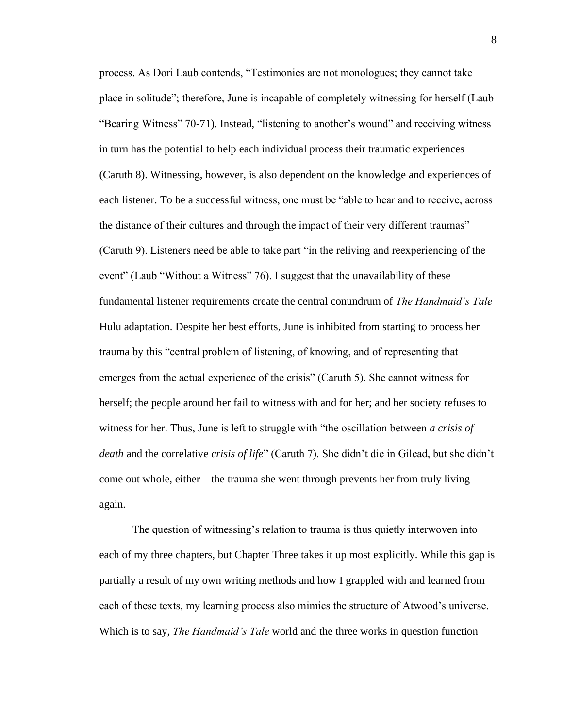process. As Dori Laub contends, “Testimonies are not monologues; they cannot take place in solitude”; therefore, June is incapable of completely witnessing for herself (Laub “Bearing Witness” 70-71). Instead, “listening to another’s wound” and receiving witness in turn has the potential to help each individual process their traumatic experiences (Caruth 8). Witnessing, however, is also dependent on the knowledge and experiences of each listener. To be a successful witness, one must be “able to hear and to receive, across the distance of their cultures and through the impact of their very different traumas” (Caruth 9). Listeners need be able to take part “in the reliving and reexperiencing of the event” (Laub “Without a Witness” 76). I suggest that the unavailability of these fundamental listener requirements create the central conundrum of *The Handmaid’s Tale* Hulu adaptation. Despite her best efforts, June is inhibited from starting to process her trauma by this “central problem of listening, of knowing, and of representing that emerges from the actual experience of the crisis” (Caruth 5). She cannot witness for herself; the people around her fail to witness with and for her; and her society refuses to witness for her. Thus, June is left to struggle with “the oscillation between *a crisis of death* and the correlative *crisis of life*” (Caruth 7). She didn’t die in Gilead, but she didn’t come out whole, either—the trauma she went through prevents her from truly living again.

The question of witnessing’s relation to trauma is thus quietly interwoven into each of my three chapters, but Chapter Three takes it up most explicitly. While this gap is partially a result of my own writing methods and how I grappled with and learned from each of these texts, my learning process also mimics the structure of Atwood’s universe. Which is to say, *The Handmaid’s Tale* world and the three works in question function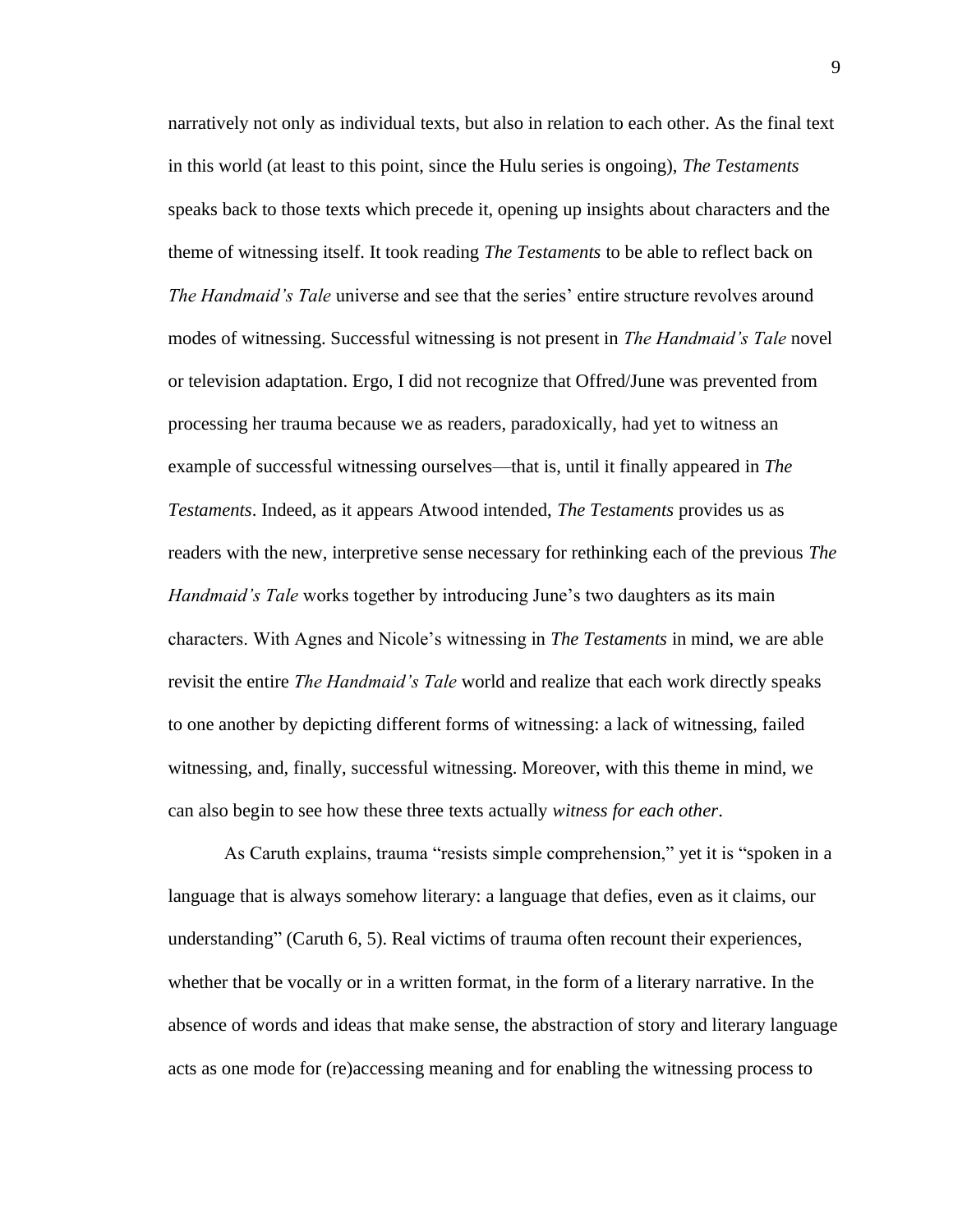narratively not only as individual texts, but also in relation to each other. As the final text in this world (at least to this point, since the Hulu series is ongoing), *The Testaments* speaks back to those texts which precede it, opening up insights about characters and the theme of witnessing itself. It took reading *The Testaments* to be able to reflect back on *The Handmaid's Tale* universe and see that the series' entire structure revolves around modes of witnessing. Successful witnessing is not present in *The Handmaid's Tale* novel or television adaptation. Ergo, I did not recognize that Offred/June was prevented from processing her trauma because we as readers, paradoxically, had yet to witness an example of successful witnessing ourselves—that is, until it finally appeared in *The Testaments*. Indeed, as it appears Atwood intended, *The Testaments* provides us as readers with the new, interpretive sense necessary for rethinking each of the previous *The Handmaid's Tale* works together by introducing June's two daughters as its main characters. With Agnes and Nicole's witnessing in *The Testaments* in mind, we are able revisit the entire *The Handmaid's Tale* world and realize that each work directly speaks to one another by depicting different forms of witnessing: a lack of witnessing, failed witnessing, and, finally, successful witnessing. Moreover, with this theme in mind, we can also begin to see how these three texts actually *witness for each other*.

As Caruth explains, trauma "resists simple comprehension," yet it is "spoken in a language that is always somehow literary: a language that defies, even as it claims, our understanding" (Caruth 6, 5). Real victims of trauma often recount their experiences, whether that be vocally or in a written format, in the form of a literary narrative. In the absence of words and ideas that make sense, the abstraction of story and literary language acts as one mode for (re)accessing meaning and for enabling the witnessing process to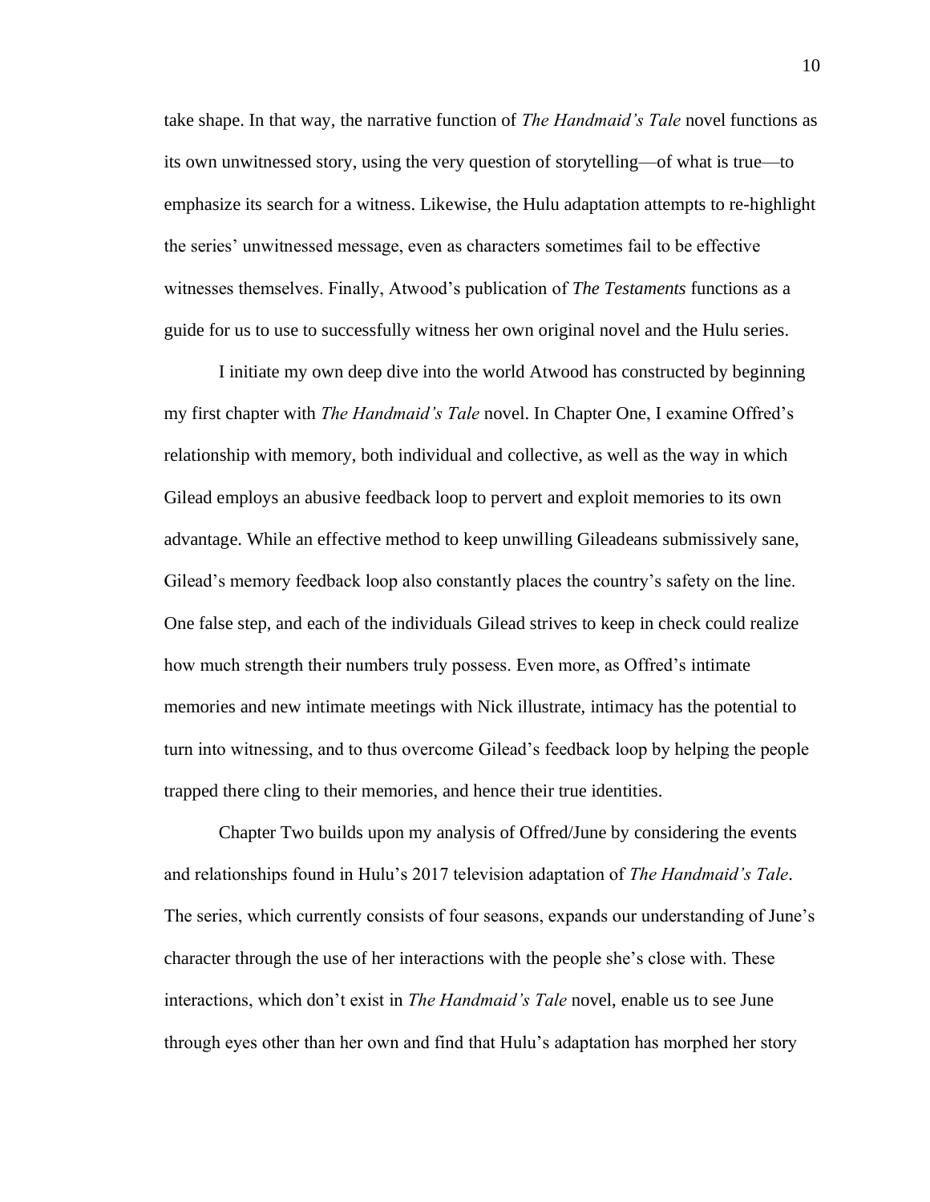take shape. In that way, the narrative function of *The Handmaid's Tale* novel functions as its own unwitnessed story, using the very question of storytelling—of what is true—to emphasize its search for a witness. Likewise, the Hulu adaptation attempts to re-highlight the series' unwitnessed message, even as characters sometimes fail to be effective witnesses themselves. Finally, Atwood's publication of *The Testaments* functions as a guide for us to use to successfully witness her own original novel and the Hulu series.

I initiate my own deep dive into the world Atwood has constructed by beginning my first chapter with *The Handmaid's Tale* novel. In Chapter One, I examine Offred's relationship with memory, both individual and collective, as well as the way in which Gilead employs an abusive feedback loop to pervert and exploit memories to its own advantage. While an effective method to keep unwilling Gileadeans submissively sane, Gilead's memory feedback loop also constantly places the country's safety on the line. One false step, and each of the individuals Gilead strives to keep in check could realize how much strength their numbers truly possess. Even more, as Offred's intimate memories and new intimate meetings with Nick illustrate, intimacy has the potential to turn into witnessing, and to thus overcome Gilead's feedback loop by helping the people trapped there cling to their memories, and hence their true identities.

Chapter Two builds upon my analysis of Offred/June by considering the events and relationships found in Hulu's 2017 television adaptation of *The Handmaid's Tale*. The series, which currently consists of four seasons, expands our understanding of June's character through the use of her interactions with the people she's close with. These interactions, which don't exist in *The Handmaid's Tale* novel, enable us to see June through eyes other than her own and find that Hulu's adaptation has morphed her story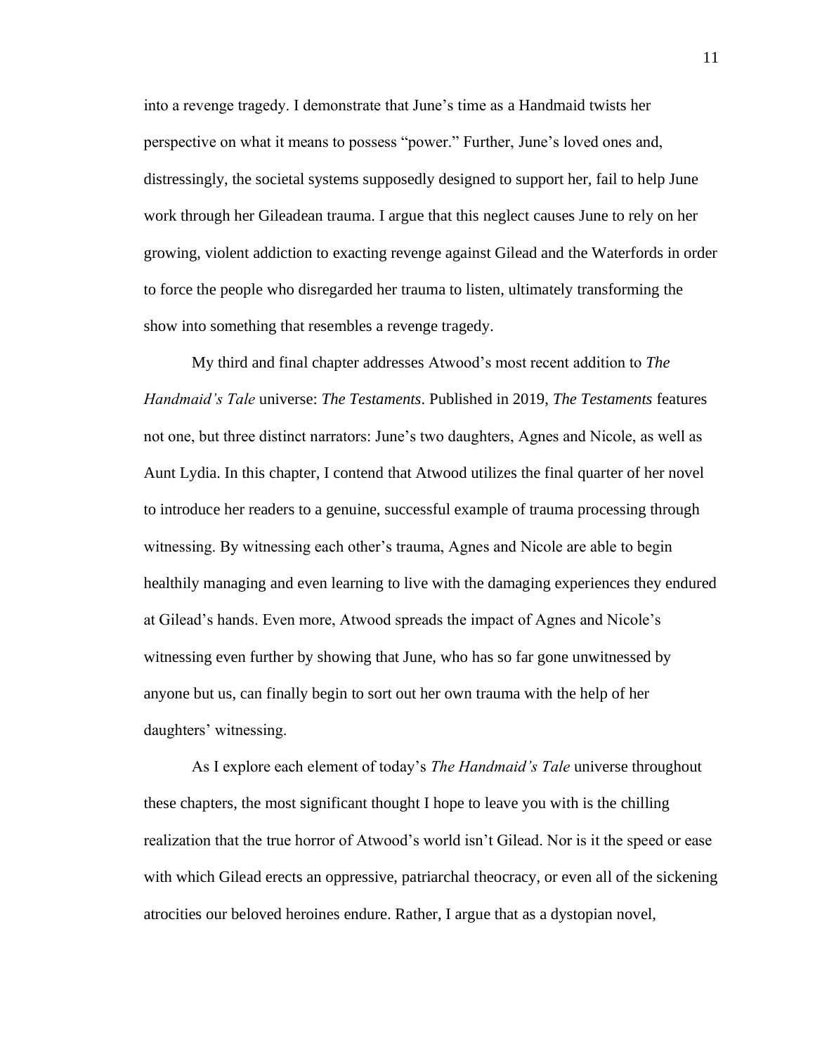into a revenge tragedy. I demonstrate that June's time as a Handmaid twists her perspective on what it means to possess "power." Further, June's loved ones and, distressingly, the societal systems supposedly designed to support her, fail to help June work through her Gileadean trauma. I argue that this neglect causes June to rely on her growing, violent addiction to exacting revenge against Gilead and the Waterfords in order to force the people who disregarded her trauma to listen, ultimately transforming the show into something that resembles a revenge tragedy.

My third and final chapter addresses Atwood's most recent addition to *The Handmaid's Tale* universe: *The Testaments*. Published in 2019, *The Testaments* features not one, but three distinct narrators: June's two daughters, Agnes and Nicole, as well as Aunt Lydia. In this chapter, I contend that Atwood utilizes the final quarter of her novel to introduce her readers to a genuine, successful example of trauma processing through witnessing. By witnessing each other's trauma, Agnes and Nicole are able to begin healthily managing and even learning to live with the damaging experiences they endured at Gilead's hands. Even more, Atwood spreads the impact of Agnes and Nicole's witnessing even further by showing that June, who has so far gone unwitnessed by anyone but us, can finally begin to sort out her own trauma with the help of her daughters' witnessing.

As I explore each element of today's *The Handmaid's Tale* universe throughout these chapters, the most significant thought I hope to leave you with is the chilling realization that the true horror of Atwood's world isn't Gilead. Nor is it the speed or ease with which Gilead erects an oppressive, patriarchal theocracy, or even all of the sickening atrocities our beloved heroines endure. Rather, I argue that as a dystopian novel,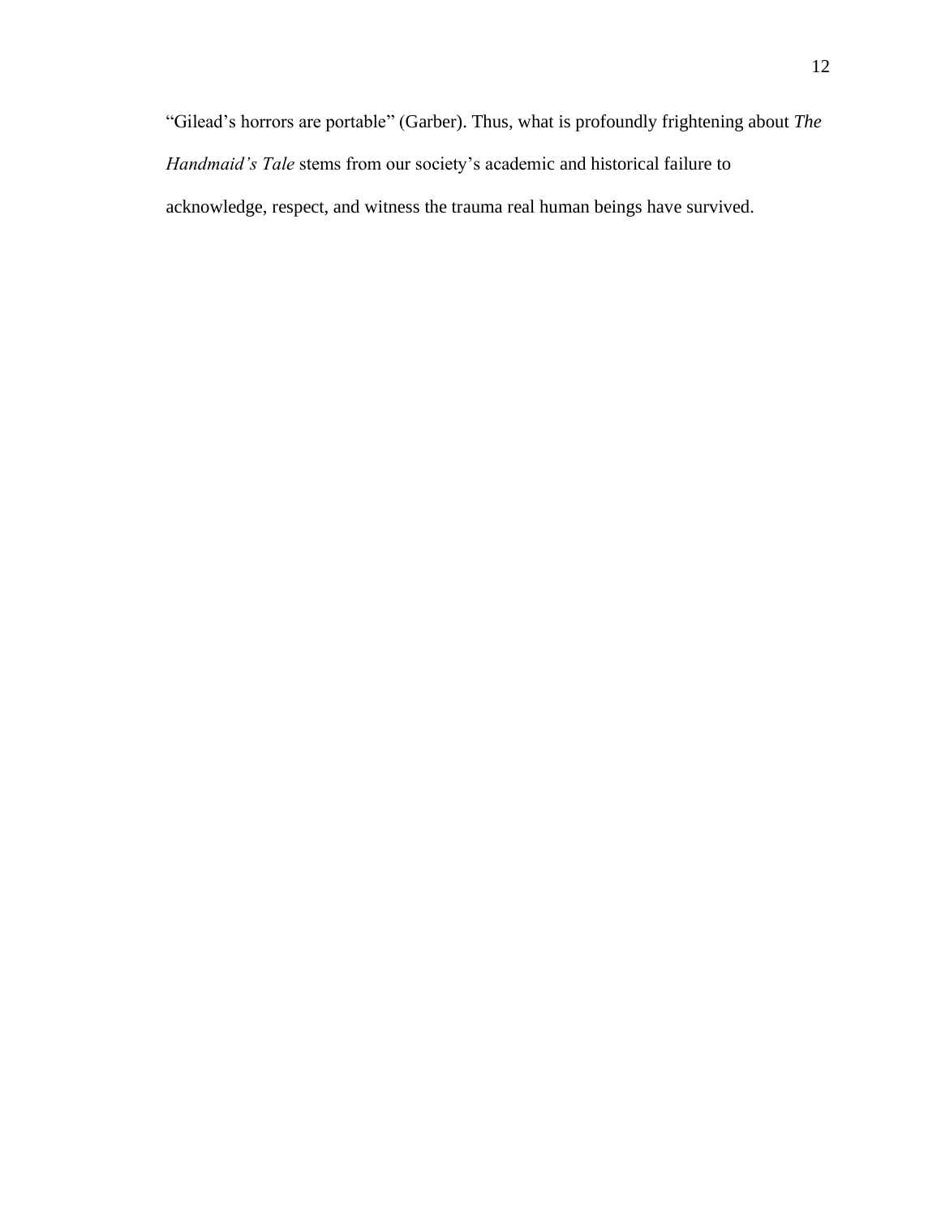"Gilead's horrors are portable" (Garber). Thus, what is profoundly frightening about *The Handmaid's Tale* stems from our society's academic and historical failure to acknowledge, respect, and witness the trauma real human beings have survived.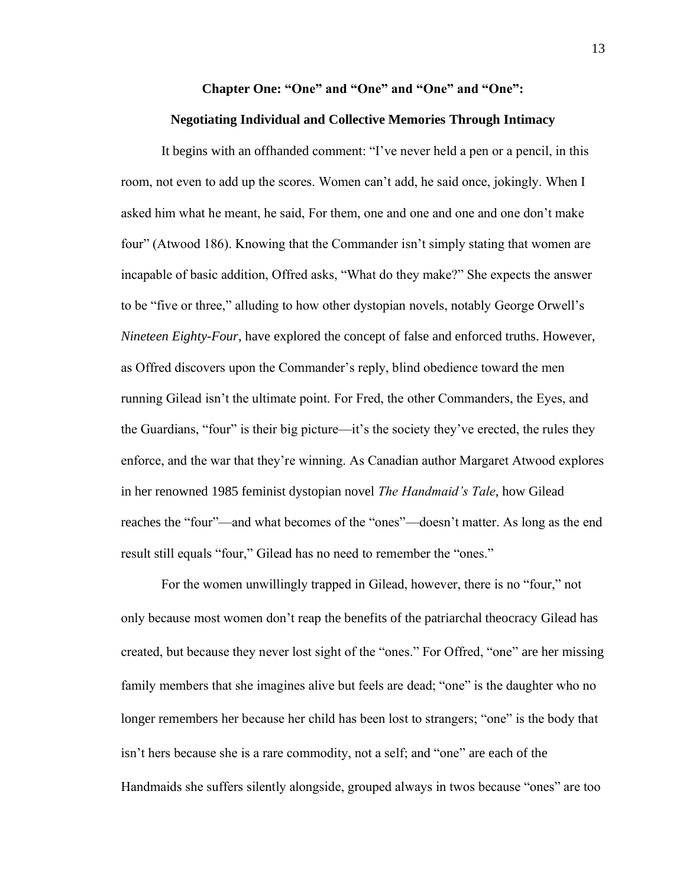## Chapter One: "One" and "One" and "One" and "One":

## Negotiating Individual and Collective Memories Through Intimacy

It begins with an offhanded comment: "I've never held a pen or a pencil, in this room, not even to add up the scores. Women can't add, he said once, jokingly. When I asked him what he meant, he said, For them, one and one and one and one don't make four" (Atwood 186). Knowing that the Commander isn't simply stating that women are incapable of basic addition, Offred asks, "What do they make?" She expects the answer to be "five or three," alluding to how other dystopian novels, notably George Orwell's *Nineteen Eighty-Four*, have explored the concept of false and enforced truths. However, as Offred discovers upon the Commander's reply, blind obedience toward the men running Gilead isn't the ultimate point. For Fred, the other Commanders, the Eyes, and the Guardians, "four" is their big picture—it's the society they've erected, the rules they enforce, and the war that they're winning. As Canadian author Margaret Atwood explores in her renowned 1985 feminist dystopian novel *The Handmaid's Tale*, how Gilead reaches the "four"—and what becomes of the "ones"—doesn't matter. As long as the end result still equals "four," Gilead has no need to remember the "ones."

For the women unwillingly trapped in Gilead, however, there is no "four," not only because most women don't reap the benefits of the patriarchal theocracy Gilead has created, but because they never lost sight of the "ones." For Offred, "one" are her missing family members that she imagines alive but feels are dead; "one" is the daughter who no longer remembers her because her child has been lost to strangers; "one" is the body that isn't hers because she is a rare commodity, not a self; and "one" are each of the Handmaids she suffers silently alongside, grouped always in twos because "ones" are too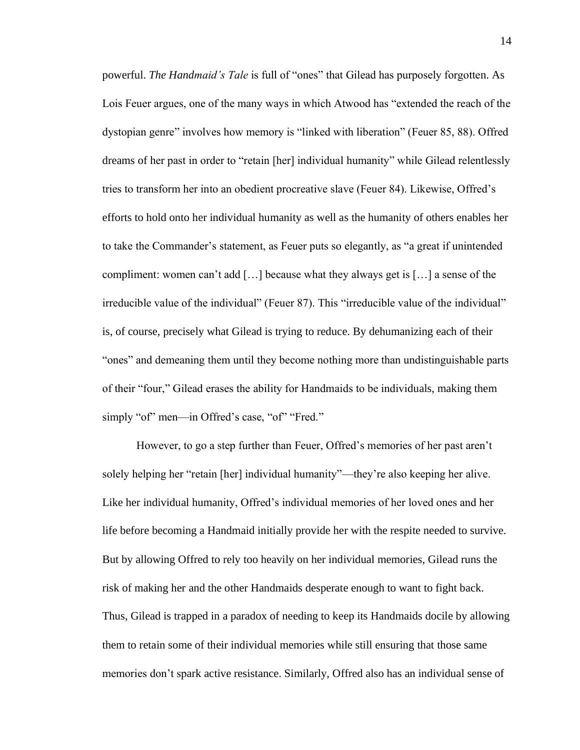powerful. *The Handmaid's Tale* is full of "ones" that Gilead has purposely forgotten. As Lois Feuer argues, one of the many ways in which Atwood has "extended the reach of the dystopian genre" involves how memory is "linked with liberation" (Feuer 85, 88). Offred dreams of her past in order to "retain [her] individual humanity" while Gilead relentlessly tries to transform her into an obedient procreative slave (Feuer 84). Likewise, Offred's efforts to hold onto her individual humanity as well as the humanity of others enables her to take the Commander's statement, as Feuer puts so elegantly, as "a great if unintended compliment: women can't add […] because what they always get is […] a sense of the irreducible value of the individual" (Feuer 87). This "irreducible value of the individual" is, of course, precisely what Gilead is trying to reduce. By dehumanizing each of their "ones" and demeaning them until they become nothing more than undistinguishable parts of their "four," Gilead erases the ability for Handmaids to be individuals, making them simply "of" men—in Offred's case, "of" "Fred."

However, to go a step further than Feuer, Offred's memories of her past aren't solely helping her "retain [her] individual humanity"—they're also keeping her alive. Like her individual humanity, Offred's individual memories of her loved ones and her life before becoming a Handmaid initially provide her with the respite needed to survive. But by allowing Offred to rely too heavily on her individual memories, Gilead runs the risk of making her and the other Handmaids desperate enough to want to fight back. Thus, Gilead is trapped in a paradox of needing to keep its Handmaids docile by allowing them to retain some of their individual memories while still ensuring that those same memories don't spark active resistance. Similarly, Offred also has an individual sense of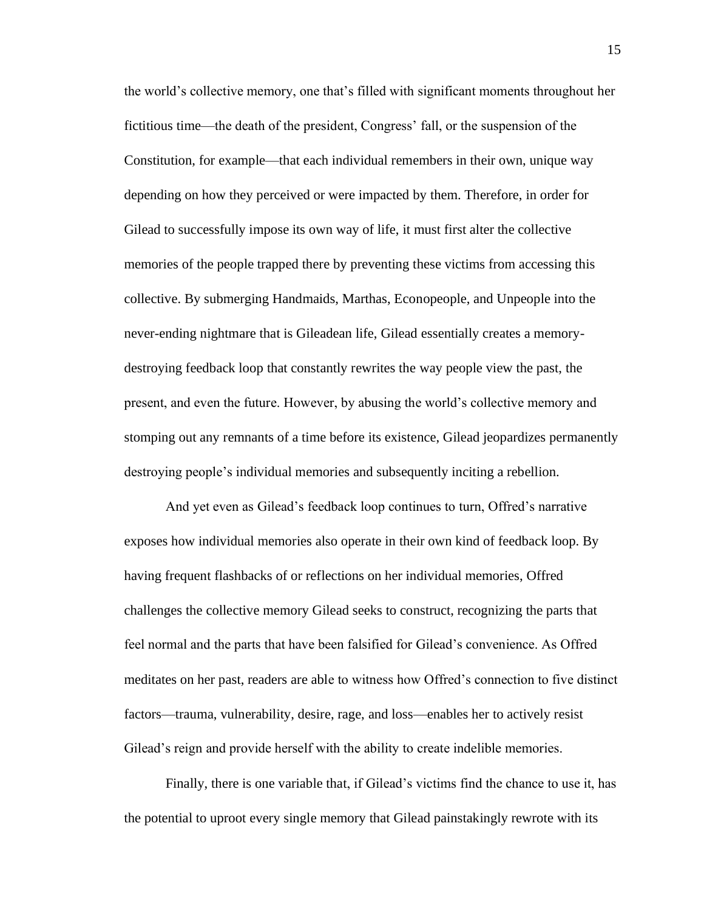the world's collective memory, one that's filled with significant moments throughout her fictitious time—the death of the president, Congress' fall, or the suspension of the Constitution, for example—that each individual remembers in their own, unique way depending on how they perceived or were impacted by them. Therefore, in order for Gilead to successfully impose its own way of life, it must first alter the collective memories of the people trapped there by preventing these victims from accessing this collective. By submerging Handmaids, Marthas, Econopeople, and Unpeople into the never-ending nightmare that is Gileadean life, Gilead essentially creates a memory-destroying feedback loop that constantly rewrites the way people view the past, the present, and even the future. However, by abusing the world's collective memory and stomping out any remnants of a time before its existence, Gilead jeopardizes permanently destroying people's individual memories and subsequently inciting a rebellion.

And yet even as Gilead's feedback loop continues to turn, Offred's narrative exposes how individual memories also operate in their own kind of feedback loop. By having frequent flashbacks of or reflections on her individual memories, Offred challenges the collective memory Gilead seeks to construct, recognizing the parts that feel normal and the parts that have been falsified for Gilead's convenience. As Offred meditates on her past, readers are able to witness how Offred's connection to five distinct factors—trauma, vulnerability, desire, rage, and loss—enables her to actively resist Gilead's reign and provide herself with the ability to create indelible memories.

Finally, there is one variable that, if Gilead's victims find the chance to use it, has the potential to uproot every single memory that Gilead painstakingly rewrote with its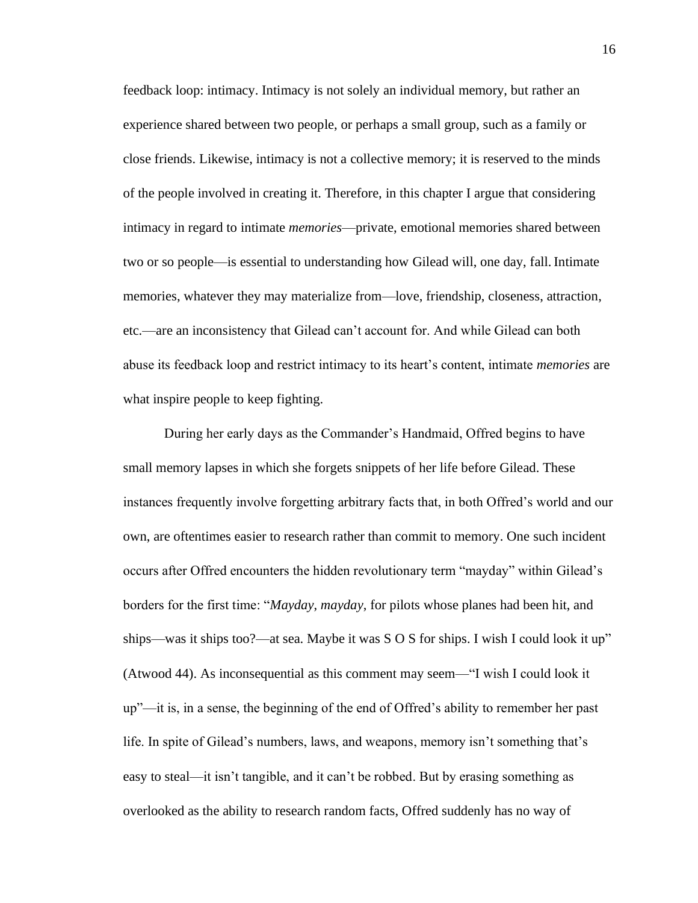feedback loop: intimacy. Intimacy is not solely an individual memory, but rather an experience shared between two people, or perhaps a small group, such as a family or close friends. Likewise, intimacy is not a collective memory; it is reserved to the minds of the people involved in creating it. Therefore, in this chapter I argue that considering intimacy in regard to intimate *memories*—private, emotional memories shared between two or so people—is essential to understanding how Gilead will, one day, fall. Intimate memories, whatever they may materialize from—love, friendship, closeness, attraction, etc.—are an inconsistency that Gilead can't account for. And while Gilead can both abuse its feedback loop and restrict intimacy to its heart's content, intimate *memories* are what inspire people to keep fighting.

During her early days as the Commander's Handmaid, Offred begins to have small memory lapses in which she forgets snippets of her life before Gilead. These instances frequently involve forgetting arbitrary facts that, in both Offred's world and our own, are oftentimes easier to research rather than commit to memory. One such incident occurs after Offred encounters the hidden revolutionary term "mayday" within Gilead's borders for the first time: "*Mayday*, *mayday*, for pilots whose planes had been hit, and ships—was it ships too?—at sea. Maybe it was S O S for ships. I wish I could look it up" (Atwood 44). As inconsequential as this comment may seem—"I wish I could look it up"—it is, in a sense, the beginning of the end of Offred's ability to remember her past life. In spite of Gilead's numbers, laws, and weapons, memory isn't something that's easy to steal—it isn't tangible, and it can't be robbed. But by erasing something as overlooked as the ability to research random facts, Offred suddenly has no way of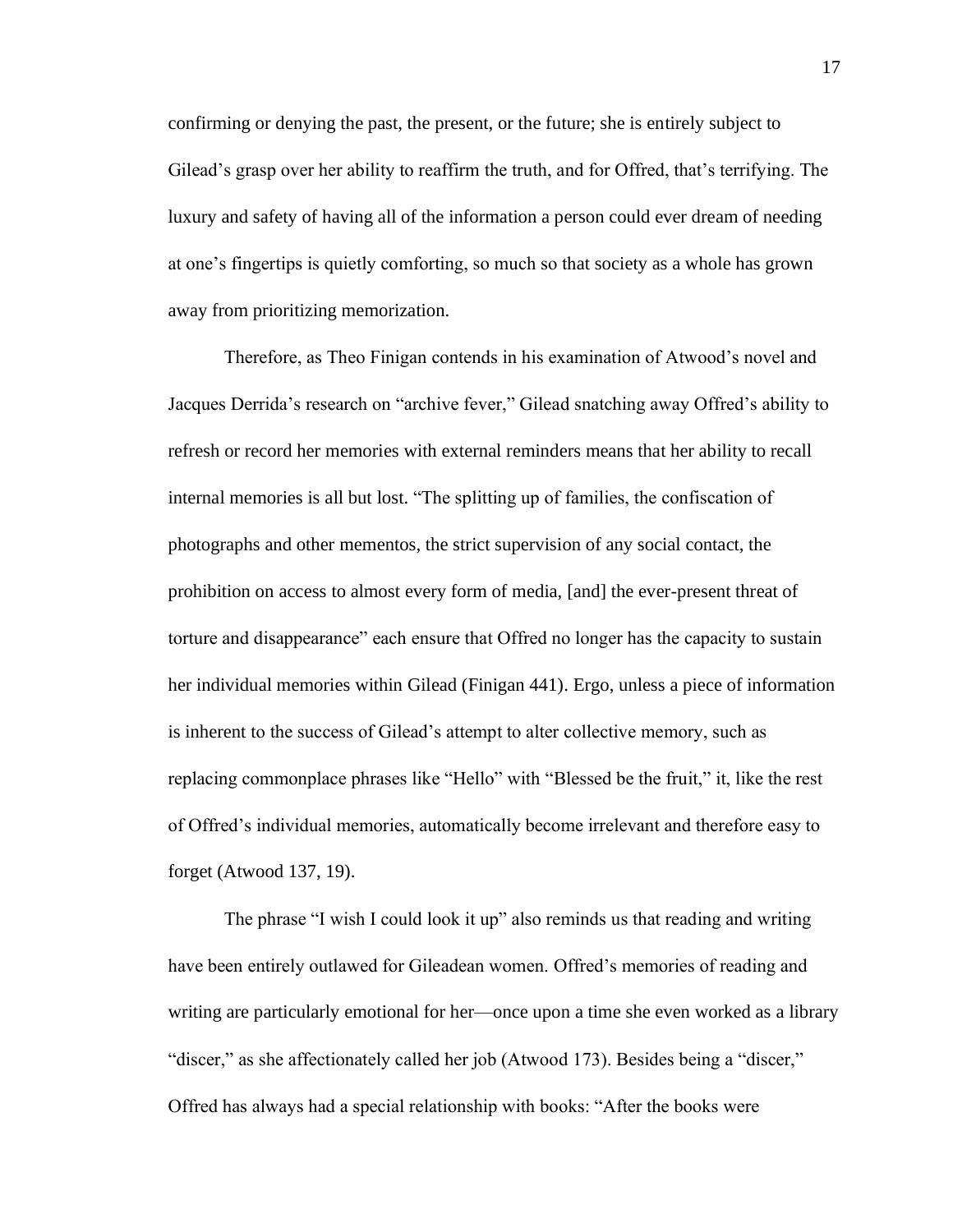confirming or denying the past, the present, or the future; she is entirely subject to Gilead's grasp over her ability to reaffirm the truth, and for Offred, that's terrifying. The luxury and safety of having all of the information a person could ever dream of needing at one's fingertips is quietly comforting, so much so that society as a whole has grown away from prioritizing memorization.

Therefore, as Theo Finigan contends in his examination of Atwood's novel and Jacques Derrida's research on "archive fever," Gilead snatching away Offred's ability to refresh or record her memories with external reminders means that her ability to recall internal memories is all but lost. "The splitting up of families, the confiscation of photographs and other mementos, the strict supervision of any social contact, the prohibition on access to almost every form of media, [and] the ever-present threat of torture and disappearance" each ensure that Offred no longer has the capacity to sustain her individual memories within Gilead (Finigan 441). Ergo, unless a piece of information is inherent to the success of Gilead's attempt to alter collective memory, such as replacing commonplace phrases like "Hello" with "Blessed be the fruit," it, like the rest of Offred's individual memories, automatically become irrelevant and therefore easy to forget (Atwood 137, 19).

The phrase "I wish I could look it up" also reminds us that reading and writing have been entirely outlawed for Gileadean women. Offred's memories of reading and writing are particularly emotional for her—once upon a time she even worked as a library "discer," as she affectionately called her job (Atwood 173). Besides being a "discer," Offred has always had a special relationship with books: "After the books were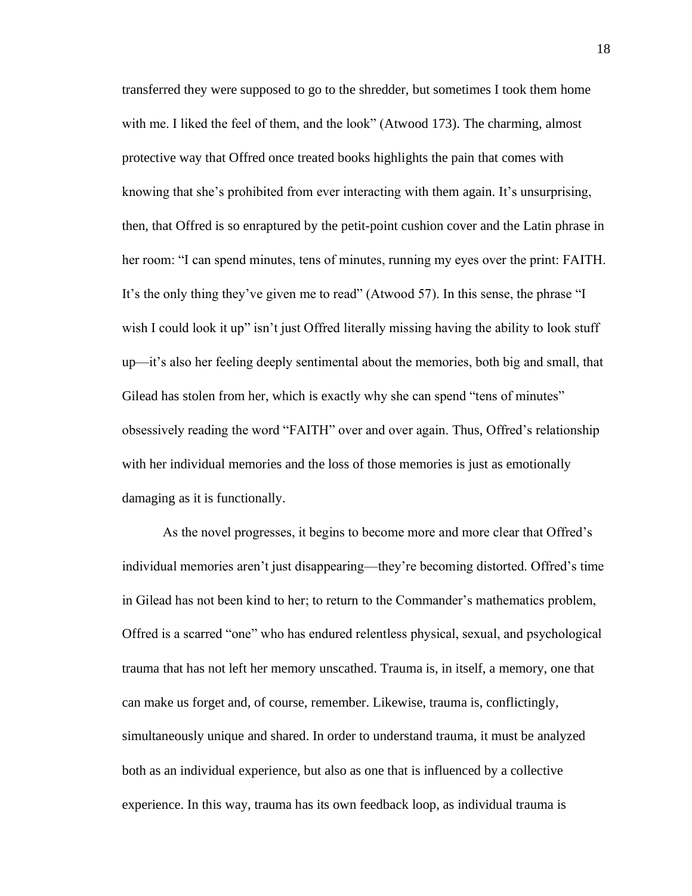transferred they were supposed to go to the shredder, but sometimes I took them home with me. I liked the feel of them, and the look" (Atwood 173). The charming, almost protective way that Offred once treated books highlights the pain that comes with knowing that she's prohibited from ever interacting with them again. It's unsurprising, then, that Offred is so enraptured by the petit-point cushion cover and the Latin phrase in her room: "I can spend minutes, tens of minutes, running my eyes over the print: FAITH. It's the only thing they've given me to read" (Atwood 57). In this sense, the phrase "I wish I could look it up" isn't just Offred literally missing having the ability to look stuff up—it's also her feeling deeply sentimental about the memories, both big and small, that Gilead has stolen from her, which is exactly why she can spend "tens of minutes" obsessively reading the word "FAITH" over and over again. Thus, Offred's relationship with her individual memories and the loss of those memories is just as emotionally damaging as it is functionally.

As the novel progresses, it begins to become more and more clear that Offred's individual memories aren't just disappearing—they're becoming distorted. Offred's time in Gilead has not been kind to her; to return to the Commander's mathematics problem, Offred is a scarred "one" who has endured relentless physical, sexual, and psychological trauma that has not left her memory unscathed. Trauma is, in itself, a memory, one that can make us forget and, of course, remember. Likewise, trauma is, conflictingly, simultaneously unique and shared. In order to understand trauma, it must be analyzed both as an individual experience, but also as one that is influenced by a collective experience. In this way, trauma has its own feedback loop, as individual trauma is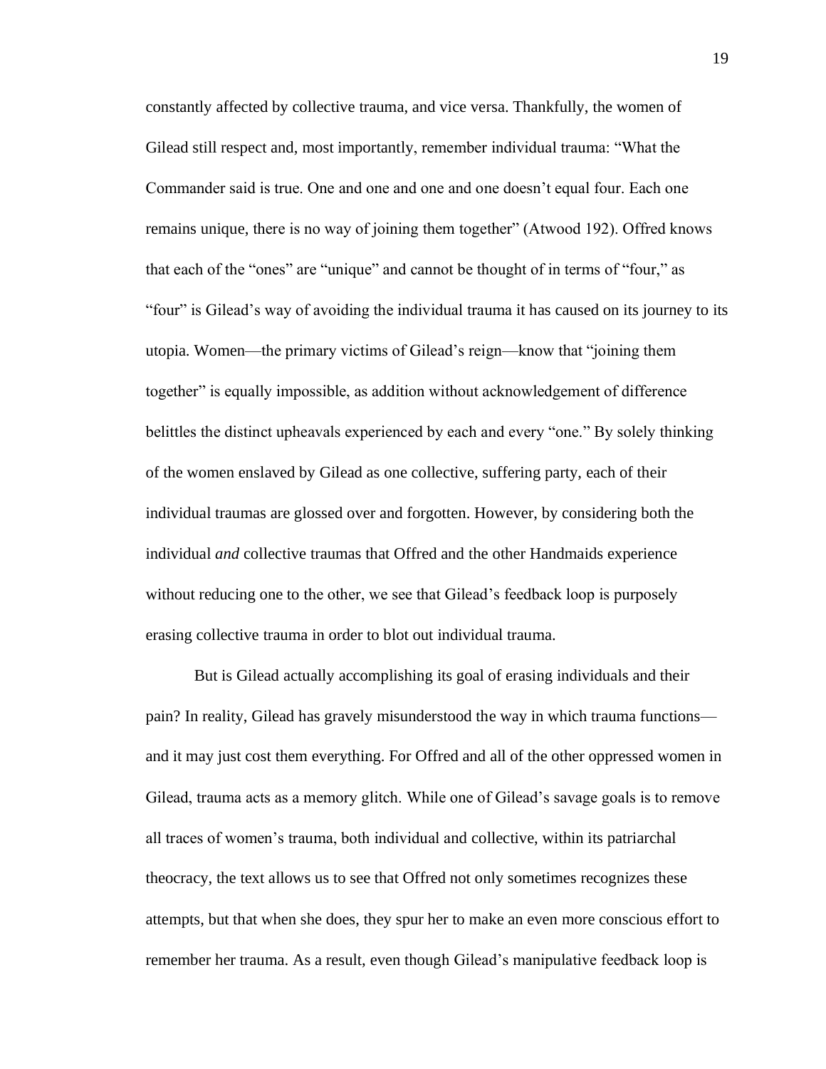constantly affected by collective trauma, and vice versa. Thankfully, the women of Gilead still respect and, most importantly, remember individual trauma: "What the Commander said is true. One and one and one and one doesn't equal four. Each one remains unique, there is no way of joining them together" (Atwood 192). Offred knows that each of the "ones" are "unique" and cannot be thought of in terms of "four," as "four" is Gilead's way of avoiding the individual trauma it has caused on its journey to its utopia. Women—the primary victims of Gilead's reign—know that "joining them together" is equally impossible, as addition without acknowledgement of difference belittles the distinct upheavals experienced by each and every "one." By solely thinking of the women enslaved by Gilead as one collective, suffering party, each of their individual traumas are glossed over and forgotten. However, by considering both the individual *and* collective traumas that Offred and the other Handmaids experience without reducing one to the other, we see that Gilead's feedback loop is purposely erasing collective trauma in order to blot out individual trauma.

But is Gilead actually accomplishing its goal of erasing individuals and their pain? In reality, Gilead has gravely misunderstood the way in which trauma functions—and it may just cost them everything. For Offred and all of the other oppressed women in Gilead, trauma acts as a memory glitch. While one of Gilead's savage goals is to remove all traces of women's trauma, both individual and collective, within its patriarchal theocracy, the text allows us to see that Offred not only sometimes recognizes these attempts, but that when she does, they spur her to make an even more conscious effort to remember her trauma. As a result, even though Gilead's manipulative feedback loop is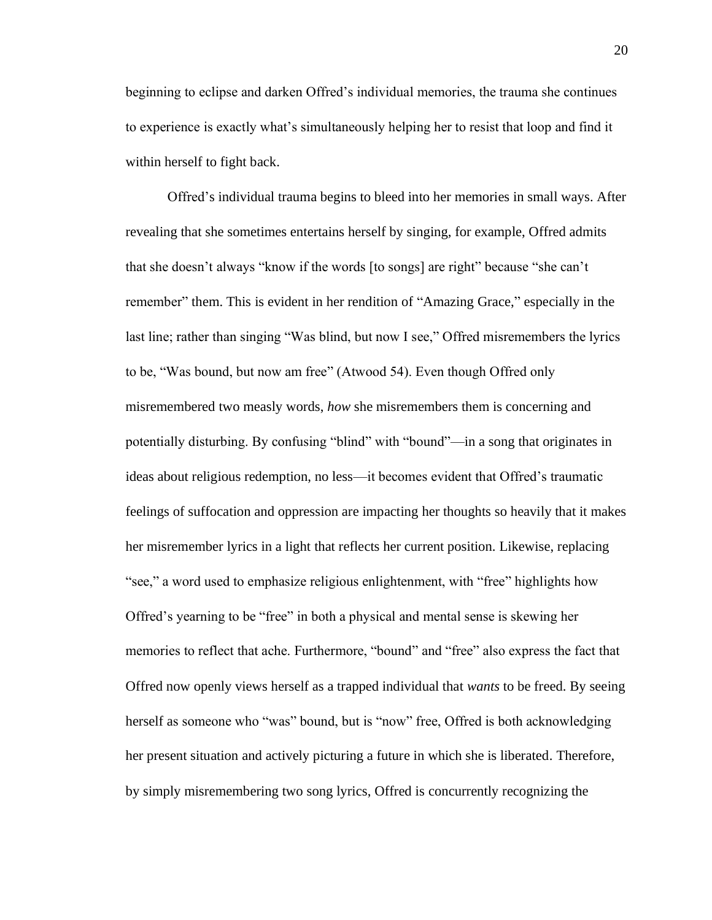beginning to eclipse and darken Offred's individual memories, the trauma she continues to experience is exactly what's simultaneously helping her to resist that loop and find it within herself to fight back.

Offred's individual trauma begins to bleed into her memories in small ways. After revealing that she sometimes entertains herself by singing, for example, Offred admits that she doesn't always "know if the words [to songs] are right" because "she can't remember" them. This is evident in her rendition of "Amazing Grace," especially in the last line; rather than singing "Was blind, but now I see," Offred misremembers the lyrics to be, "Was bound, but now am free" (Atwood 54). Even though Offred only misremembered two measly words, *how* she misremembers them is concerning and potentially disturbing. By confusing "blind" with "bound"—in a song that originates in ideas about religious redemption, no less—it becomes evident that Offred's traumatic feelings of suffocation and oppression are impacting her thoughts so heavily that it makes her misremember lyrics in a light that reflects her current position. Likewise, replacing "see," a word used to emphasize religious enlightenment, with "free" highlights how Offred's yearning to be "free" in both a physical and mental sense is skewing her memories to reflect that ache. Furthermore, "bound" and "free" also express the fact that Offred now openly views herself as a trapped individual that *wants* to be freed. By seeing herself as someone who "was" bound, but is "now" free, Offred is both acknowledging her present situation and actively picturing a future in which she is liberated. Therefore, by simply misremembering two song lyrics, Offred is concurrently recognizing the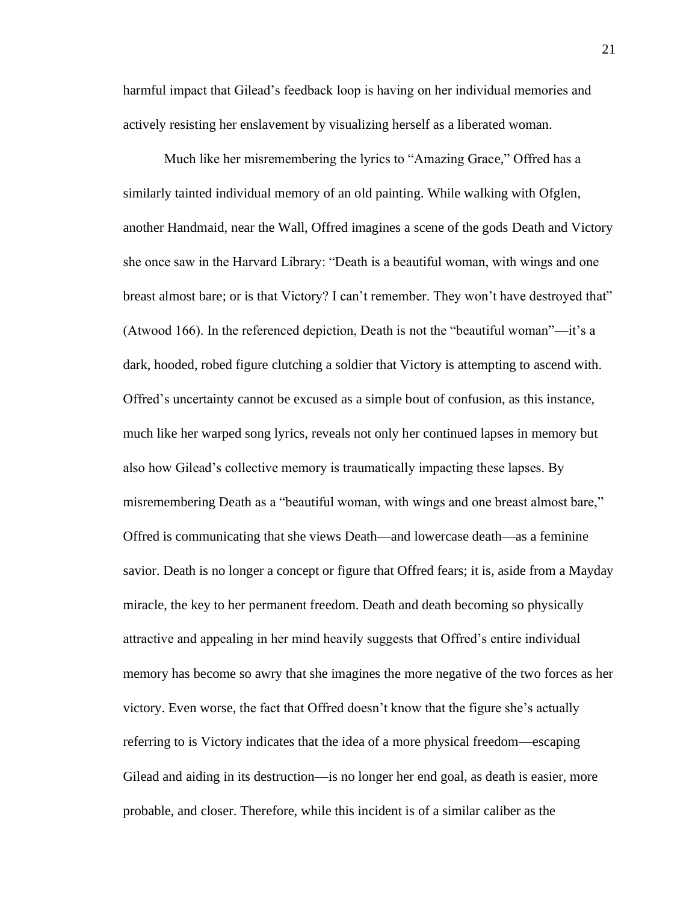harmful impact that Gilead's feedback loop is having on her individual memories and actively resisting her enslavement by visualizing herself as a liberated woman.

Much like her misremembering the lyrics to "Amazing Grace," Offred has a similarly tainted individual memory of an old painting. While walking with Ofglen, another Handmaid, near the Wall, Offred imagines a scene of the gods Death and Victory she once saw in the Harvard Library: "Death is a beautiful woman, with wings and one breast almost bare; or is that Victory? I can't remember. They won't have destroyed that" (Atwood 166). In the referenced depiction, Death is not the "beautiful woman"—it's a dark, hooded, robed figure clutching a soldier that Victory is attempting to ascend with. Offred's uncertainty cannot be excused as a simple bout of confusion, as this instance, much like her warped song lyrics, reveals not only her continued lapses in memory but also how Gilead's collective memory is traumatically impacting these lapses. By misremembering Death as a "beautiful woman, with wings and one breast almost bare," Offred is communicating that she views Death—and lowercase death—as a feminine savior. Death is no longer a concept or figure that Offred fears; it is, aside from a Mayday miracle, the key to her permanent freedom. Death and death becoming so physically attractive and appealing in her mind heavily suggests that Offred's entire individual memory has become so awry that she imagines the more negative of the two forces as her victory. Even worse, the fact that Offred doesn't know that the figure she's actually referring to is Victory indicates that the idea of a more physical freedom—escaping Gilead and aiding in its destruction—is no longer her end goal, as death is easier, more probable, and closer. Therefore, while this incident is of a similar caliber as the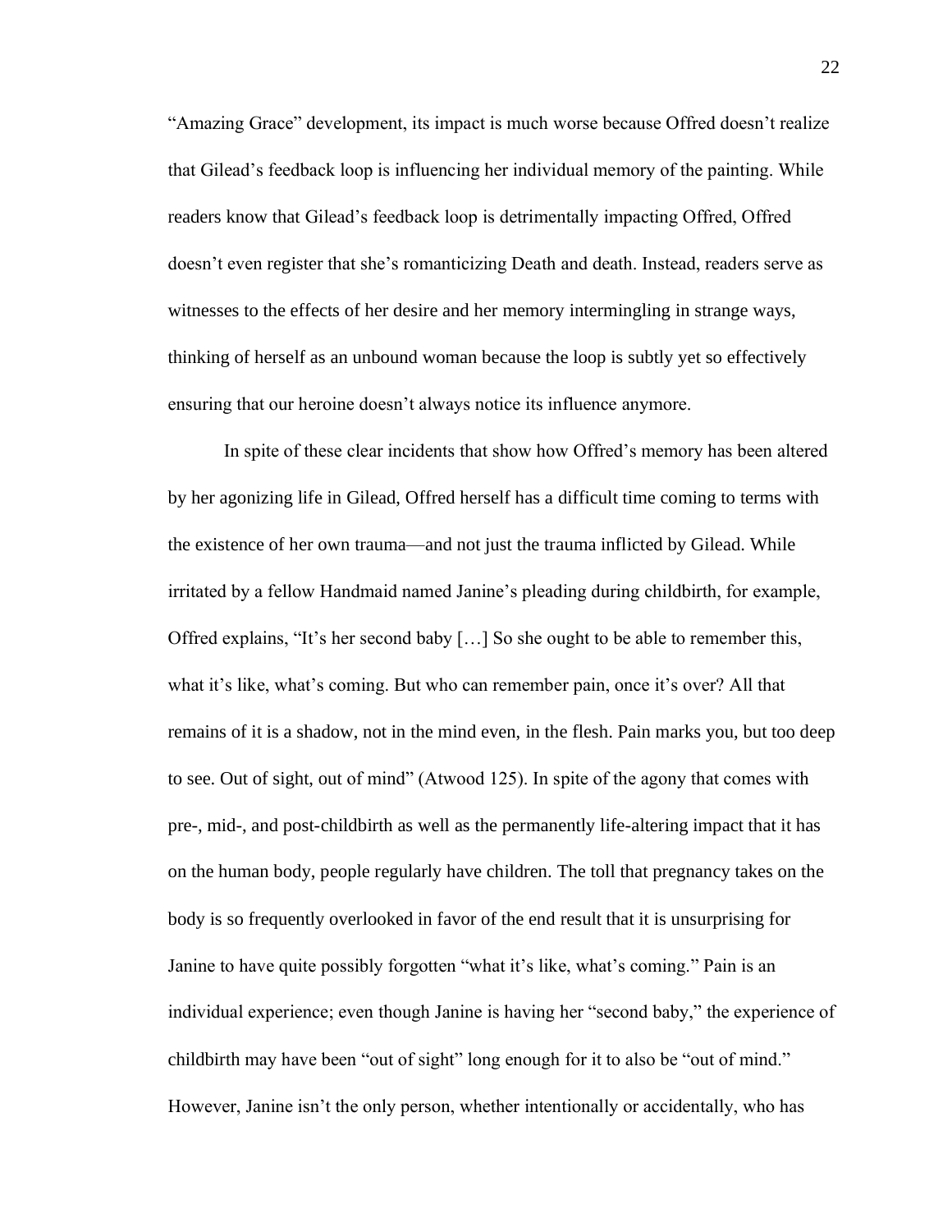"Amazing Grace" development, its impact is much worse because Offred doesn't realize that Gilead's feedback loop is influencing her individual memory of the painting. While readers know that Gilead's feedback loop is detrimentally impacting Offred, Offred doesn't even register that she's romanticizing Death and death. Instead, readers serve as witnesses to the effects of her desire and her memory intermingling in strange ways, thinking of herself as an unbound woman because the loop is subtly yet so effectively ensuring that our heroine doesn't always notice its influence anymore.

In spite of these clear incidents that show how Offred's memory has been altered by her agonizing life in Gilead, Offred herself has a difficult time coming to terms with the existence of her own trauma—and not just the trauma inflicted by Gilead. While irritated by a fellow Handmaid named Janine's pleading during childbirth, for example, Offred explains, "It's her second baby […] So she ought to be able to remember this, what it's like, what's coming. But who can remember pain, once it's over? All that remains of it is a shadow, not in the mind even, in the flesh. Pain marks you, but too deep to see. Out of sight, out of mind" (Atwood 125). In spite of the agony that comes with pre-, mid-, and post-childbirth as well as the permanently life-altering impact that it has on the human body, people regularly have children. The toll that pregnancy takes on the body is so frequently overlooked in favor of the end result that it is unsurprising for Janine to have quite possibly forgotten "what it's like, what's coming." Pain is an individual experience; even though Janine is having her "second baby," the experience of childbirth may have been "out of sight" long enough for it to also be "out of mind." However, Janine isn't the only person, whether intentionally or accidentally, who has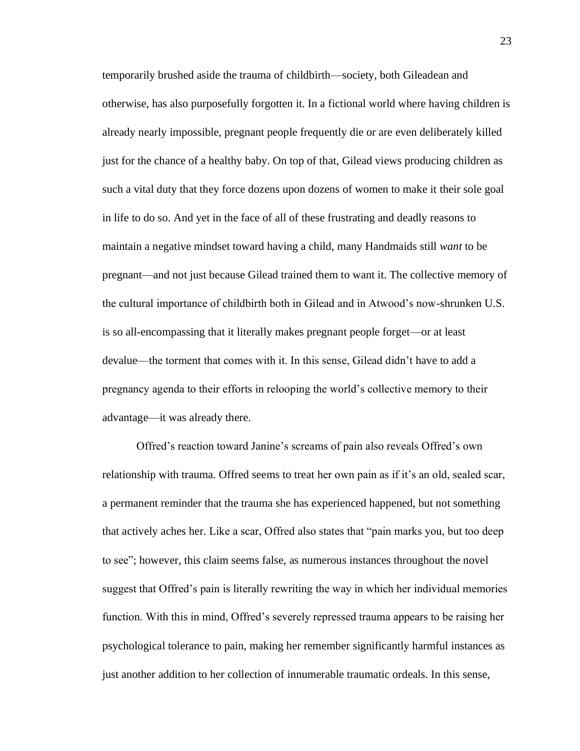temporarily brushed aside the trauma of childbirth—society, both Gileadean and otherwise, has also purposefully forgotten it. In a fictional world where having children is already nearly impossible, pregnant people frequently die or are even deliberately killed just for the chance of a healthy baby. On top of that, Gilead views producing children as such a vital duty that they force dozens upon dozens of women to make it their sole goal in life to do so. And yet in the face of all of these frustrating and deadly reasons to maintain a negative mindset toward having a child, many Handmaids still *want* to be pregnant—and not just because Gilead trained them to want it. The collective memory of the cultural importance of childbirth both in Gilead and in Atwood's now-shrunken U.S. is so all-encompassing that it literally makes pregnant people forget—or at least devalue—the torment that comes with it. In this sense, Gilead didn't have to add a pregnancy agenda to their efforts in relooping the world's collective memory to their advantage—it was already there.

Offred's reaction toward Janine's screams of pain also reveals Offred's own relationship with trauma. Offred seems to treat her own pain as if it's an old, sealed scar, a permanent reminder that the trauma she has experienced happened, but not something that actively aches her. Like a scar, Offred also states that "pain marks you, but too deep to see"; however, this claim seems false, as numerous instances throughout the novel suggest that Offred's pain is literally rewriting the way in which her individual memories function. With this in mind, Offred's severely repressed trauma appears to be raising her psychological tolerance to pain, making her remember significantly harmful instances as just another addition to her collection of innumerable traumatic ordeals. In this sense,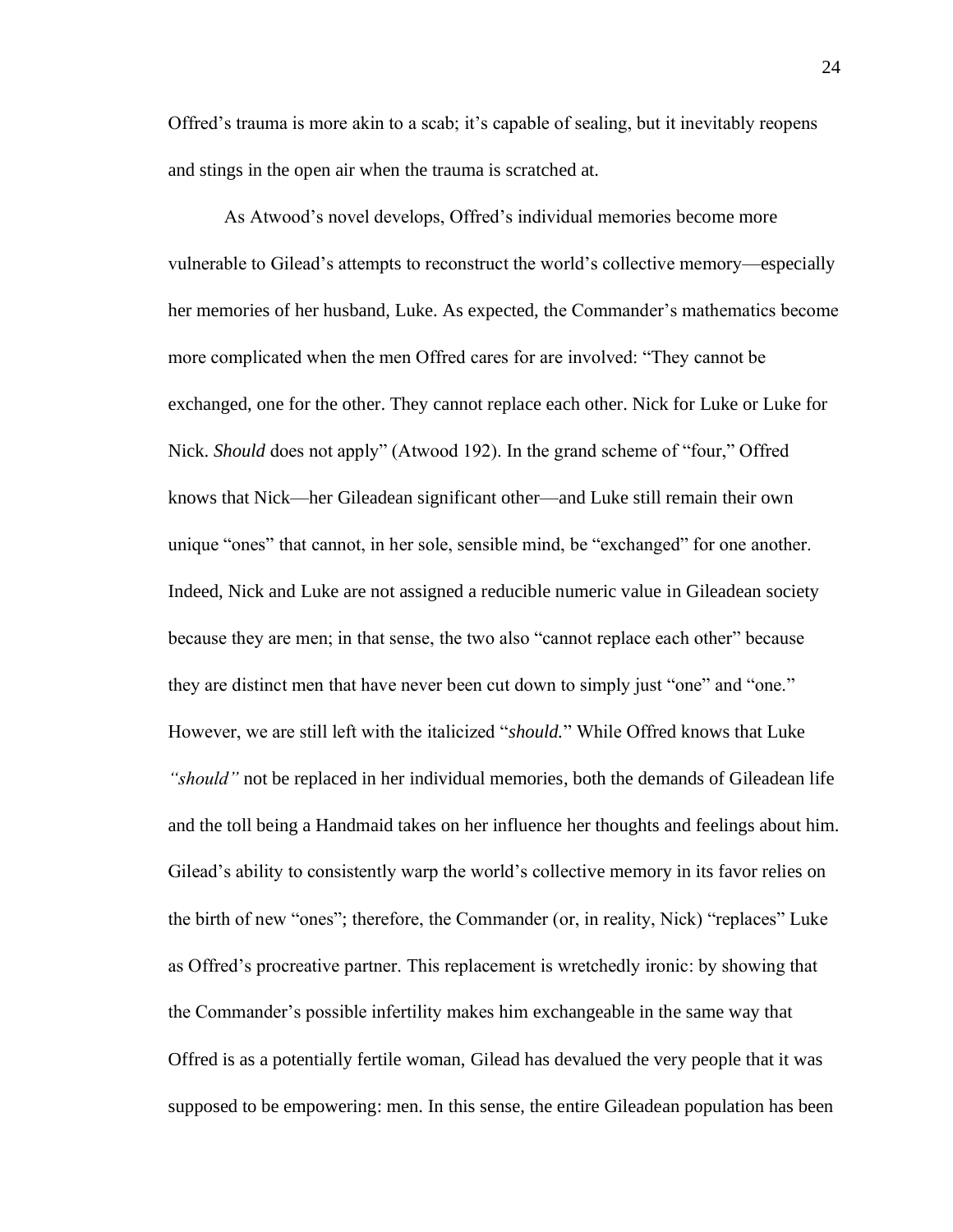Offred's trauma is more akin to a scab; it's capable of sealing, but it inevitably reopens and stings in the open air when the trauma is scratched at.

As Atwood's novel develops, Offred's individual memories become more vulnerable to Gilead's attempts to reconstruct the world's collective memory—especially her memories of her husband, Luke. As expected, the Commander's mathematics become more complicated when the men Offred cares for are involved: "They cannot be exchanged, one for the other. They cannot replace each other. Nick for Luke or Luke for Nick. *Should* does not apply" (Atwood 192). In the grand scheme of "four," Offred knows that Nick—her Gileadean significant other—and Luke still remain their own unique "ones" that cannot, in her sole, sensible mind, be "exchanged" for one another. Indeed, Nick and Luke are not assigned a reducible numeric value in Gileadean society because they are men; in that sense, the two also "cannot replace each other" because they are distinct men that have never been cut down to simply just "one" and "one." However, we are still left with the italicized "*should.*" While Offred knows that Luke *"should"* not be replaced in her individual memories, both the demands of Gileadean life and the toll being a Handmaid takes on her influence her thoughts and feelings about him. Gilead's ability to consistently warp the world's collective memory in its favor relies on the birth of new "ones"; therefore, the Commander (or, in reality, Nick) "replaces" Luke as Offred's procreative partner. This replacement is wretchedly ironic: by showing that the Commander's possible infertility makes him exchangeable in the same way that Offred is as a potentially fertile woman, Gilead has devalued the very people that it was supposed to be empowering: men. In this sense, the entire Gileadean population has been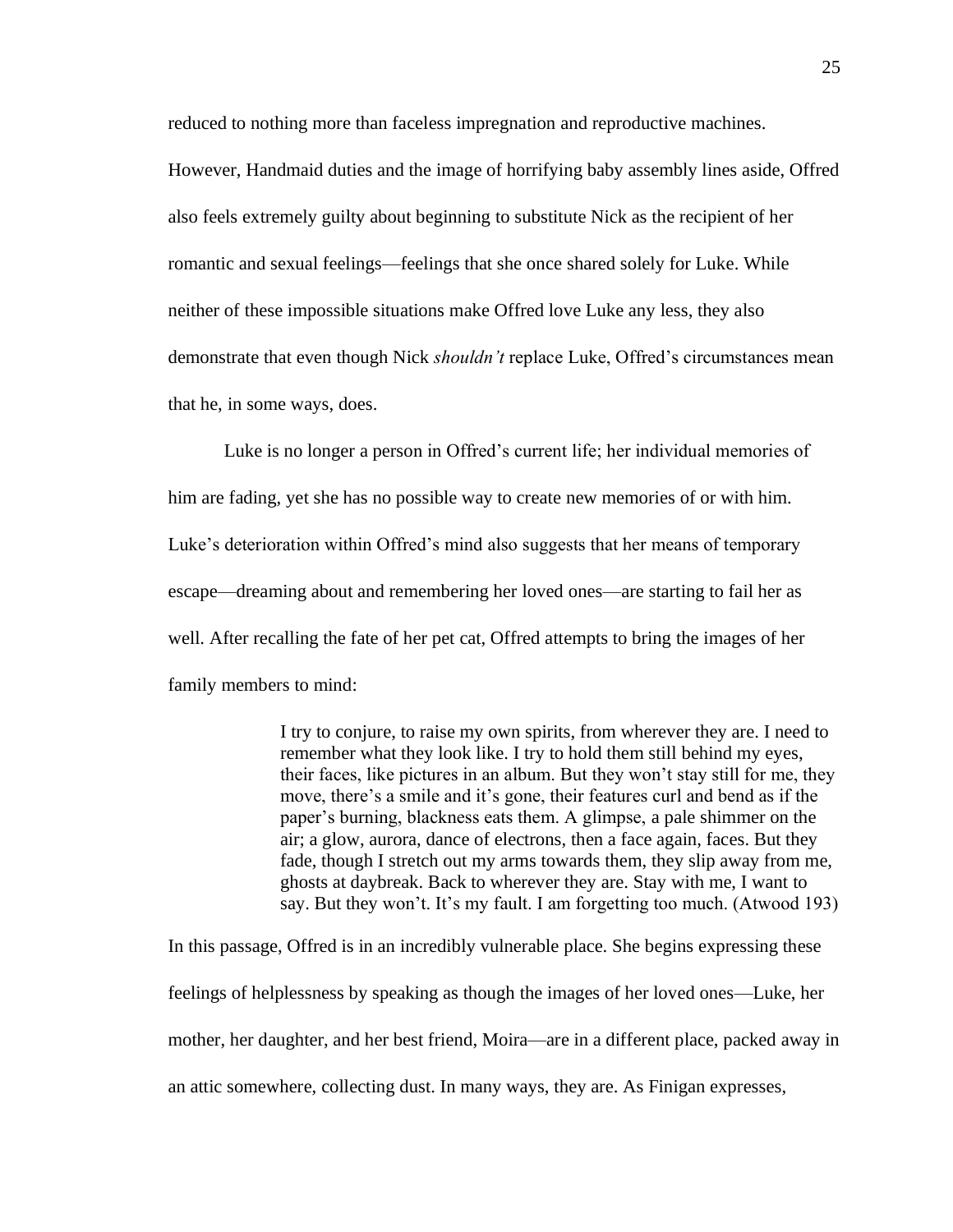reduced to nothing more than faceless impregnation and reproductive machines. However, Handmaid duties and the image of horrifying baby assembly lines aside, Offred also feels extremely guilty about beginning to substitute Nick as the recipient of her romantic and sexual feelings—feelings that she once shared solely for Luke. While neither of these impossible situations make Offred love Luke any less, they also demonstrate that even though Nick *shouldn't* replace Luke, Offred's circumstances mean that he, in some ways, does.

Luke is no longer a person in Offred's current life; her individual memories of him are fading, yet she has no possible way to create new memories of or with him. Luke's deterioration within Offred's mind also suggests that her means of temporary escape—dreaming about and remembering her loved ones—are starting to fail her as well. After recalling the fate of her pet cat, Offred attempts to bring the images of her family members to mind:

> I try to conjure, to raise my own spirits, from wherever they are. I need to remember what they look like. I try to hold them still behind my eyes, their faces, like pictures in an album. But they won't stay still for me, they move, there's a smile and it's gone, their features curl and bend as if the paper's burning, blackness eats them. A glimpse, a pale shimmer on the air; a glow, aurora, dance of electrons, then a face again, faces. But they fade, though I stretch out my arms towards them, they slip away from me, ghosts at daybreak. Back to wherever they are. Stay with me, I want to say. But they won't. It's my fault. I am forgetting too much. (Atwood 193)

In this passage, Offred is in an incredibly vulnerable place. She begins expressing these feelings of helplessness by speaking as though the images of her loved ones—Luke, her mother, her daughter, and her best friend, Moira—are in a different place, packed away in an attic somewhere, collecting dust. In many ways, they are. As Finigan expresses,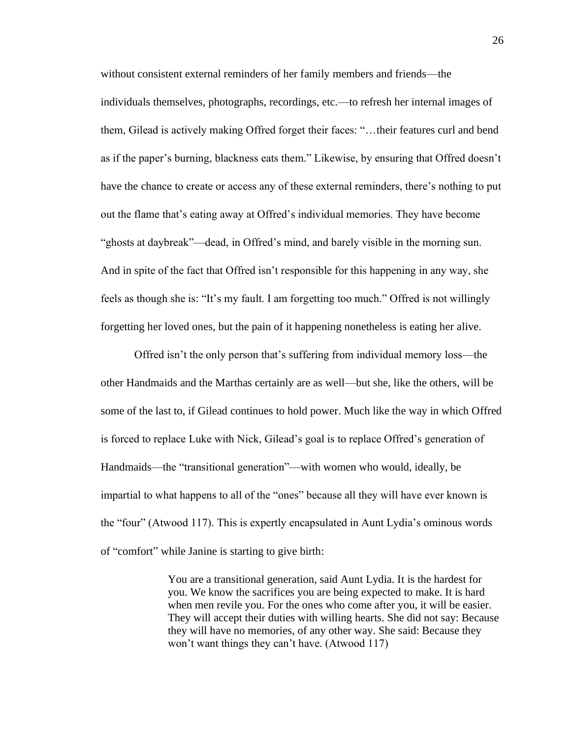without consistent external reminders of her family members and friends—the individuals themselves, photographs, recordings, etc.—to refresh her internal images of them, Gilead is actively making Offred forget their faces: "…their features curl and bend as if the paper's burning, blackness eats them." Likewise, by ensuring that Offred doesn't have the chance to create or access any of these external reminders, there's nothing to put out the flame that's eating away at Offred's individual memories. They have become "ghosts at daybreak"—dead, in Offred's mind, and barely visible in the morning sun. And in spite of the fact that Offred isn't responsible for this happening in any way, she feels as though she is: "It's my fault. I am forgetting too much." Offred is not willingly forgetting her loved ones, but the pain of it happening nonetheless is eating her alive.

Offred isn't the only person that's suffering from individual memory loss—the other Handmaids and the Marthas certainly are as well—but she, like the others, will be some of the last to, if Gilead continues to hold power. Much like the way in which Offred is forced to replace Luke with Nick, Gilead's goal is to replace Offred's generation of Handmaids—the "transitional generation"—with women who would, ideally, be impartial to what happens to all of the "ones" because all they will have ever known is the "four" (Atwood 117). This is expertly encapsulated in Aunt Lydia's ominous words of "comfort" while Janine is starting to give birth:

> You are a transitional generation, said Aunt Lydia. It is the hardest for you. We know the sacrifices you are being expected to make. It is hard when men revile you. For the ones who come after you, it will be easier. They will accept their duties with willing hearts. She did not say: Because they will have no memories, of any other way. She said: Because they won't want things they can't have. (Atwood 117)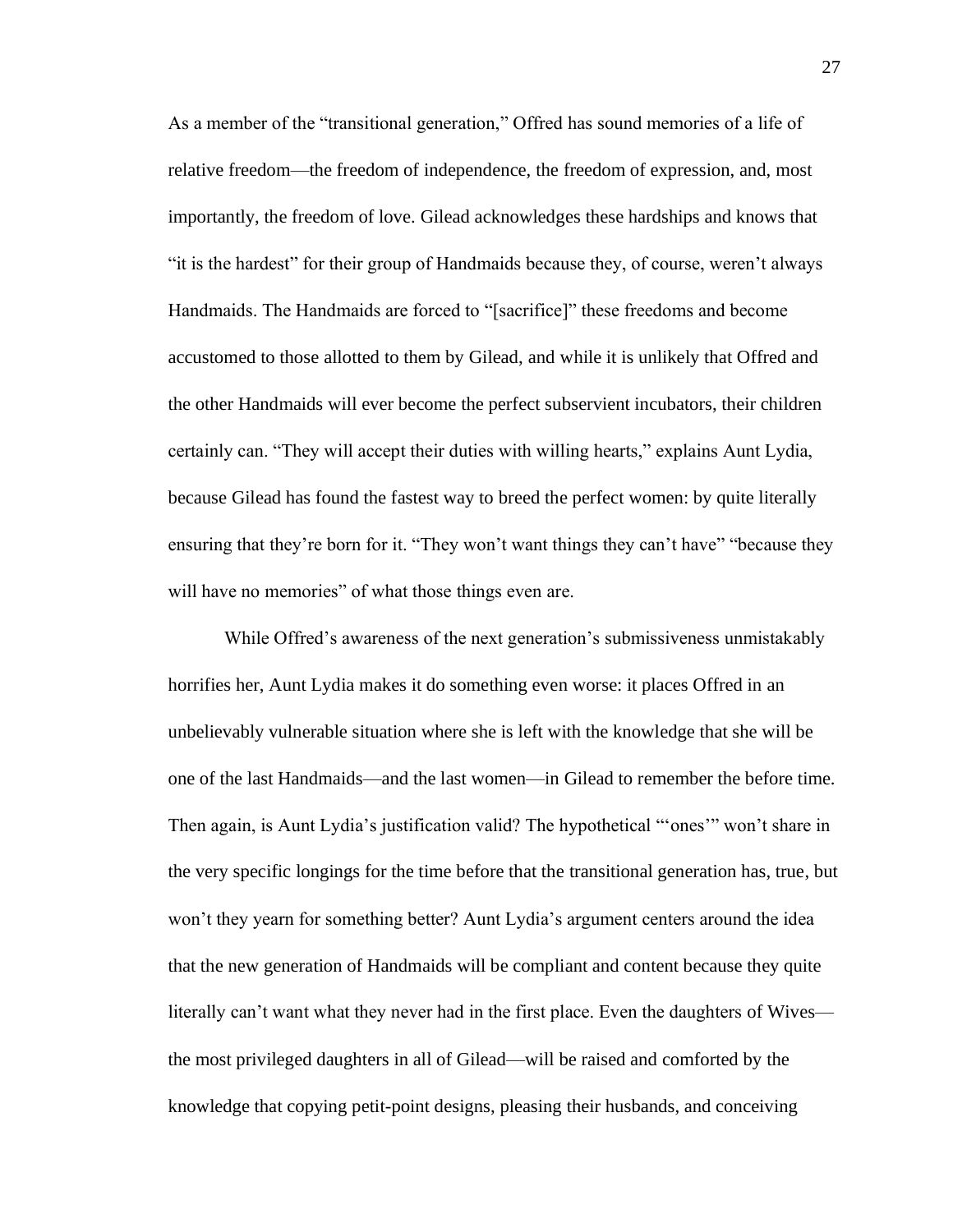As a member of the "transitional generation," Offred has sound memories of a life of relative freedom—the freedom of independence, the freedom of expression, and, most importantly, the freedom of love. Gilead acknowledges these hardships and knows that "it is the hardest" for their group of Handmaids because they, of course, weren't always Handmaids. The Handmaids are forced to "[sacrifice]" these freedoms and become accustomed to those allotted to them by Gilead, and while it is unlikely that Offred and the other Handmaids will ever become the perfect subservient incubators, their children certainly can. "They will accept their duties with willing hearts," explains Aunt Lydia, because Gilead has found the fastest way to breed the perfect women: by quite literally ensuring that they're born for it. "They won't want things they can't have" "because they will have no memories" of what those things even are.

While Offred's awareness of the next generation's submissiveness unmistakably horrifies her, Aunt Lydia makes it do something even worse: it places Offred in an unbelievably vulnerable situation where she is left with the knowledge that she will be one of the last Handmaids—and the last women—in Gilead to remember the before time. Then again, is Aunt Lydia's justification valid? The hypothetical "'ones'" won't share in the very specific longings for the time before that the transitional generation has, true, but won't they yearn for something better? Aunt Lydia's argument centers around the idea that the new generation of Handmaids will be compliant and content because they quite literally can't want what they never had in the first place. Even the daughters of Wives—the most privileged daughters in all of Gilead—will be raised and comforted by the knowledge that copying petit-point designs, pleasing their husbands, and conceiving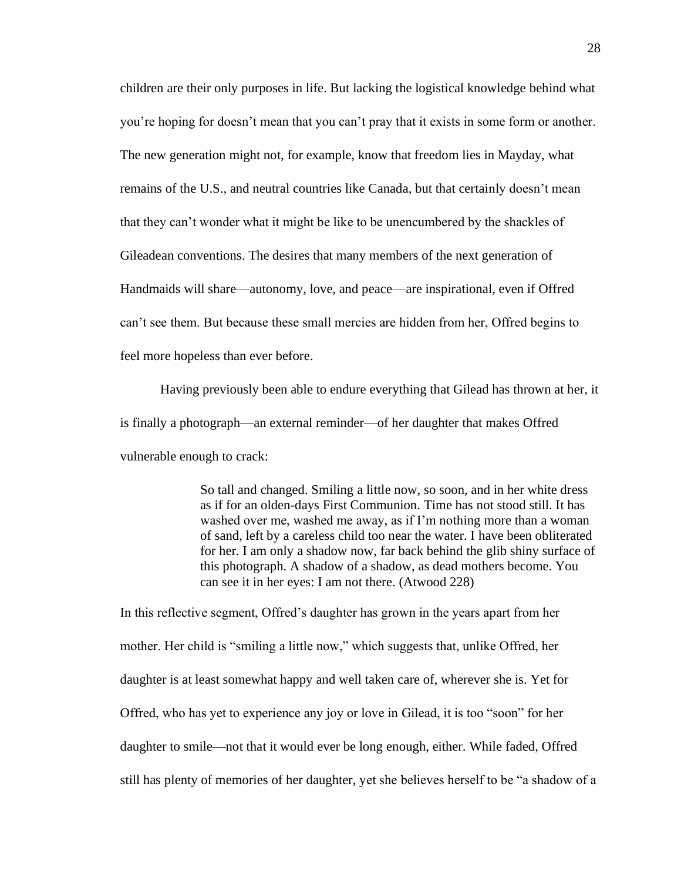children are their only purposes in life. But lacking the logistical knowledge behind what you're hoping for doesn't mean that you can't pray that it exists in some form or another. The new generation might not, for example, know that freedom lies in Mayday, what remains of the U.S., and neutral countries like Canada, but that certainly doesn't mean that they can't wonder what it might be like to be unencumbered by the shackles of Gileadean conventions. The desires that many members of the next generation of Handmaids will share—autonomy, love, and peace—are inspirational, even if Offred can't see them. But because these small mercies are hidden from her, Offred begins to feel more hopeless than ever before.

Having previously been able to endure everything that Gilead has thrown at her, it is finally a photograph—an external reminder—of her daughter that makes Offred vulnerable enough to crack:

> So tall and changed. Smiling a little now, so soon, and in her white dress as if for an olden-days First Communion. Time has not stood still. It has washed over me, washed me away, as if I'm nothing more than a woman of sand, left by a careless child too near the water. I have been obliterated for her. I am only a shadow now, far back behind the glib shiny surface of this photograph. A shadow of a shadow, as dead mothers become. You can see it in her eyes: I am not there. (Atwood 228)

In this reflective segment, Offred's daughter has grown in the years apart from her mother. Her child is "smiling a little now," which suggests that, unlike Offred, her daughter is at least somewhat happy and well taken care of, wherever she is. Yet for Offred, who has yet to experience any joy or love in Gilead, it is too "soon" for her daughter to smile—not that it would ever be long enough, either. While faded, Offred still has plenty of memories of her daughter, yet she believes herself to be "a shadow of a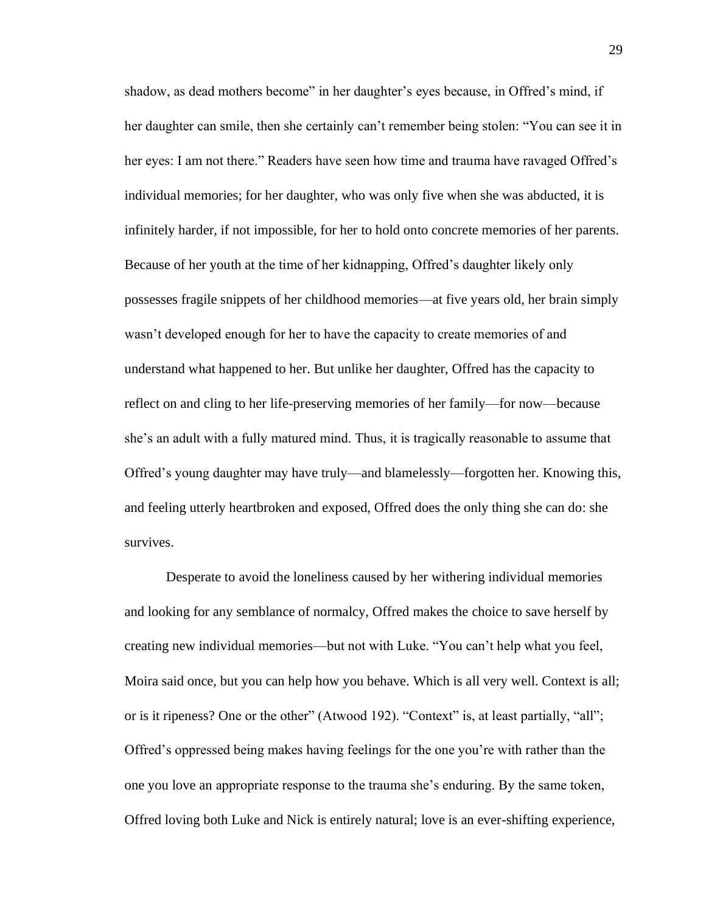shadow, as dead mothers become" in her daughter's eyes because, in Offred's mind, if her daughter can smile, then she certainly can't remember being stolen: "You can see it in her eyes: I am not there." Readers have seen how time and trauma have ravaged Offred's individual memories; for her daughter, who was only five when she was abducted, it is infinitely harder, if not impossible, for her to hold onto concrete memories of her parents. Because of her youth at the time of her kidnapping, Offred's daughter likely only possesses fragile snippets of her childhood memories—at five years old, her brain simply wasn't developed enough for her to have the capacity to create memories of and understand what happened to her. But unlike her daughter, Offred has the capacity to reflect on and cling to her life-preserving memories of her family—for now—because she's an adult with a fully matured mind. Thus, it is tragically reasonable to assume that Offred's young daughter may have truly—and blamelessly—forgotten her. Knowing this, and feeling utterly heartbroken and exposed, Offred does the only thing she can do: she survives.

Desperate to avoid the loneliness caused by her withering individual memories and looking for any semblance of normalcy, Offred makes the choice to save herself by creating new individual memories—but not with Luke. "You can't help what you feel, Moira said once, but you can help how you behave. Which is all very well. Context is all; or is it ripeness? One or the other" (Atwood 192). "Context" is, at least partially, "all"; Offred's oppressed being makes having feelings for the one you're with rather than the one you love an appropriate response to the trauma she's enduring. By the same token, Offred loving both Luke and Nick is entirely natural; love is an ever-shifting experience,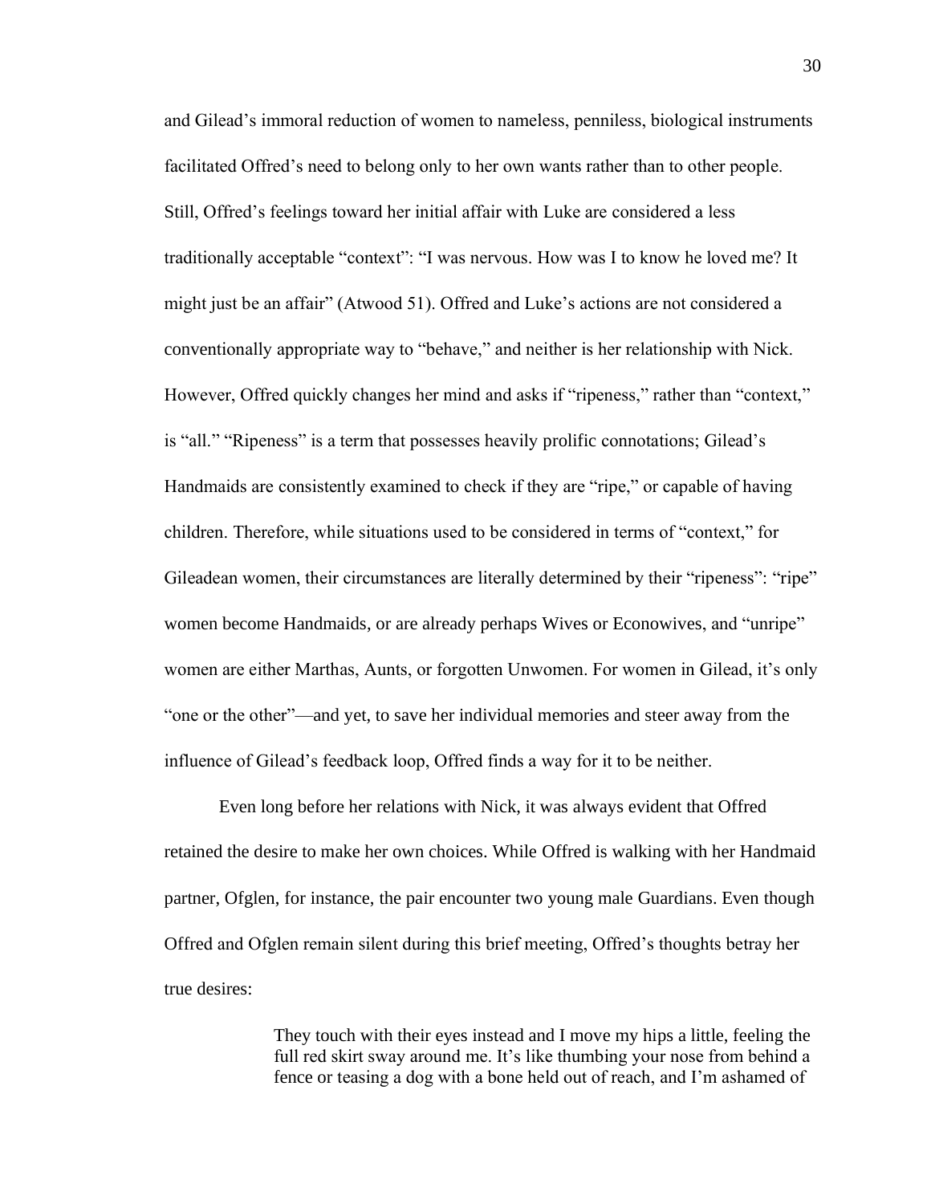and Gilead's immoral reduction of women to nameless, penniless, biological instruments facilitated Offred's need to belong only to her own wants rather than to other people. Still, Offred's feelings toward her initial affair with Luke are considered a less traditionally acceptable "context": "I was nervous. How was I to know he loved me? It might just be an affair" (Atwood 51). Offred and Luke's actions are not considered a conventionally appropriate way to "behave," and neither is her relationship with Nick. However, Offred quickly changes her mind and asks if "ripeness," rather than "context," is "all." "Ripeness" is a term that possesses heavily prolific connotations; Gilead's Handmaids are consistently examined to check if they are "ripe," or capable of having children. Therefore, while situations used to be considered in terms of "context," for Gileadean women, their circumstances are literally determined by their "ripeness": "ripe" women become Handmaids, or are already perhaps Wives or Econowives, and "unripe" women are either Marthas, Aunts, or forgotten Unwomen. For women in Gilead, it's only "one or the other"—and yet, to save her individual memories and steer away from the influence of Gilead's feedback loop, Offred finds a way for it to be neither.

Even long before her relations with Nick, it was always evident that Offred retained the desire to make her own choices. While Offred is walking with her Handmaid partner, Ofglen, for instance, the pair encounter two young male Guardians. Even though Offred and Ofglen remain silent during this brief meeting, Offred's thoughts betray her true desires:

> They touch with their eyes instead and I move my hips a little, feeling the full red skirt sway around me. It's like thumbing your nose from behind a fence or teasing a dog with a bone held out of reach, and I'm ashamed of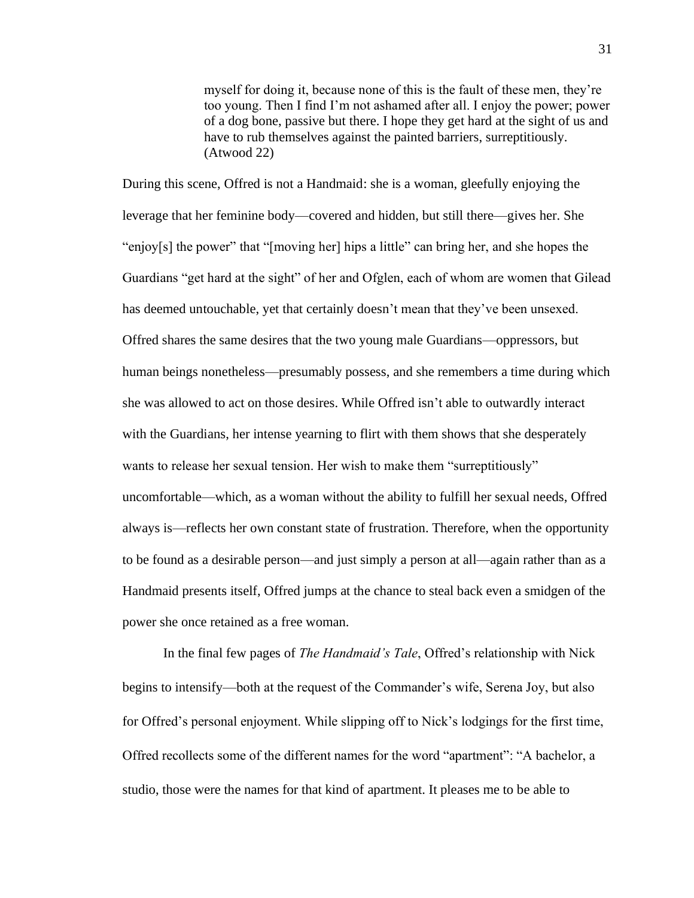> myself for doing it, because none of this is the fault of these men, they're too young. Then I find I'm not ashamed after all. I enjoy the power; power of a dog bone, passive but there. I hope they get hard at the sight of us and have to rub themselves against the painted barriers, surreptitiously. (Atwood 22)

During this scene, Offred is not a Handmaid: she is a woman, gleefully enjoying the leverage that her feminine body—covered and hidden, but still there—gives her. She "enjoy[s] the power" that "[moving her] hips a little" can bring her, and she hopes the Guardians "get hard at the sight" of her and Ofglen, each of whom are women that Gilead has deemed untouchable, yet that certainly doesn't mean that they've been unsexed. Offred shares the same desires that the two young male Guardians—oppressors, but human beings nonetheless—presumably possess, and she remembers a time during which she was allowed to act on those desires. While Offred isn't able to outwardly interact with the Guardians, her intense yearning to flirt with them shows that she desperately wants to release her sexual tension. Her wish to make them "surreptitiously" uncomfortable—which, as a woman without the ability to fulfill her sexual needs, Offred always is—reflects her own constant state of frustration. Therefore, when the opportunity to be found as a desirable person—and just simply a person at all—again rather than as a Handmaid presents itself, Offred jumps at the chance to steal back even a smidgen of the power she once retained as a free woman.

In the final few pages of *The Handmaid's Tale*, Offred's relationship with Nick begins to intensify—both at the request of the Commander's wife, Serena Joy, but also for Offred's personal enjoyment. While slipping off to Nick's lodgings for the first time, Offred recollects some of the different names for the word "apartment": "A bachelor, a studio, those were the names for that kind of apartment. It pleases me to be able to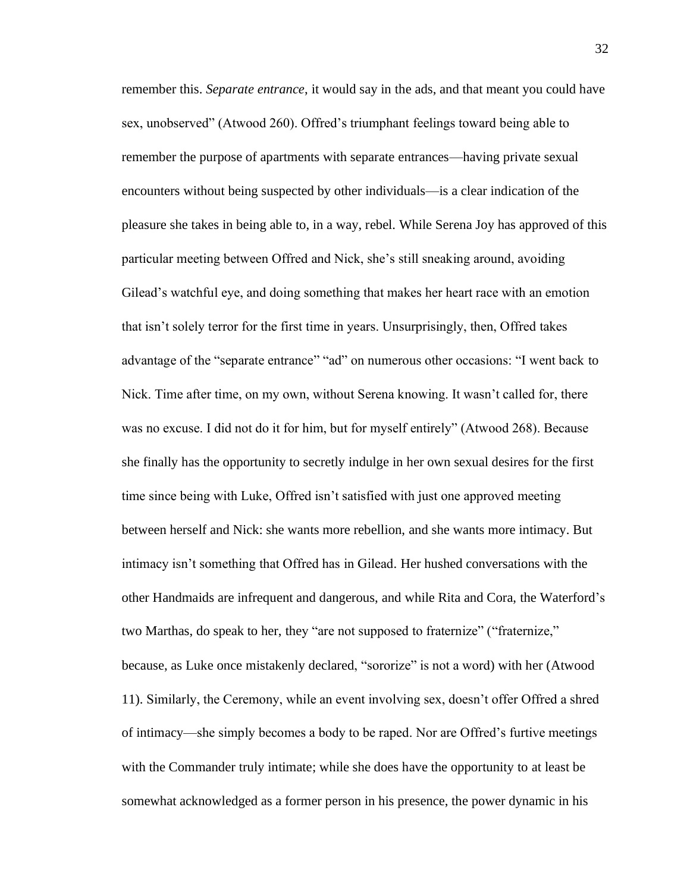remember this. *Separate entrance*, it would say in the ads, and that meant you could have sex, unobserved" (Atwood 260). Offred's triumphant feelings toward being able to remember the purpose of apartments with separate entrances—having private sexual encounters without being suspected by other individuals—is a clear indication of the pleasure she takes in being able to, in a way, rebel. While Serena Joy has approved of this particular meeting between Offred and Nick, she's still sneaking around, avoiding Gilead's watchful eye, and doing something that makes her heart race with an emotion that isn't solely terror for the first time in years. Unsurprisingly, then, Offred takes advantage of the "separate entrance" "ad" on numerous other occasions: "I went back to Nick. Time after time, on my own, without Serena knowing. It wasn't called for, there was no excuse. I did not do it for him, but for myself entirely" (Atwood 268). Because she finally has the opportunity to secretly indulge in her own sexual desires for the first time since being with Luke, Offred isn't satisfied with just one approved meeting between herself and Nick: she wants more rebellion, and she wants more intimacy. But intimacy isn't something that Offred has in Gilead. Her hushed conversations with the other Handmaids are infrequent and dangerous, and while Rita and Cora, the Waterford's two Marthas, do speak to her, they "are not supposed to fraternize" ("fraternize," because, as Luke once mistakenly declared, "sororize" is not a word) with her (Atwood 11). Similarly, the Ceremony, while an event involving sex, doesn't offer Offred a shred of intimacy—she simply becomes a body to be raped. Nor are Offred's furtive meetings with the Commander truly intimate; while she does have the opportunity to at least be somewhat acknowledged as a former person in his presence, the power dynamic in his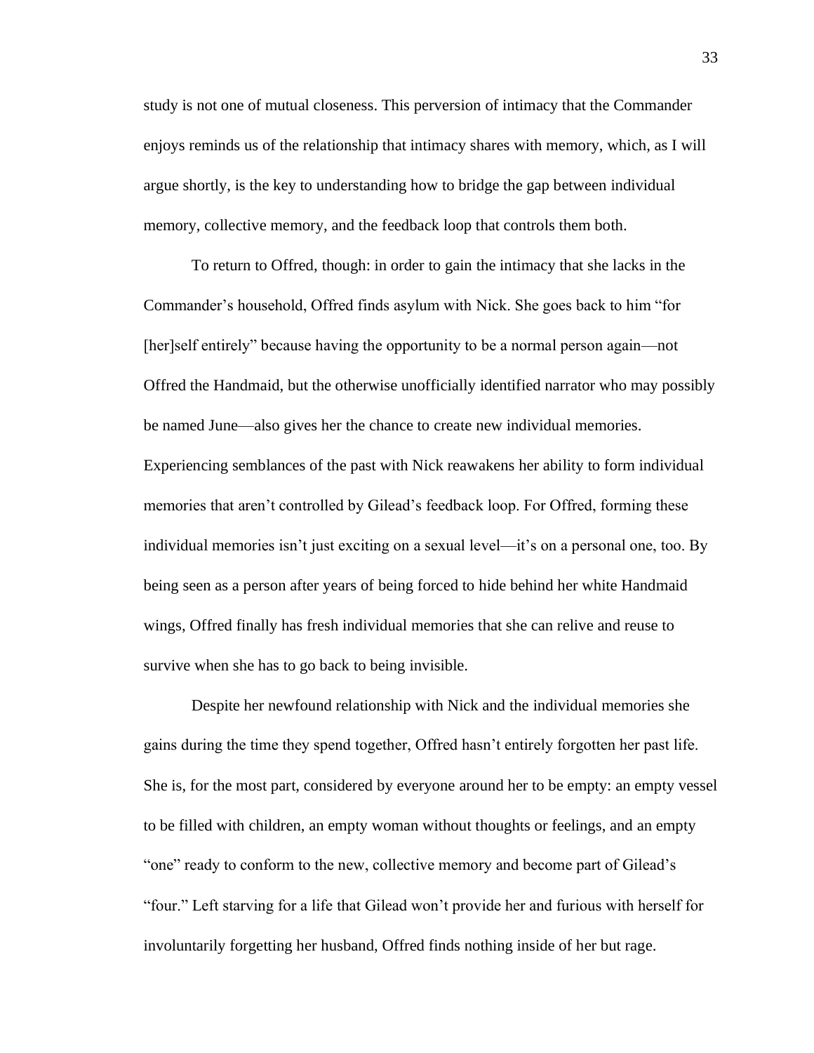study is not one of mutual closeness. This perversion of intimacy that the Commander enjoys reminds us of the relationship that intimacy shares with memory, which, as I will argue shortly, is the key to understanding how to bridge the gap between individual memory, collective memory, and the feedback loop that controls them both.

To return to Offred, though: in order to gain the intimacy that she lacks in the Commander's household, Offred finds asylum with Nick. She goes back to him "for [her]self entirely" because having the opportunity to be a normal person again—not Offred the Handmaid, but the otherwise unofficially identified narrator who may possibly be named June—also gives her the chance to create new individual memories. Experiencing semblances of the past with Nick reawakens her ability to form individual memories that aren't controlled by Gilead's feedback loop. For Offred, forming these individual memories isn't just exciting on a sexual level—it's on a personal one, too. By being seen as a person after years of being forced to hide behind her white Handmaid wings, Offred finally has fresh individual memories that she can relive and reuse to survive when she has to go back to being invisible.

Despite her newfound relationship with Nick and the individual memories she gains during the time they spend together, Offred hasn't entirely forgotten her past life. She is, for the most part, considered by everyone around her to be empty: an empty vessel to be filled with children, an empty woman without thoughts or feelings, and an empty "one" ready to conform to the new, collective memory and become part of Gilead's "four." Left starving for a life that Gilead won't provide her and furious with herself for involuntarily forgetting her husband, Offred finds nothing inside of her but rage.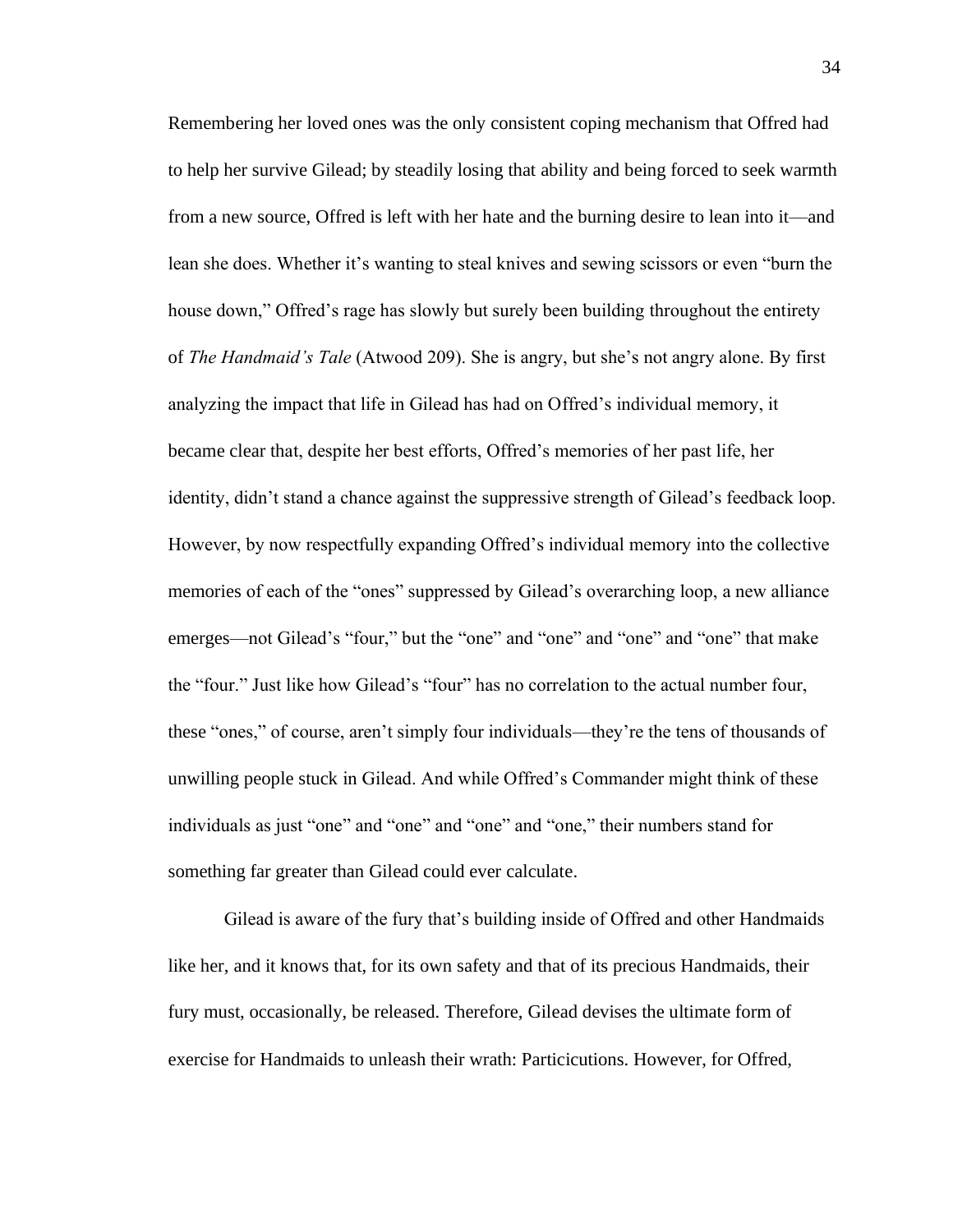Remembering her loved ones was the only consistent coping mechanism that Offred had to help her survive Gilead; by steadily losing that ability and being forced to seek warmth from a new source, Offred is left with her hate and the burning desire to lean into it—and lean she does. Whether it's wanting to steal knives and sewing scissors or even "burn the house down," Offred's rage has slowly but surely been building throughout the entirety of *The Handmaid's Tale* (Atwood 209). She is angry, but she's not angry alone. By first analyzing the impact that life in Gilead has had on Offred's individual memory, it became clear that, despite her best efforts, Offred's memories of her past life, her identity, didn't stand a chance against the suppressive strength of Gilead's feedback loop. However, by now respectfully expanding Offred's individual memory into the collective memories of each of the "ones" suppressed by Gilead's overarching loop, a new alliance emerges—not Gilead's "four," but the "one" and "one" and "one" and "one" that make the "four." Just like how Gilead's "four" has no correlation to the actual number four, these "ones," of course, aren't simply four individuals—they're the tens of thousands of unwilling people stuck in Gilead. And while Offred's Commander might think of these individuals as just "one" and "one" and "one" and "one," their numbers stand for something far greater than Gilead could ever calculate.

Gilead is aware of the fury that's building inside of Offred and other Handmaids like her, and it knows that, for its own safety and that of its precious Handmaids, their fury must, occasionally, be released. Therefore, Gilead devises the ultimate form of exercise for Handmaids to unleash their wrath: Particicutions. However, for Offred,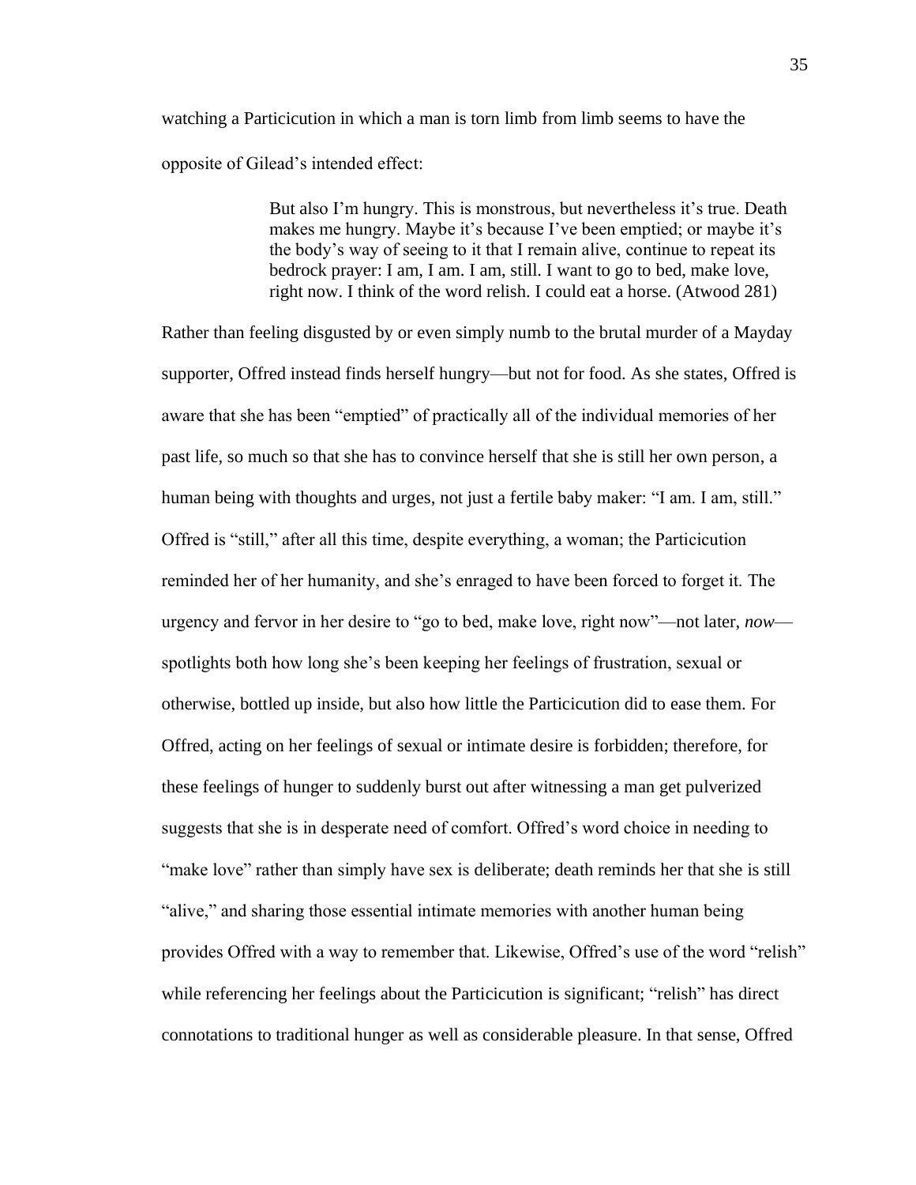watching a Particicution in which a man is torn limb from limb seems to have the opposite of Gilead's intended effect:

> But also I'm hungry. This is monstrous, but nevertheless it's true. Death makes me hungry. Maybe it's because I've been emptied; or maybe it's the body's way of seeing to it that I remain alive, continue to repeat its bedrock prayer: I am, I am. I am, still. I want to go to bed, make love, right now. I think of the word relish. I could eat a horse. (Atwood 281)

Rather than feeling disgusted by or even simply numb to the brutal murder of a Mayday supporter, Offred instead finds herself hungry—but not for food. As she states, Offred is aware that she has been "emptied" of practically all of the individual memories of her past life, so much so that she has to convince herself that she is still her own person, a human being with thoughts and urges, not just a fertile baby maker: "I am. I am, still." Offred is "still," after all this time, despite everything, a woman; the Particicution reminded her of her humanity, and she's enraged to have been forced to forget it. The urgency and fervor in her desire to "go to bed, make love, right now"—not later, *now*—spotlights both how long she's been keeping her feelings of frustration, sexual or otherwise, bottled up inside, but also how little the Particicution did to ease them. For Offred, acting on her feelings of sexual or intimate desire is forbidden; therefore, for these feelings of hunger to suddenly burst out after witnessing a man get pulverized suggests that she is in desperate need of comfort. Offred's word choice in needing to "make love" rather than simply have sex is deliberate; death reminds her that she is still "alive," and sharing those essential intimate memories with another human being provides Offred with a way to remember that. Likewise, Offred's use of the word "relish" while referencing her feelings about the Particicution is significant; "relish" has direct connotations to traditional hunger as well as considerable pleasure. In that sense, Offred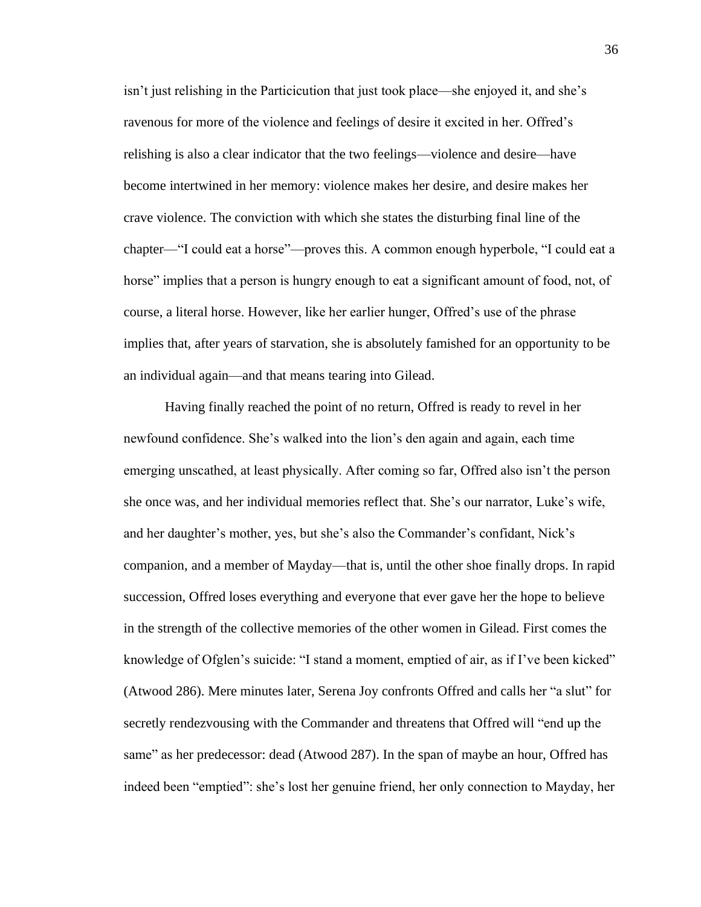isn't just relishing in the Particicution that just took place—she enjoyed it, and she's ravenous for more of the violence and feelings of desire it excited in her. Offred's relishing is also a clear indicator that the two feelings—violence and desire—have become intertwined in her memory: violence makes her desire, and desire makes her crave violence. The conviction with which she states the disturbing final line of the chapter—"I could eat a horse"—proves this. A common enough hyperbole, "I could eat a horse" implies that a person is hungry enough to eat a significant amount of food, not, of course, a literal horse. However, like her earlier hunger, Offred's use of the phrase implies that, after years of starvation, she is absolutely famished for an opportunity to be an individual again—and that means tearing into Gilead.

Having finally reached the point of no return, Offred is ready to revel in her newfound confidence. She's walked into the lion's den again and again, each time emerging unscathed, at least physically. After coming so far, Offred also isn't the person she once was, and her individual memories reflect that. She's our narrator, Luke's wife, and her daughter's mother, yes, but she's also the Commander's confidant, Nick's companion, and a member of Mayday—that is, until the other shoe finally drops. In rapid succession, Offred loses everything and everyone that ever gave her the hope to believe in the strength of the collective memories of the other women in Gilead. First comes the knowledge of Ofglen's suicide: "I stand a moment, emptied of air, as if I've been kicked" (Atwood 286). Mere minutes later, Serena Joy confronts Offred and calls her "a slut" for secretly rendezvousing with the Commander and threatens that Offred will "end up the same" as her predecessor: dead (Atwood 287). In the span of maybe an hour, Offred has indeed been "emptied": she's lost her genuine friend, her only connection to Mayday, her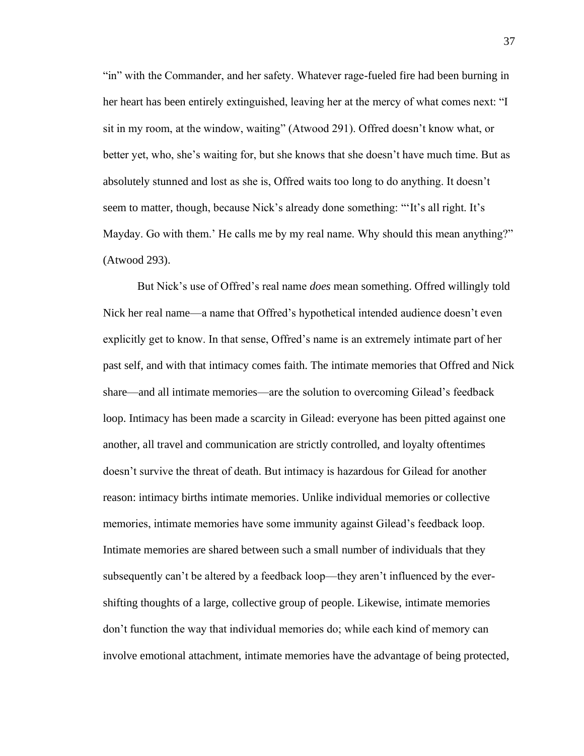"in" with the Commander, and her safety. Whatever rage-fueled fire had been burning in her heart has been entirely extinguished, leaving her at the mercy of what comes next: "I sit in my room, at the window, waiting" (Atwood 291). Offred doesn't know what, or better yet, who, she's waiting for, but she knows that she doesn't have much time. But as absolutely stunned and lost as she is, Offred waits too long to do anything. It doesn't seem to matter, though, because Nick's already done something: "'It's all right. It's Mayday. Go with them.' He calls me by my real name. Why should this mean anything?" (Atwood 293).

But Nick's use of Offred's real name *does* mean something. Offred willingly told Nick her real name—a name that Offred's hypothetical intended audience doesn't even explicitly get to know. In that sense, Offred's name is an extremely intimate part of her past self, and with that intimacy comes faith. The intimate memories that Offred and Nick share—and all intimate memories—are the solution to overcoming Gilead's feedback loop. Intimacy has been made a scarcity in Gilead: everyone has been pitted against one another, all travel and communication are strictly controlled, and loyalty oftentimes doesn't survive the threat of death. But intimacy is hazardous for Gilead for another reason: intimacy births intimate memories. Unlike individual memories or collective memories, intimate memories have some immunity against Gilead's feedback loop. Intimate memories are shared between such a small number of individuals that they subsequently can't be altered by a feedback loop—they aren't influenced by the ever-shifting thoughts of a large, collective group of people. Likewise, intimate memories don't function the way that individual memories do; while each kind of memory can involve emotional attachment, intimate memories have the advantage of being protected,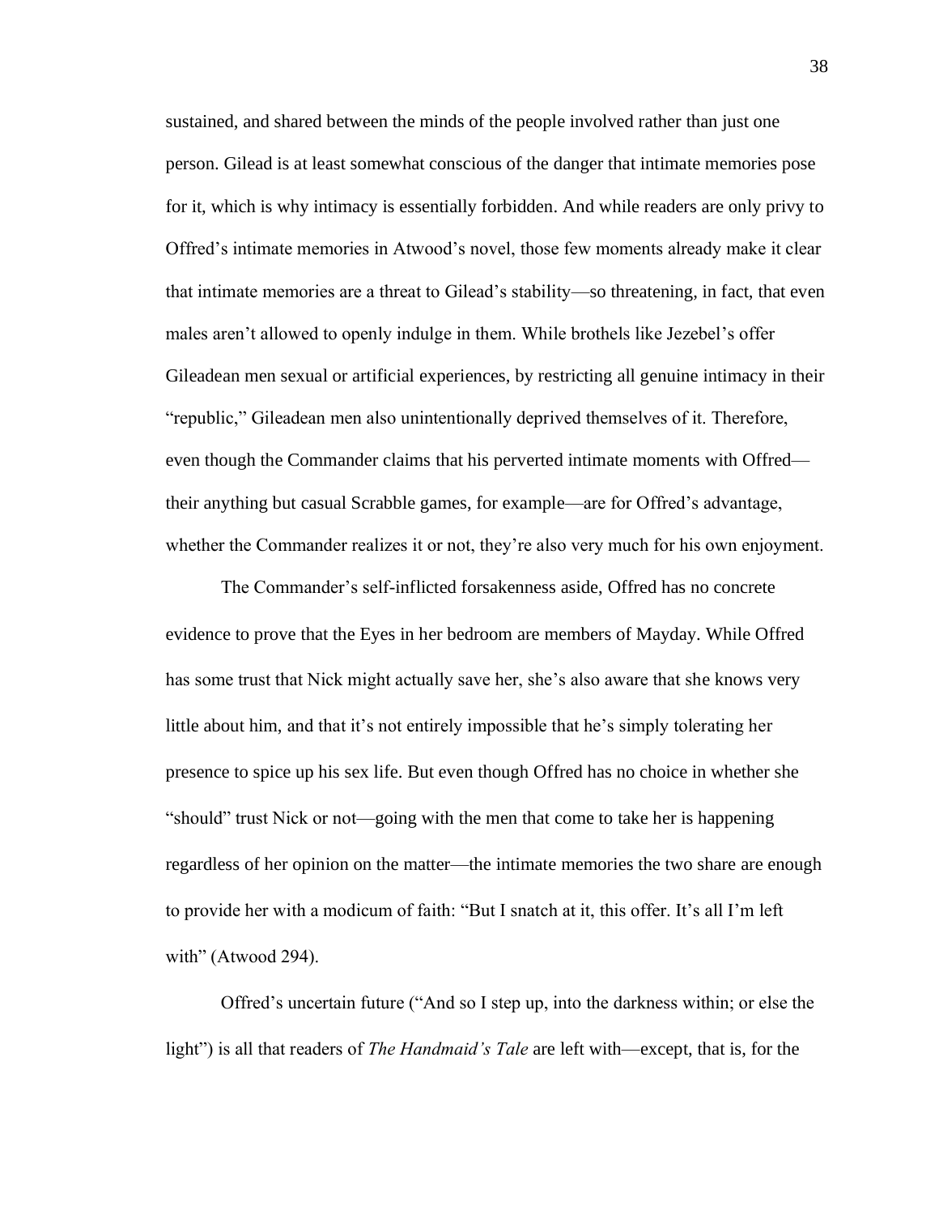sustained, and shared between the minds of the people involved rather than just one person. Gilead is at least somewhat conscious of the danger that intimate memories pose for it, which is why intimacy is essentially forbidden. And while readers are only privy to Offred's intimate memories in Atwood's novel, those few moments already make it clear that intimate memories are a threat to Gilead's stability—so threatening, in fact, that even males aren't allowed to openly indulge in them. While brothels like Jezebel's offer Gileadean men sexual or artificial experiences, by restricting all genuine intimacy in their "republic," Gileadean men also unintentionally deprived themselves of it. Therefore, even though the Commander claims that his perverted intimate moments with Offred—their anything but casual Scrabble games, for example—are for Offred's advantage, whether the Commander realizes it or not, they're also very much for his own enjoyment.

The Commander's self-inflicted forsakenness aside, Offred has no concrete evidence to prove that the Eyes in her bedroom are members of Mayday. While Offred has some trust that Nick might actually save her, she's also aware that she knows very little about him, and that it's not entirely impossible that he's simply tolerating her presence to spice up his sex life. But even though Offred has no choice in whether she "should" trust Nick or not—going with the men that come to take her is happening regardless of her opinion on the matter—the intimate memories the two share are enough to provide her with a modicum of faith: "But I snatch at it, this offer. It's all I'm left with" (Atwood 294).

Offred's uncertain future ("And so I step up, into the darkness within; or else the light") is all that readers of *The Handmaid's Tale* are left with—except, that is, for the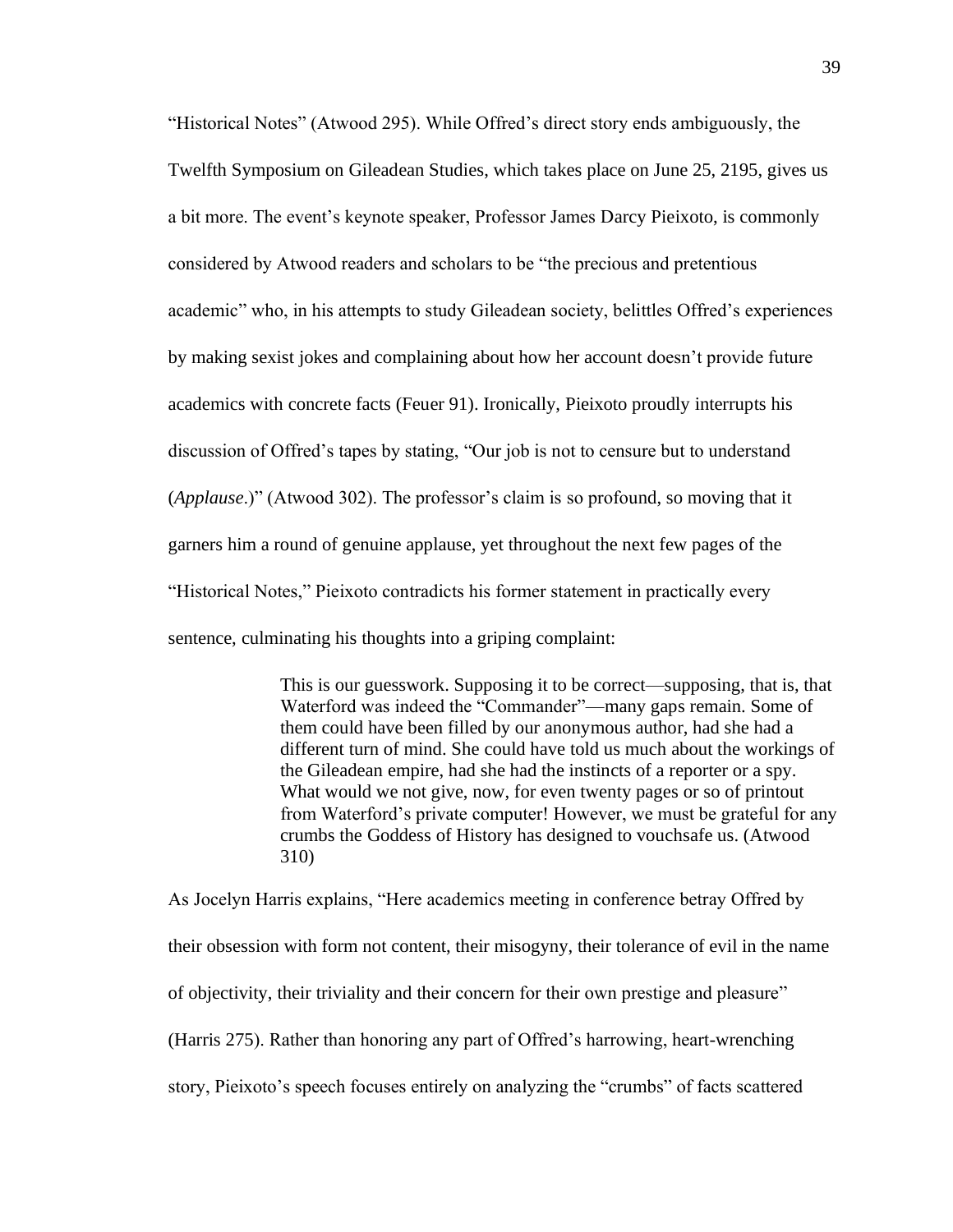"Historical Notes" (Atwood 295). While Offred's direct story ends ambiguously, the Twelfth Symposium on Gileadean Studies, which takes place on June 25, 2195, gives us a bit more. The event's keynote speaker, Professor James Darcy Pieixoto, is commonly considered by Atwood readers and scholars to be "the precious and pretentious academic" who, in his attempts to study Gileadean society, belittles Offred's experiences by making sexist jokes and complaining about how her account doesn't provide future academics with concrete facts (Feuer 91). Ironically, Pieixoto proudly interrupts his discussion of Offred's tapes by stating, "Our job is not to censure but to understand (*Applause*.)" (Atwood 302). The professor's claim is so profound, so moving that it garners him a round of genuine applause, yet throughout the next few pages of the "Historical Notes," Pieixoto contradicts his former statement in practically every sentence, culminating his thoughts into a griping complaint:

> This is our guesswork. Supposing it to be correct—supposing, that is, that Waterford was indeed the "Commander"—many gaps remain. Some of them could have been filled by our anonymous author, had she had a different turn of mind. She could have told us much about the workings of the Gileadean empire, had she had the instincts of a reporter or a spy. What would we not give, now, for even twenty pages or so of printout from Waterford's private computer! However, we must be grateful for any crumbs the Goddess of History has designed to vouchsafe us. (Atwood 310)

As Jocelyn Harris explains, "Here academics meeting in conference betray Offred by their obsession with form not content, their misogyny, their tolerance of evil in the name of objectivity, their triviality and their concern for their own prestige and pleasure" (Harris 275). Rather than honoring any part of Offred's harrowing, heart-wrenching story, Pieixoto's speech focuses entirely on analyzing the "crumbs" of facts scattered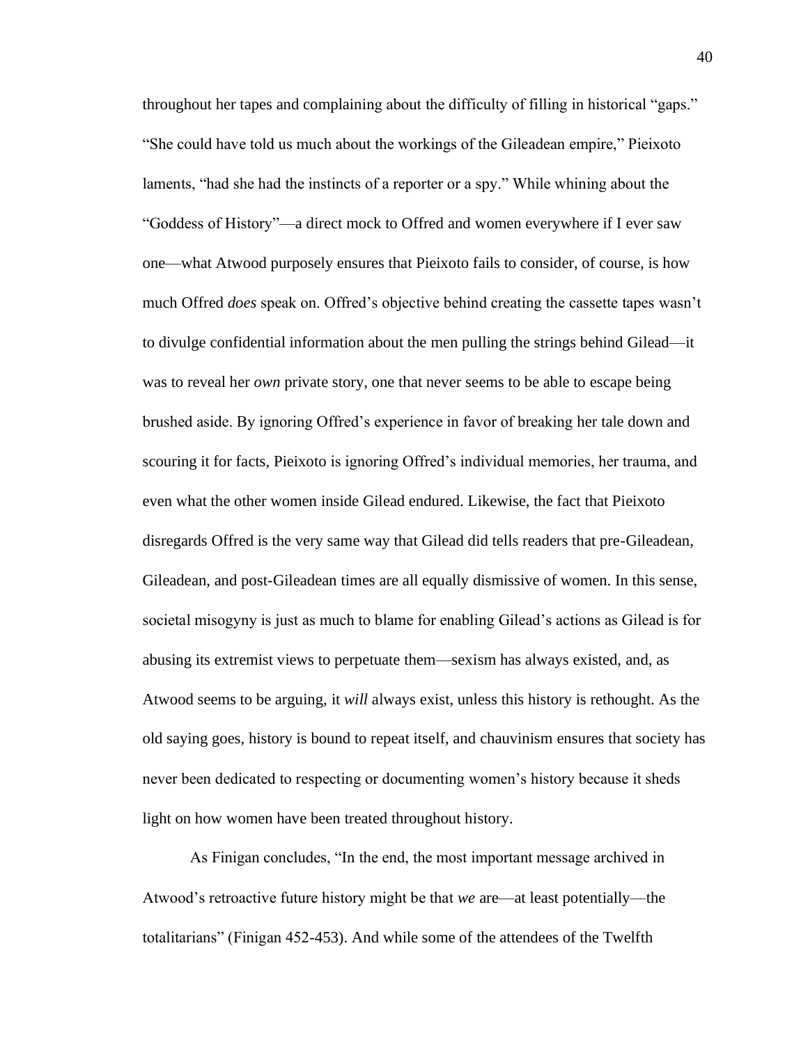throughout her tapes and complaining about the difficulty of filling in historical "gaps." "She could have told us much about the workings of the Gileadean empire," Pieixoto laments, "had she had the instincts of a reporter or a spy." While whining about the "Goddess of History"—a direct mock to Offred and women everywhere if I ever saw one—what Atwood purposely ensures that Pieixoto fails to consider, of course, is how much Offred *does* speak on. Offred's objective behind creating the cassette tapes wasn't to divulge confidential information about the men pulling the strings behind Gilead—it was to reveal her *own* private story, one that never seems to be able to escape being brushed aside. By ignoring Offred's experience in favor of breaking her tale down and scouring it for facts, Pieixoto is ignoring Offred's individual memories, her trauma, and even what the other women inside Gilead endured. Likewise, the fact that Pieixoto disregards Offred is the very same way that Gilead did tells readers that pre-Gileadean, Gileadean, and post-Gileadean times are all equally dismissive of women. In this sense, societal misogyny is just as much to blame for enabling Gilead's actions as Gilead is for abusing its extremist views to perpetuate them—sexism has always existed, and, as Atwood seems to be arguing, it *will* always exist, unless this history is rethought. As the old saying goes, history is bound to repeat itself, and chauvinism ensures that society has never been dedicated to respecting or documenting women's history because it sheds light on how women have been treated throughout history.

As Finigan concludes, "In the end, the most important message archived in Atwood's retroactive future history might be that *we* are—at least potentially—the totalitarians" (Finigan 452-453). And while some of the attendees of the Twelfth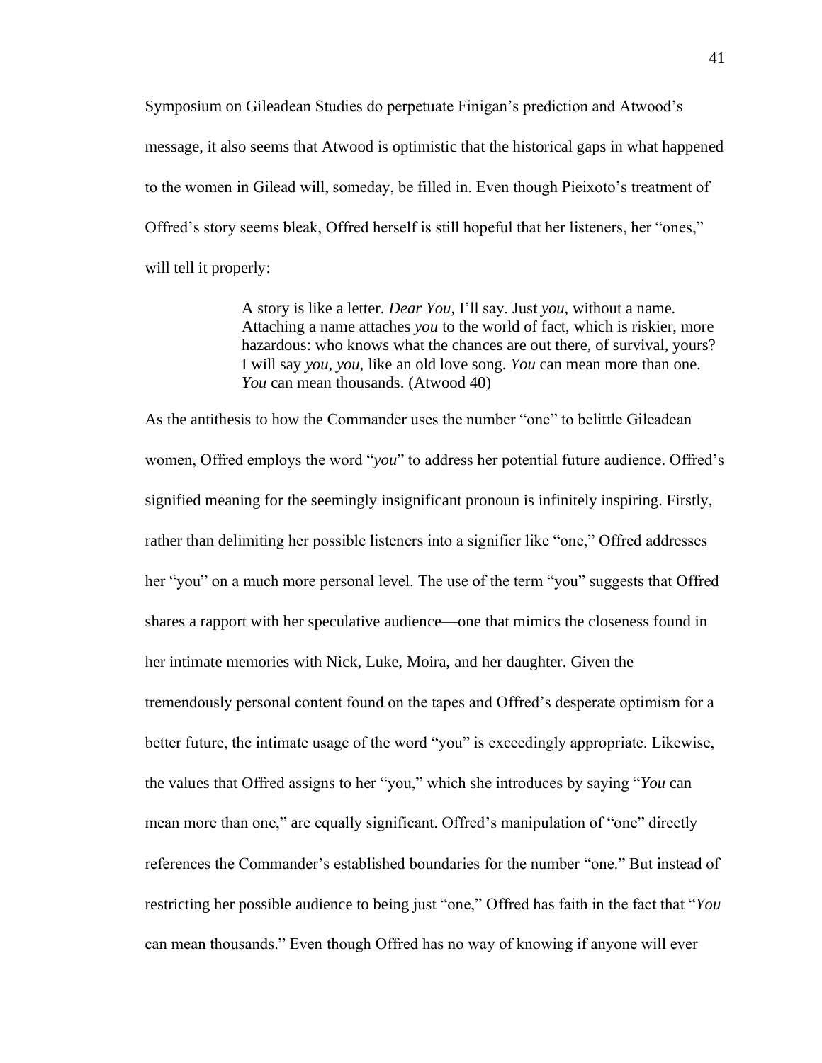Symposium on Gileadean Studies do perpetuate Finigan's prediction and Atwood's message, it also seems that Atwood is optimistic that the historical gaps in what happened to the women in Gilead will, someday, be filled in. Even though Pieixoto's treatment of Offred's story seems bleak, Offred herself is still hopeful that her listeners, her "ones," will tell it properly:

> A story is like a letter. *Dear You,* I'll say. Just *you,* without a name. Attaching a name attaches *you* to the world of fact, which is riskier, more hazardous: who knows what the chances are out there, of survival, yours? I will say *you, you,* like an old love song. *You* can mean more than one. *You* can mean thousands. (Atwood 40)

As the antithesis to how the Commander uses the number "one" to belittle Gileadean women, Offred employs the word "*you*" to address her potential future audience. Offred's signified meaning for the seemingly insignificant pronoun is infinitely inspiring. Firstly, rather than delimiting her possible listeners into a signifier like "one," Offred addresses her "you" on a much more personal level. The use of the term "you" suggests that Offred shares a rapport with her speculative audience—one that mimics the closeness found in her intimate memories with Nick, Luke, Moira, and her daughter. Given the tremendously personal content found on the tapes and Offred's desperate optimism for a better future, the intimate usage of the word "you" is exceedingly appropriate. Likewise, the values that Offred assigns to her "you," which she introduces by saying "*You* can mean more than one," are equally significant. Offred's manipulation of "one" directly references the Commander's established boundaries for the number "one." But instead of restricting her possible audience to being just "one," Offred has faith in the fact that "*You* can mean thousands." Even though Offred has no way of knowing if anyone will ever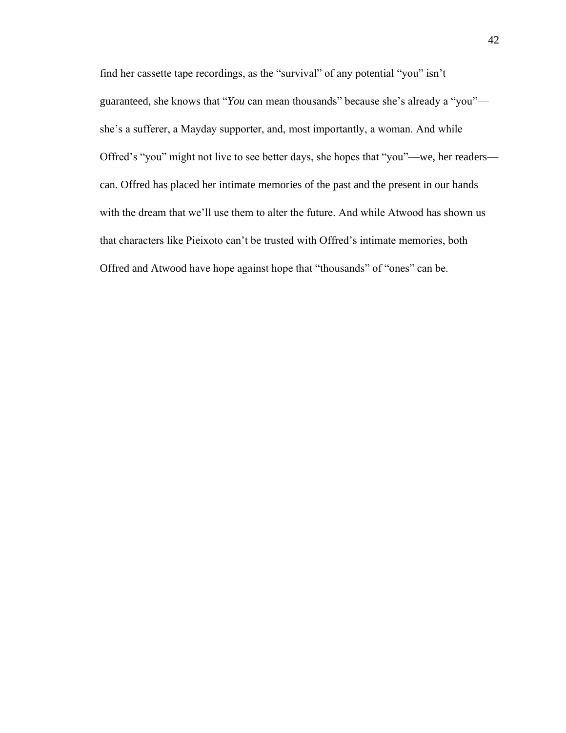find her cassette tape recordings, as the "survival" of any potential "you" isn't guaranteed, she knows that "*You* can mean thousands" because she's already a "you"—she's a sufferer, a Mayday supporter, and, most importantly, a woman. And while Offred's "you" might not live to see better days, she hopes that "you"—we, her readers—can. Offred has placed her intimate memories of the past and the present in our hands with the dream that we'll use them to alter the future. And while Atwood has shown us that characters like Pieixoto can't be trusted with Offred's intimate memories, both Offred and Atwood have hope against hope that "thousands" of "ones" can be.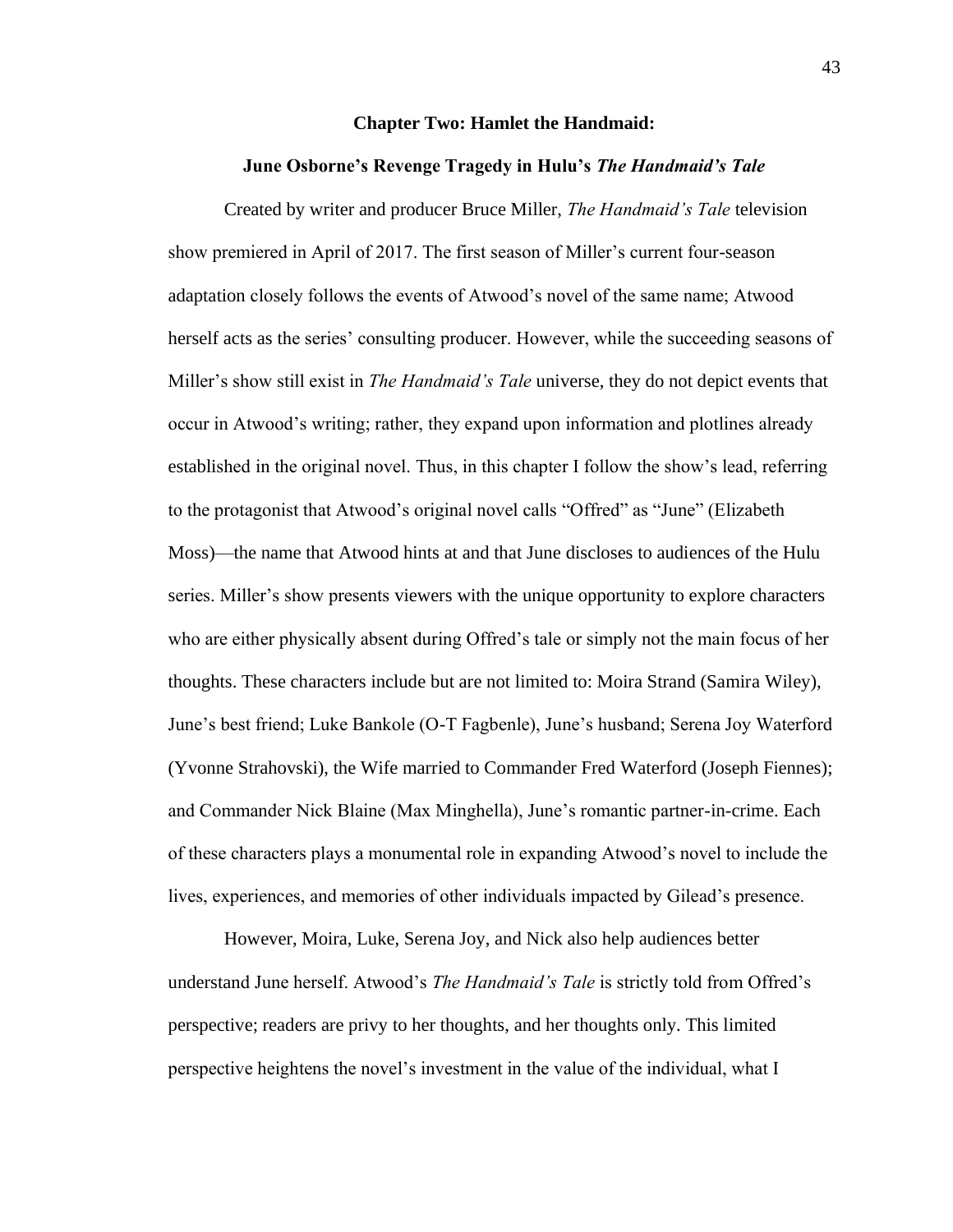## Chapter Two: Hamlet the Handmaid:

## June Osborne's Revenge Tragedy in Hulu's *The Handmaid's Tale*

Created by writer and producer Bruce Miller, *The Handmaid's Tale* television show premiered in April of 2017. The first season of Miller's current four-season adaptation closely follows the events of Atwood's novel of the same name; Atwood herself acts as the series' consulting producer. However, while the succeeding seasons of Miller's show still exist in *The Handmaid's Tale* universe, they do not depict events that occur in Atwood's writing; rather, they expand upon information and plotlines already established in the original novel. Thus, in this chapter I follow the show's lead, referring to the protagonist that Atwood's original novel calls "Offred" as "June" (Elizabeth Moss)—the name that Atwood hints at and that June discloses to audiences of the Hulu series. Miller's show presents viewers with the unique opportunity to explore characters who are either physically absent during Offred's tale or simply not the main focus of her thoughts. These characters include but are not limited to: Moira Strand (Samira Wiley), June's best friend; Luke Bankole (O-T Fagbenle), June's husband; Serena Joy Waterford (Yvonne Strahovski), the Wife married to Commander Fred Waterford (Joseph Fiennes); and Commander Nick Blaine (Max Minghella), June's romantic partner-in-crime. Each of these characters plays a monumental role in expanding Atwood's novel to include the lives, experiences, and memories of other individuals impacted by Gilead's presence.

However, Moira, Luke, Serena Joy, and Nick also help audiences better understand June herself. Atwood's *The Handmaid's Tale* is strictly told from Offred's perspective; readers are privy to her thoughts, and her thoughts only. This limited perspective heightens the novel's investment in the value of the individual, what I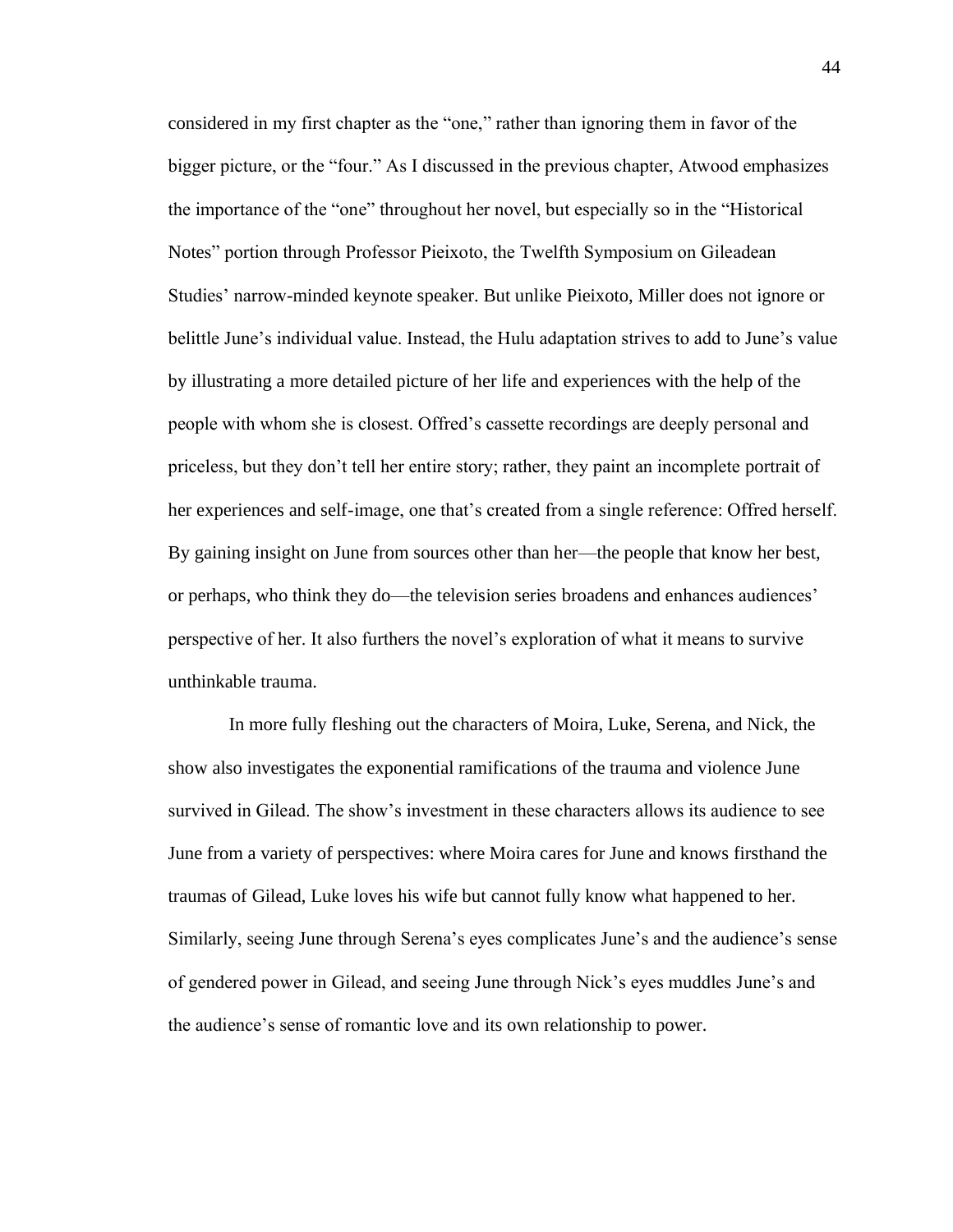considered in my first chapter as the "one," rather than ignoring them in favor of the bigger picture, or the "four." As I discussed in the previous chapter, Atwood emphasizes the importance of the "one" throughout her novel, but especially so in the "Historical Notes" portion through Professor Pieixoto, the Twelfth Symposium on Gileadean Studies' narrow-minded keynote speaker. But unlike Pieixoto, Miller does not ignore or belittle June's individual value. Instead, the Hulu adaptation strives to add to June's value by illustrating a more detailed picture of her life and experiences with the help of the people with whom she is closest. Offred's cassette recordings are deeply personal and priceless, but they don't tell her entire story; rather, they paint an incomplete portrait of her experiences and self-image, one that's created from a single reference: Offred herself. By gaining insight on June from sources other than her—the people that know her best, or perhaps, who think they do—the television series broadens and enhances audiences' perspective of her. It also furthers the novel's exploration of what it means to survive unthinkable trauma.

In more fully fleshing out the characters of Moira, Luke, Serena, and Nick, the show also investigates the exponential ramifications of the trauma and violence June survived in Gilead. The show's investment in these characters allows its audience to see June from a variety of perspectives: where Moira cares for June and knows firsthand the traumas of Gilead, Luke loves his wife but cannot fully know what happened to her. Similarly, seeing June through Serena's eyes complicates June's and the audience's sense of gendered power in Gilead, and seeing June through Nick's eyes muddles June's and the audience's sense of romantic love and its own relationship to power.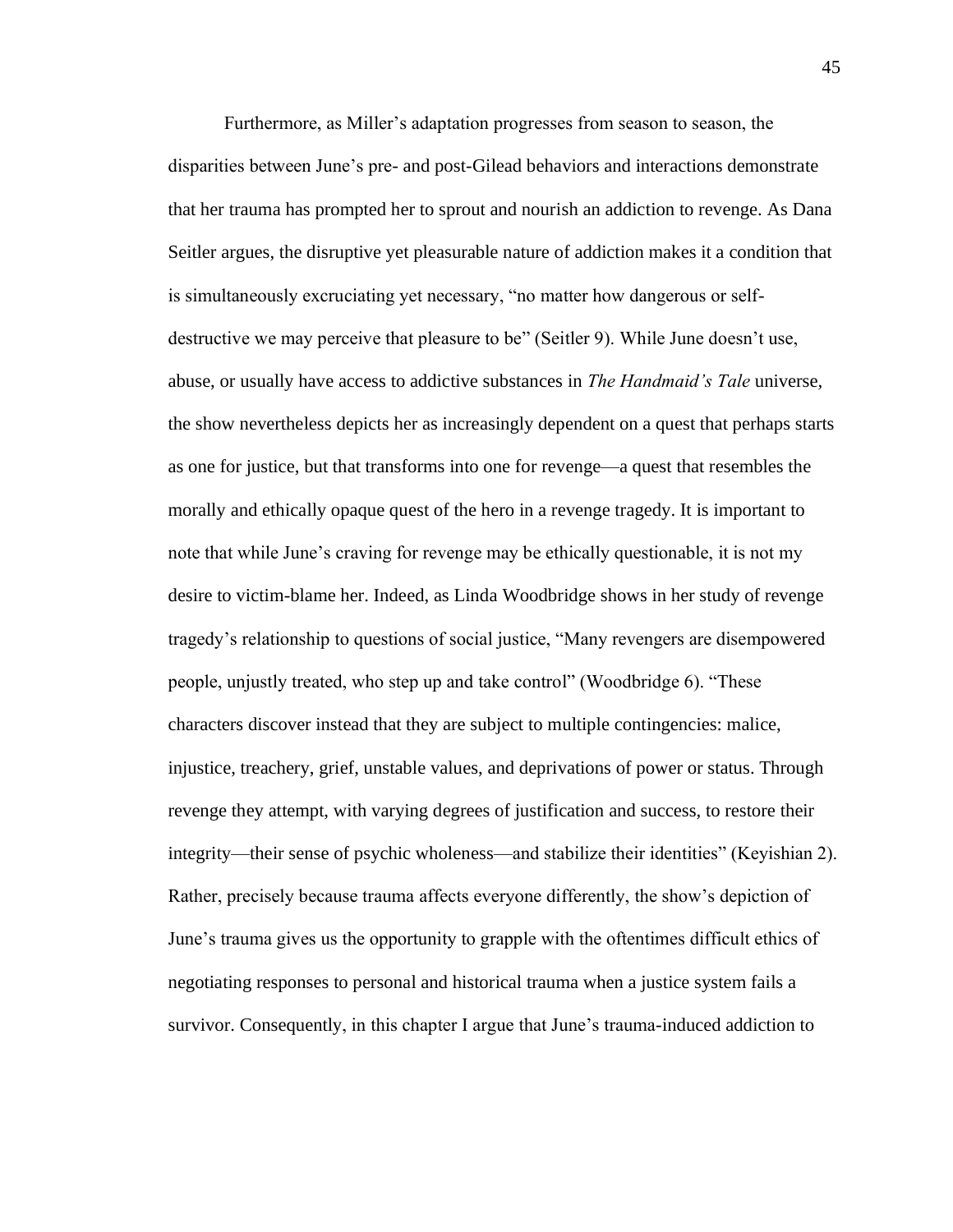Furthermore, as Miller's adaptation progresses from season to season, the disparities between June's pre- and post-Gilead behaviors and interactions demonstrate that her trauma has prompted her to sprout and nourish an addiction to revenge. As Dana Seitler argues, the disruptive yet pleasurable nature of addiction makes it a condition that is simultaneously excruciating yet necessary, "no matter how dangerous or self-destructive we may perceive that pleasure to be" (Seitler 9). While June doesn't use, abuse, or usually have access to addictive substances in *The Handmaid's Tale* universe, the show nevertheless depicts her as increasingly dependent on a quest that perhaps starts as one for justice, but that transforms into one for revenge—a quest that resembles the morally and ethically opaque quest of the hero in a revenge tragedy. It is important to note that while June's craving for revenge may be ethically questionable, it is not my desire to victim-blame her. Indeed, as Linda Woodbridge shows in her study of revenge tragedy's relationship to questions of social justice, "Many revengers are disempowered people, unjustly treated, who step up and take control" (Woodbridge 6). "These characters discover instead that they are subject to multiple contingencies: malice, injustice, treachery, grief, unstable values, and deprivations of power or status. Through revenge they attempt, with varying degrees of justification and success, to restore their integrity—their sense of psychic wholeness—and stabilize their identities" (Keyishian 2). Rather, precisely because trauma affects everyone differently, the show's depiction of June's trauma gives us the opportunity to grapple with the oftentimes difficult ethics of negotiating responses to personal and historical trauma when a justice system fails a survivor. Consequently, in this chapter I argue that June's trauma-induced addiction to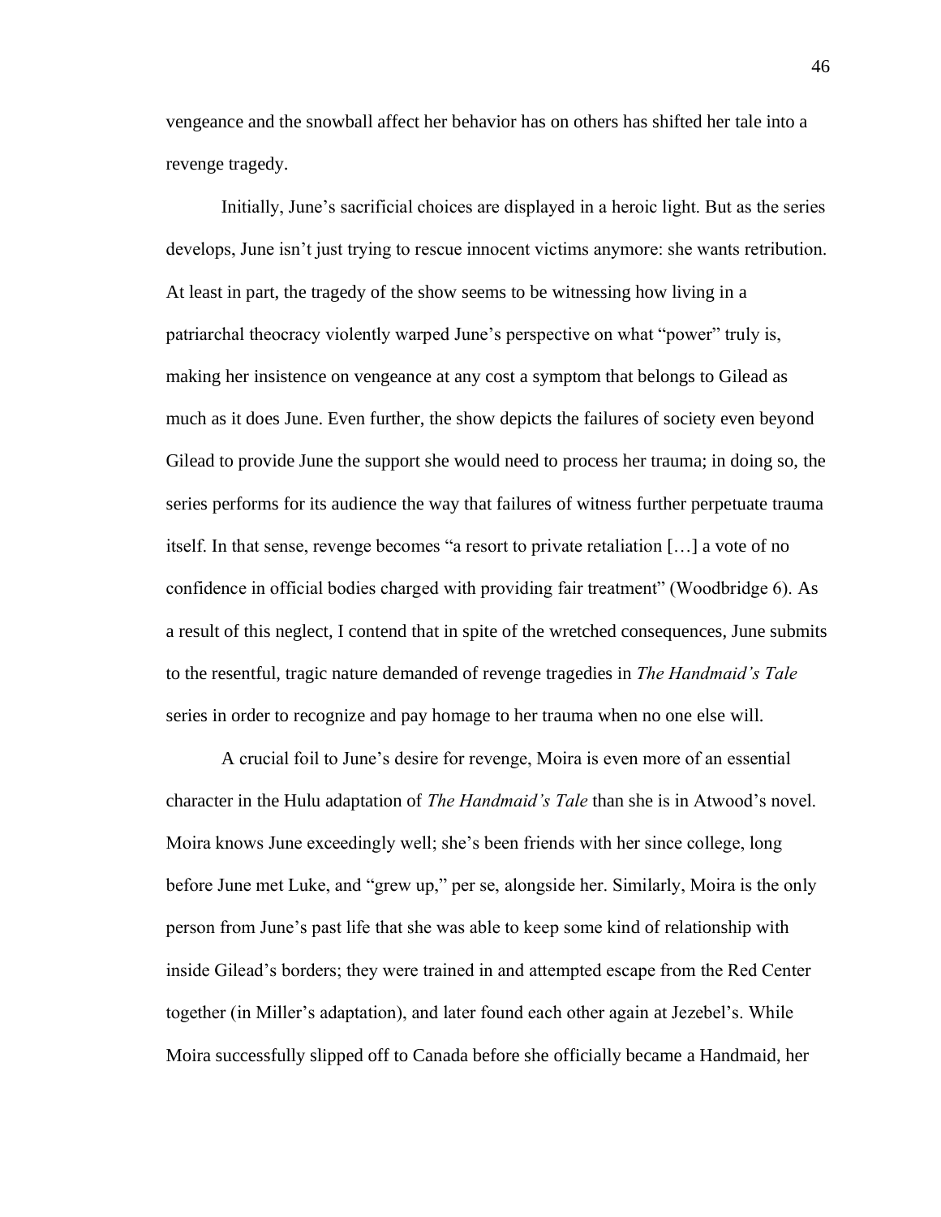vengeance and the snowball affect her behavior has on others has shifted her tale into a revenge tragedy.

Initially, June's sacrificial choices are displayed in a heroic light. But as the series develops, June isn't just trying to rescue innocent victims anymore: she wants retribution. At least in part, the tragedy of the show seems to be witnessing how living in a patriarchal theocracy violently warped June's perspective on what "power" truly is, making her insistence on vengeance at any cost a symptom that belongs to Gilead as much as it does June. Even further, the show depicts the failures of society even beyond Gilead to provide June the support she would need to process her trauma; in doing so, the series performs for its audience the way that failures of witness further perpetuate trauma itself. In that sense, revenge becomes "a resort to private retaliation […] a vote of no confidence in official bodies charged with providing fair treatment" (Woodbridge 6). As a result of this neglect, I contend that in spite of the wretched consequences, June submits to the resentful, tragic nature demanded of revenge tragedies in *The Handmaid's Tale* series in order to recognize and pay homage to her trauma when no one else will.

A crucial foil to June's desire for revenge, Moira is even more of an essential character in the Hulu adaptation of *The Handmaid's Tale* than she is in Atwood's novel. Moira knows June exceedingly well; she's been friends with her since college, long before June met Luke, and "grew up," per se, alongside her. Similarly, Moira is the only person from June's past life that she was able to keep some kind of relationship with inside Gilead's borders; they were trained in and attempted escape from the Red Center together (in Miller's adaptation), and later found each other again at Jezebel's. While Moira successfully slipped off to Canada before she officially became a Handmaid, her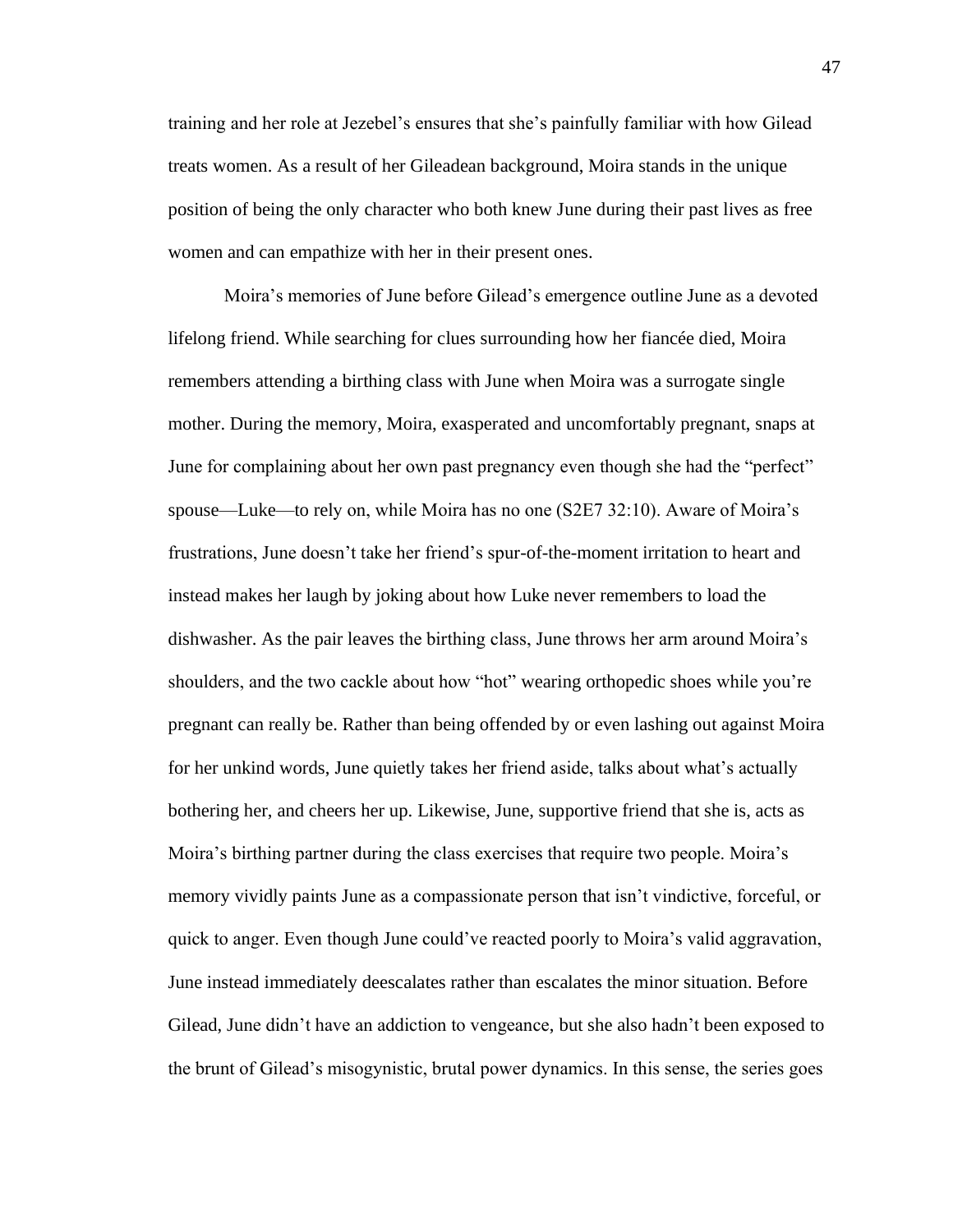training and her role at Jezebel's ensures that she's painfully familiar with how Gilead treats women. As a result of her Gileadean background, Moira stands in the unique position of being the only character who both knew June during their past lives as free women and can empathize with her in their present ones.

Moira's memories of June before Gilead's emergence outline June as a devoted lifelong friend. While searching for clues surrounding how her fiancée died, Moira remembers attending a birthing class with June when Moira was a surrogate single mother. During the memory, Moira, exasperated and uncomfortably pregnant, snaps at June for complaining about her own past pregnancy even though she had the "perfect" spouse—Luke—to rely on, while Moira has no one (S2E7 32:10). Aware of Moira's frustrations, June doesn't take her friend's spur-of-the-moment irritation to heart and instead makes her laugh by joking about how Luke never remembers to load the dishwasher. As the pair leaves the birthing class, June throws her arm around Moira's shoulders, and the two cackle about how "hot" wearing orthopedic shoes while you're pregnant can really be. Rather than being offended by or even lashing out against Moira for her unkind words, June quietly takes her friend aside, talks about what's actually bothering her, and cheers her up. Likewise, June, supportive friend that she is, acts as Moira's birthing partner during the class exercises that require two people. Moira's memory vividly paints June as a compassionate person that isn't vindictive, forceful, or quick to anger. Even though June could've reacted poorly to Moira's valid aggravation, June instead immediately deescalates rather than escalates the minor situation. Before Gilead, June didn't have an addiction to vengeance, but she also hadn't been exposed to the brunt of Gilead's misogynistic, brutal power dynamics. In this sense, the series goes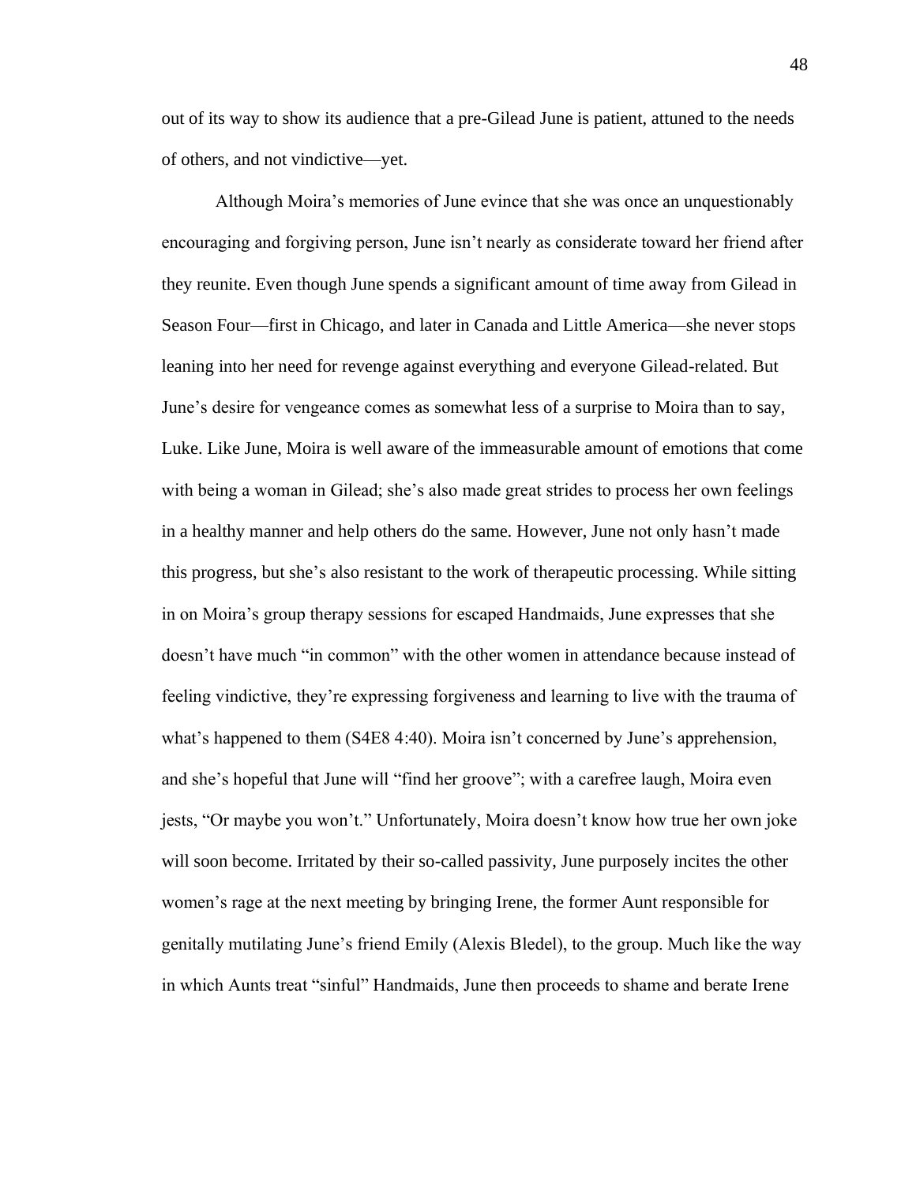out of its way to show its audience that a pre-Gilead June is patient, attuned to the needs of others, and not vindictive—yet.

Although Moira's memories of June evince that she was once an unquestionably encouraging and forgiving person, June isn't nearly as considerate toward her friend after they reunite. Even though June spends a significant amount of time away from Gilead in Season Four—first in Chicago, and later in Canada and Little America—she never stops leaning into her need for revenge against everything and everyone Gilead-related. But June's desire for vengeance comes as somewhat less of a surprise to Moira than to say, Luke. Like June, Moira is well aware of the immeasurable amount of emotions that come with being a woman in Gilead; she's also made great strides to process her own feelings in a healthy manner and help others do the same. However, June not only hasn't made this progress, but she's also resistant to the work of therapeutic processing. While sitting in on Moira's group therapy sessions for escaped Handmaids, June expresses that she doesn't have much "in common" with the other women in attendance because instead of feeling vindictive, they're expressing forgiveness and learning to live with the trauma of what's happened to them (S4E8 4:40). Moira isn't concerned by June's apprehension, and she's hopeful that June will "find her groove"; with a carefree laugh, Moira even jests, "Or maybe you won't." Unfortunately, Moira doesn't know how true her own joke will soon become. Irritated by their so-called passivity, June purposely incites the other women's rage at the next meeting by bringing Irene, the former Aunt responsible for genitally mutilating June's friend Emily (Alexis Bledel), to the group. Much like the way in which Aunts treat "sinful" Handmaids, June then proceeds to shame and berate Irene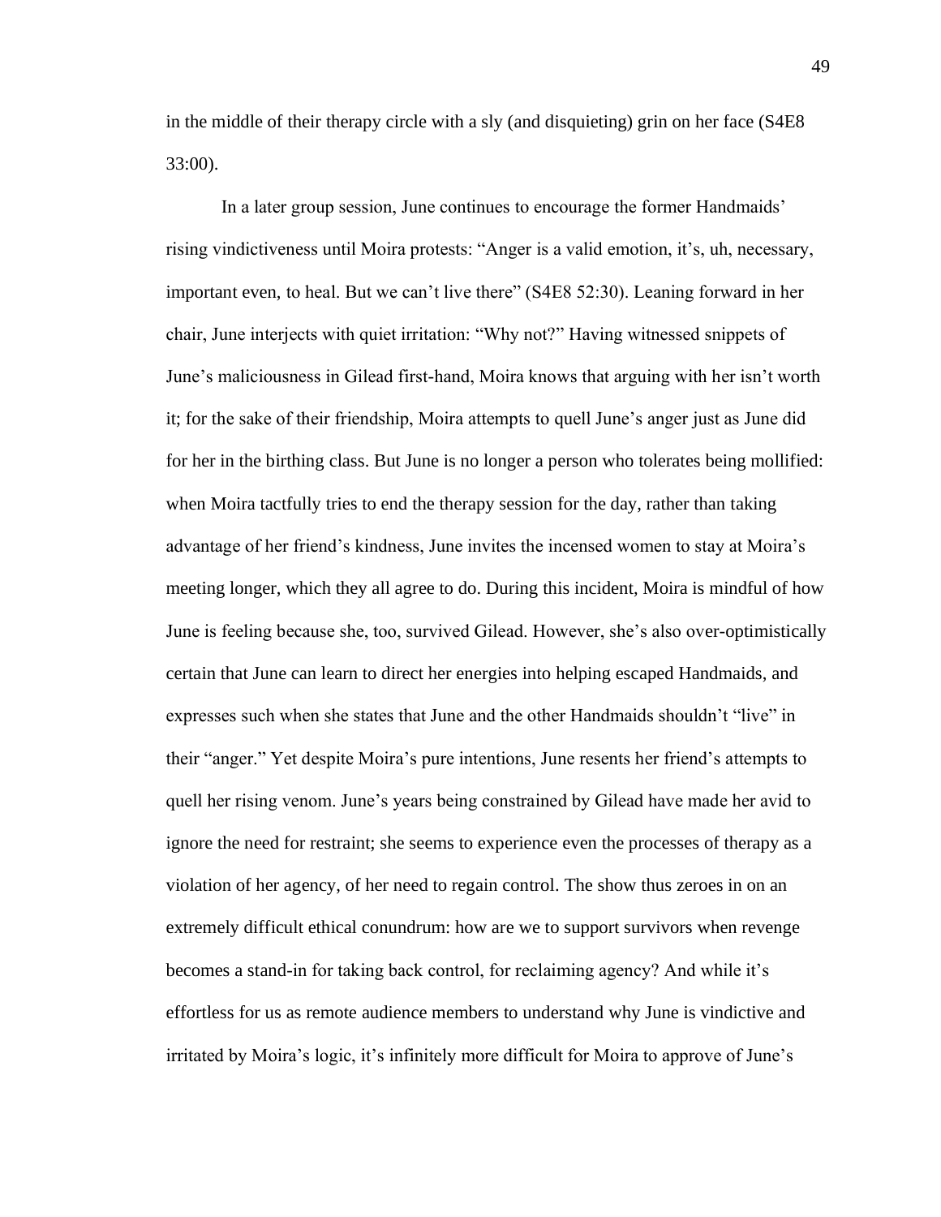in the middle of their therapy circle with a sly (and disquieting) grin on her face (S4E8 33:00).

In a later group session, June continues to encourage the former Handmaids' rising vindictiveness until Moira protests: "Anger is a valid emotion, it's, uh, necessary, important even, to heal. But we can't live there" (S4E8 52:30). Leaning forward in her chair, June interjects with quiet irritation: "Why not?" Having witnessed snippets of June's maliciousness in Gilead first-hand, Moira knows that arguing with her isn't worth it; for the sake of their friendship, Moira attempts to quell June's anger just as June did for her in the birthing class. But June is no longer a person who tolerates being mollified: when Moira tactfully tries to end the therapy session for the day, rather than taking advantage of her friend's kindness, June invites the incensed women to stay at Moira's meeting longer, which they all agree to do. During this incident, Moira is mindful of how June is feeling because she, too, survived Gilead. However, she's also over-optimistically certain that June can learn to direct her energies into helping escaped Handmaids, and expresses such when she states that June and the other Handmaids shouldn't "live" in their "anger." Yet despite Moira's pure intentions, June resents her friend's attempts to quell her rising venom. June's years being constrained by Gilead have made her avid to ignore the need for restraint; she seems to experience even the processes of therapy as a violation of her agency, of her need to regain control. The show thus zeroes in on an extremely difficult ethical conundrum: how are we to support survivors when revenge becomes a stand-in for taking back control, for reclaiming agency? And while it's effortless for us as remote audience members to understand why June is vindictive and irritated by Moira's logic, it's infinitely more difficult for Moira to approve of June's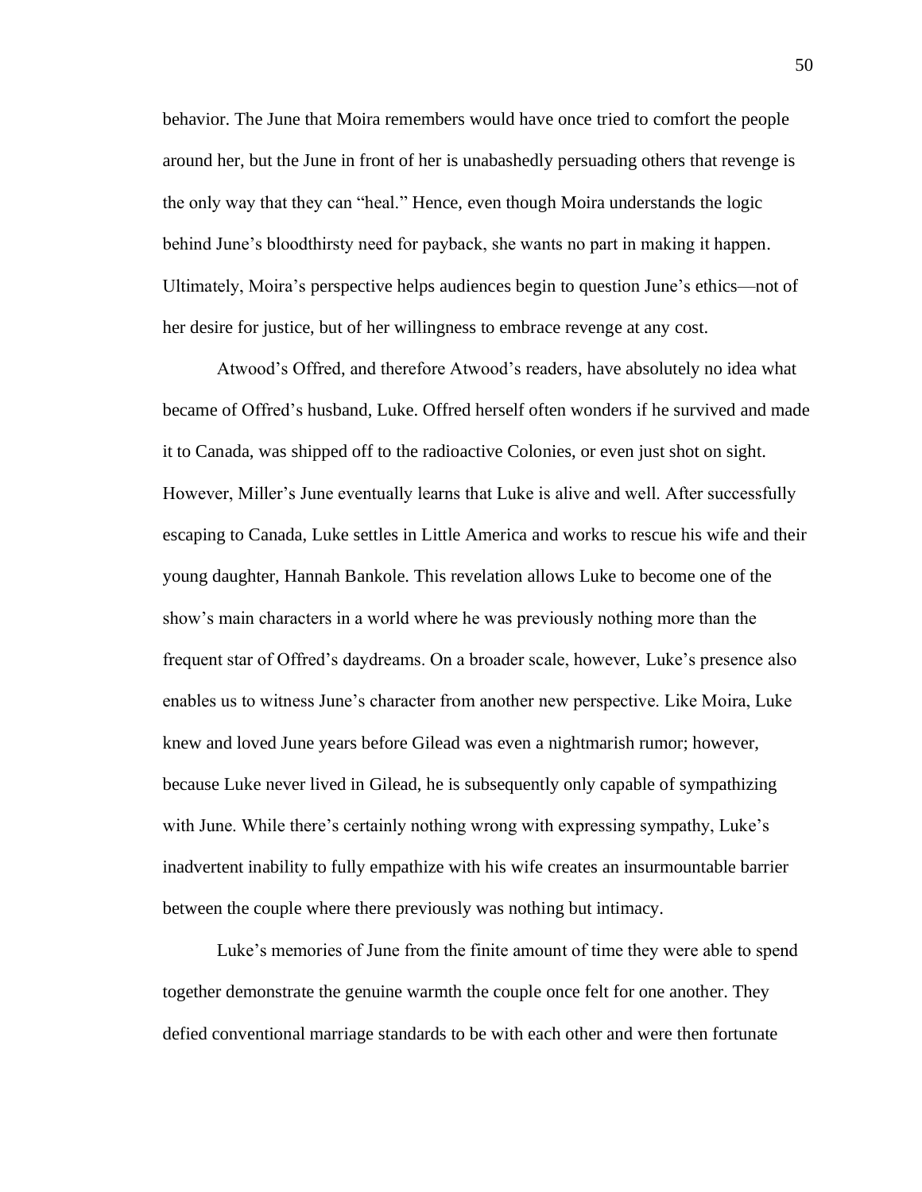behavior. The June that Moira remembers would have once tried to comfort the people around her, but the June in front of her is unabashedly persuading others that revenge is the only way that they can "heal." Hence, even though Moira understands the logic behind June's bloodthirsty need for payback, she wants no part in making it happen. Ultimately, Moira's perspective helps audiences begin to question June's ethics—not of her desire for justice, but of her willingness to embrace revenge at any cost.

Atwood's Offred, and therefore Atwood's readers, have absolutely no idea what became of Offred's husband, Luke. Offred herself often wonders if he survived and made it to Canada, was shipped off to the radioactive Colonies, or even just shot on sight. However, Miller's June eventually learns that Luke is alive and well. After successfully escaping to Canada, Luke settles in Little America and works to rescue his wife and their young daughter, Hannah Bankole. This revelation allows Luke to become one of the show's main characters in a world where he was previously nothing more than the frequent star of Offred's daydreams. On a broader scale, however, Luke's presence also enables us to witness June's character from another new perspective. Like Moira, Luke knew and loved June years before Gilead was even a nightmarish rumor; however, because Luke never lived in Gilead, he is subsequently only capable of sympathizing with June. While there's certainly nothing wrong with expressing sympathy, Luke's inadvertent inability to fully empathize with his wife creates an insurmountable barrier between the couple where there previously was nothing but intimacy.

Luke's memories of June from the finite amount of time they were able to spend together demonstrate the genuine warmth the couple once felt for one another. They defied conventional marriage standards to be with each other and were then fortunate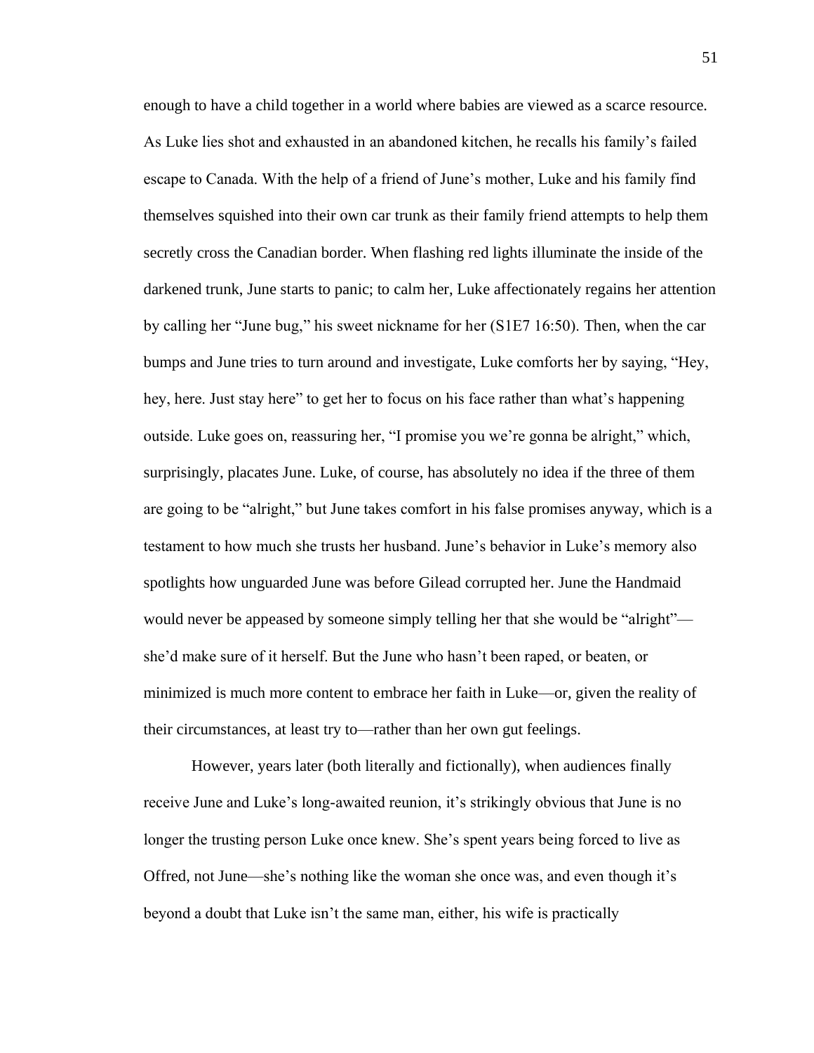enough to have a child together in a world where babies are viewed as a scarce resource. As Luke lies shot and exhausted in an abandoned kitchen, he recalls his family's failed escape to Canada. With the help of a friend of June's mother, Luke and his family find themselves squished into their own car trunk as their family friend attempts to help them secretly cross the Canadian border. When flashing red lights illuminate the inside of the darkened trunk, June starts to panic; to calm her, Luke affectionately regains her attention by calling her "June bug," his sweet nickname for her (S1E7 16:50). Then, when the car bumps and June tries to turn around and investigate, Luke comforts her by saying, "Hey, hey, here. Just stay here" to get her to focus on his face rather than what's happening outside. Luke goes on, reassuring her, "I promise you we're gonna be alright," which, surprisingly, placates June. Luke, of course, has absolutely no idea if the three of them are going to be "alright," but June takes comfort in his false promises anyway, which is a testament to how much she trusts her husband. June's behavior in Luke's memory also spotlights how unguarded June was before Gilead corrupted her. June the Handmaid would never be appeased by someone simply telling her that she would be "alright"—she'd make sure of it herself. But the June who hasn't been raped, or beaten, or minimized is much more content to embrace her faith in Luke—or, given the reality of their circumstances, at least try to—rather than her own gut feelings.

However, years later (both literally and fictionally), when audiences finally receive June and Luke's long-awaited reunion, it's strikingly obvious that June is no longer the trusting person Luke once knew. She's spent years being forced to live as Offred, not June—she's nothing like the woman she once was, and even though it's beyond a doubt that Luke isn't the same man, either, his wife is practically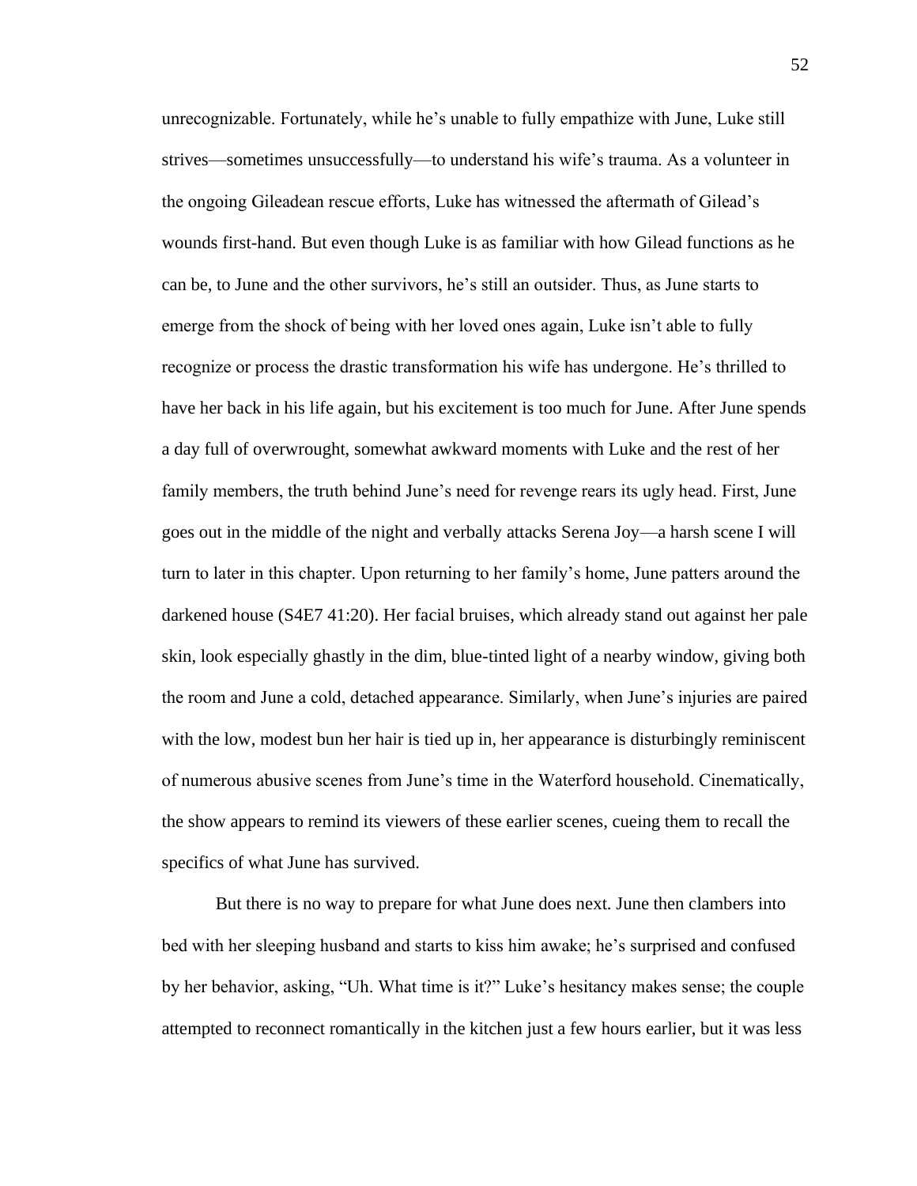unrecognizable. Fortunately, while he's unable to fully empathize with June, Luke still strives—sometimes unsuccessfully—to understand his wife's trauma. As a volunteer in the ongoing Gileadean rescue efforts, Luke has witnessed the aftermath of Gilead's wounds first-hand. But even though Luke is as familiar with how Gilead functions as he can be, to June and the other survivors, he's still an outsider. Thus, as June starts to emerge from the shock of being with her loved ones again, Luke isn't able to fully recognize or process the drastic transformation his wife has undergone. He's thrilled to have her back in his life again, but his excitement is too much for June. After June spends a day full of overwrought, somewhat awkward moments with Luke and the rest of her family members, the truth behind June's need for revenge rears its ugly head. First, June goes out in the middle of the night and verbally attacks Serena Joy—a harsh scene I will turn to later in this chapter. Upon returning to her family's home, June patters around the darkened house (S4E7 41:20). Her facial bruises, which already stand out against her pale skin, look especially ghastly in the dim, blue-tinted light of a nearby window, giving both the room and June a cold, detached appearance. Similarly, when June's injuries are paired with the low, modest bun her hair is tied up in, her appearance is disturbingly reminiscent of numerous abusive scenes from June's time in the Waterford household. Cinematically, the show appears to remind its viewers of these earlier scenes, cueing them to recall the specifics of what June has survived.

But there is no way to prepare for what June does next. June then clambers into bed with her sleeping husband and starts to kiss him awake; he's surprised and confused by her behavior, asking, "Uh. What time is it?" Luke's hesitancy makes sense; the couple attempted to reconnect romantically in the kitchen just a few hours earlier, but it was less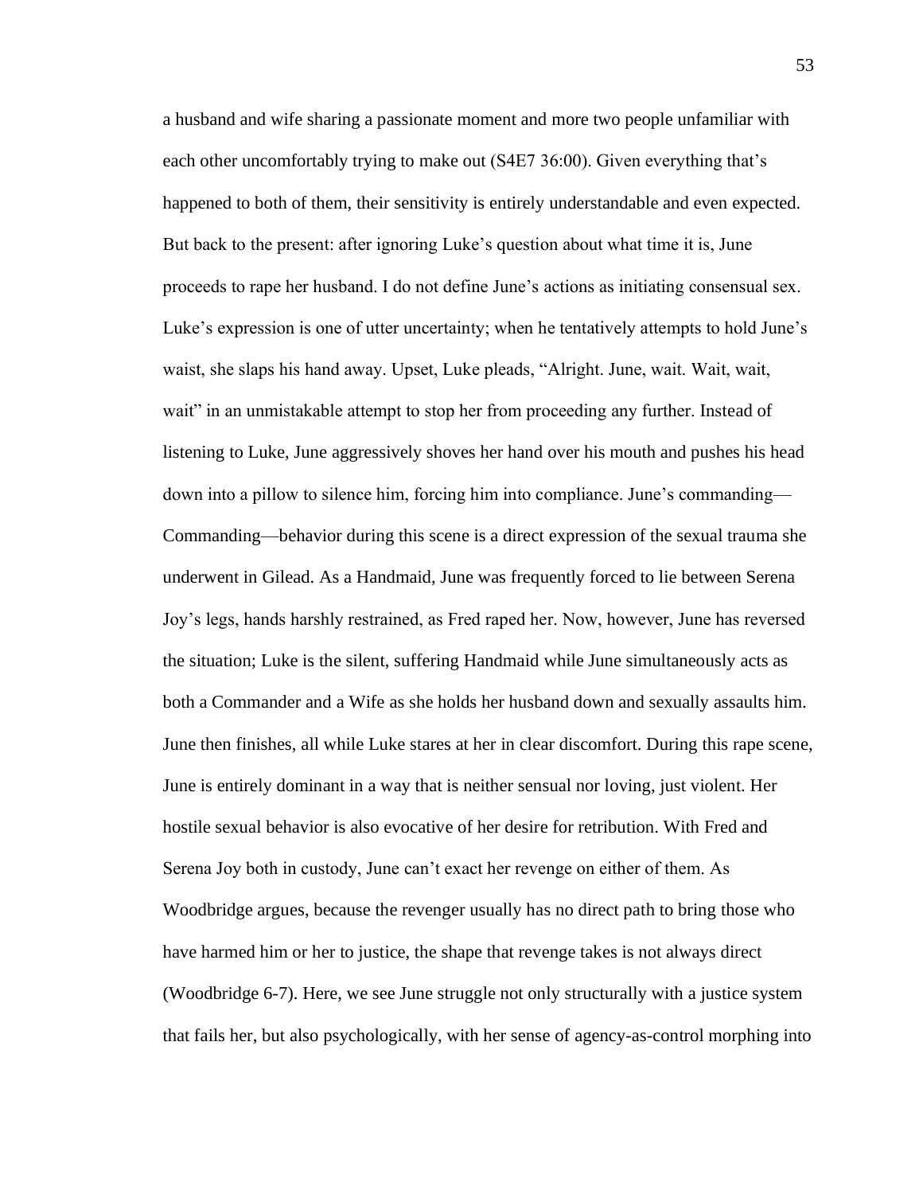a husband and wife sharing a passionate moment and more two people unfamiliar with each other uncomfortably trying to make out (S4E7 36:00). Given everything that's happened to both of them, their sensitivity is entirely understandable and even expected. But back to the present: after ignoring Luke's question about what time it is, June proceeds to rape her husband. I do not define June's actions as initiating consensual sex. Luke's expression is one of utter uncertainty; when he tentatively attempts to hold June's waist, she slaps his hand away. Upset, Luke pleads, "Alright. June, wait. Wait, wait, wait" in an unmistakable attempt to stop her from proceeding any further. Instead of listening to Luke, June aggressively shoves her hand over his mouth and pushes his head down into a pillow to silence him, forcing him into compliance. June's commanding—Commanding—behavior during this scene is a direct expression of the sexual trauma she underwent in Gilead. As a Handmaid, June was frequently forced to lie between Serena Joy's legs, hands harshly restrained, as Fred raped her. Now, however, June has reversed the situation; Luke is the silent, suffering Handmaid while June simultaneously acts as both a Commander and a Wife as she holds her husband down and sexually assaults him. June then finishes, all while Luke stares at her in clear discomfort. During this rape scene, June is entirely dominant in a way that is neither sensual nor loving, just violent. Her hostile sexual behavior is also evocative of her desire for retribution. With Fred and Serena Joy both in custody, June can't exact her revenge on either of them. As Woodbridge argues, because the revenger usually has no direct path to bring those who have harmed him or her to justice, the shape that revenge takes is not always direct (Woodbridge 6-7). Here, we see June struggle not only structurally with a justice system that fails her, but also psychologically, with her sense of agency-as-control morphing into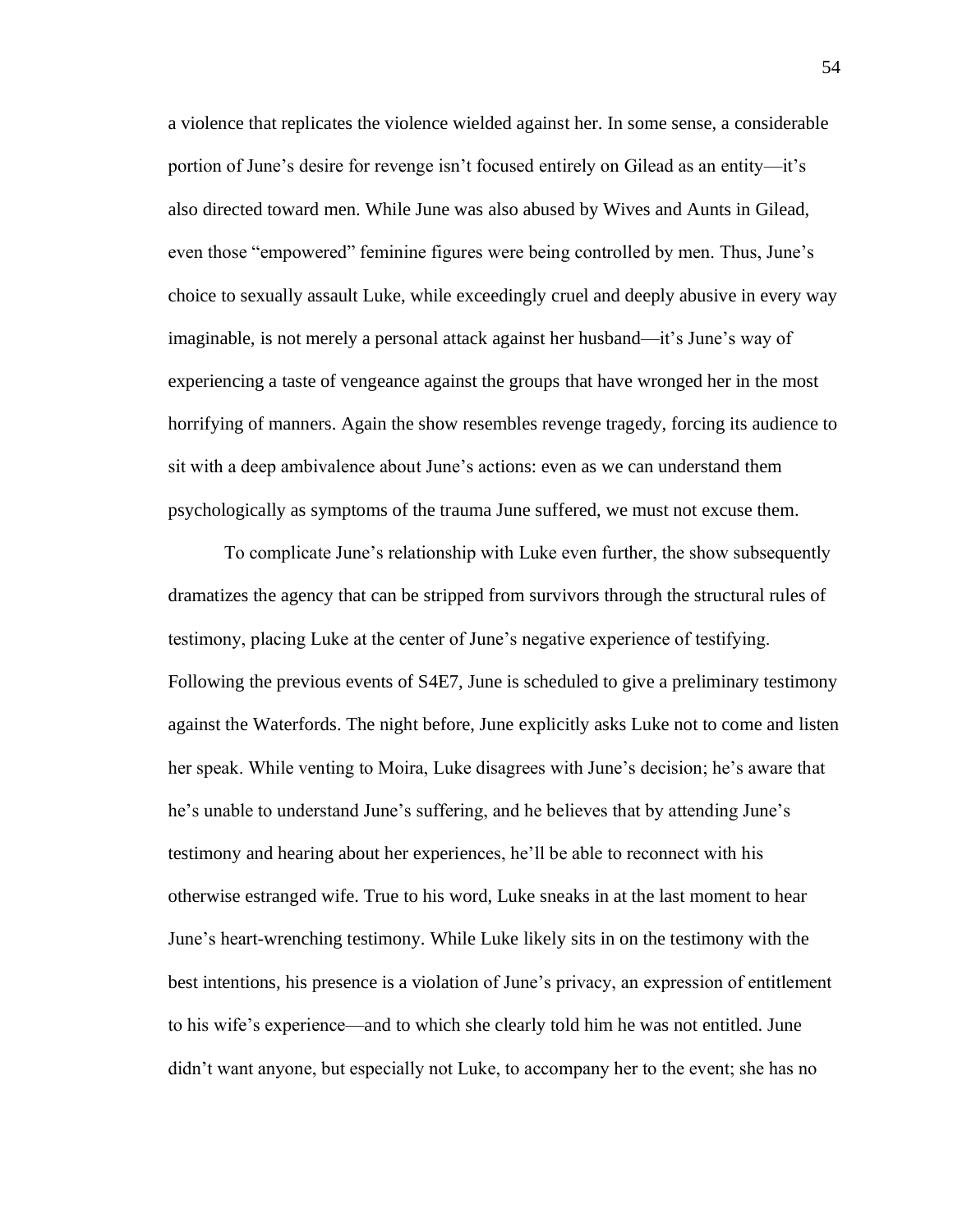a violence that replicates the violence wielded against her. In some sense, a considerable portion of June's desire for revenge isn't focused entirely on Gilead as an entity—it's also directed toward men. While June was also abused by Wives and Aunts in Gilead, even those "empowered" feminine figures were being controlled by men. Thus, June's choice to sexually assault Luke, while exceedingly cruel and deeply abusive in every way imaginable, is not merely a personal attack against her husband—it's June's way of experiencing a taste of vengeance against the groups that have wronged her in the most horrifying of manners. Again the show resembles revenge tragedy, forcing its audience to sit with a deep ambivalence about June's actions: even as we can understand them psychologically as symptoms of the trauma June suffered, we must not excuse them.

To complicate June's relationship with Luke even further, the show subsequently dramatizes the agency that can be stripped from survivors through the structural rules of testimony, placing Luke at the center of June's negative experience of testifying. Following the previous events of S4E7, June is scheduled to give a preliminary testimony against the Waterfords. The night before, June explicitly asks Luke not to come and listen her speak. While venting to Moira, Luke disagrees with June's decision; he's aware that he's unable to understand June's suffering, and he believes that by attending June's testimony and hearing about her experiences, he'll be able to reconnect with his otherwise estranged wife. True to his word, Luke sneaks in at the last moment to hear June's heart-wrenching testimony. While Luke likely sits in on the testimony with the best intentions, his presence is a violation of June's privacy, an expression of entitlement to his wife's experience—and to which she clearly told him he was not entitled. June didn't want anyone, but especially not Luke, to accompany her to the event; she has no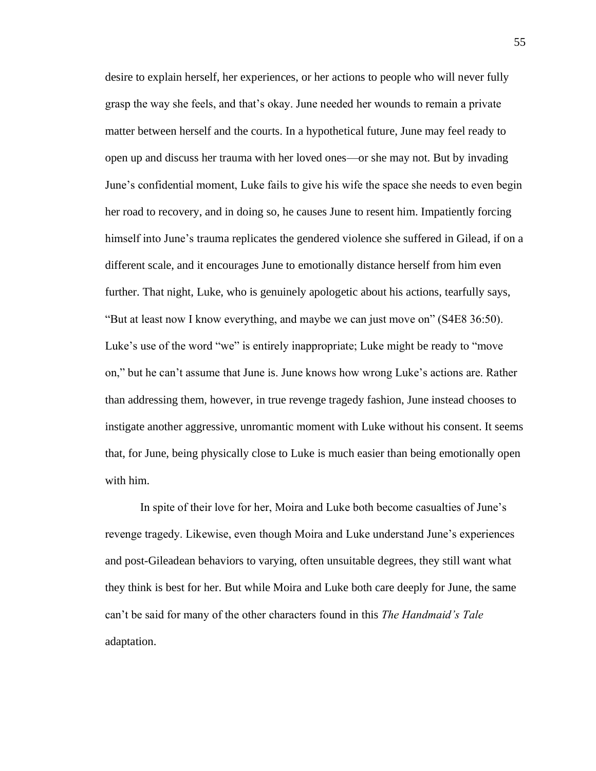desire to explain herself, her experiences, or her actions to people who will never fully grasp the way she feels, and that's okay. June needed her wounds to remain a private matter between herself and the courts. In a hypothetical future, June may feel ready to open up and discuss her trauma with her loved ones—or she may not. But by invading June's confidential moment, Luke fails to give his wife the space she needs to even begin her road to recovery, and in doing so, he causes June to resent him. Impatiently forcing himself into June's trauma replicates the gendered violence she suffered in Gilead, if on a different scale, and it encourages June to emotionally distance herself from him even further. That night, Luke, who is genuinely apologetic about his actions, tearfully says, "But at least now I know everything, and maybe we can just move on" (S4E8 36:50). Luke's use of the word "we" is entirely inappropriate; Luke might be ready to "move on," but he can't assume that June is. June knows how wrong Luke's actions are. Rather than addressing them, however, in true revenge tragedy fashion, June instead chooses to instigate another aggressive, unromantic moment with Luke without his consent. It seems that, for June, being physically close to Luke is much easier than being emotionally open with him.

In spite of their love for her, Moira and Luke both become casualties of June's revenge tragedy. Likewise, even though Moira and Luke understand June's experiences and post-Gileadean behaviors to varying, often unsuitable degrees, they still want what they think is best for her. But while Moira and Luke both care deeply for June, the same can't be said for many of the other characters found in this *The Handmaid's Tale* adaptation.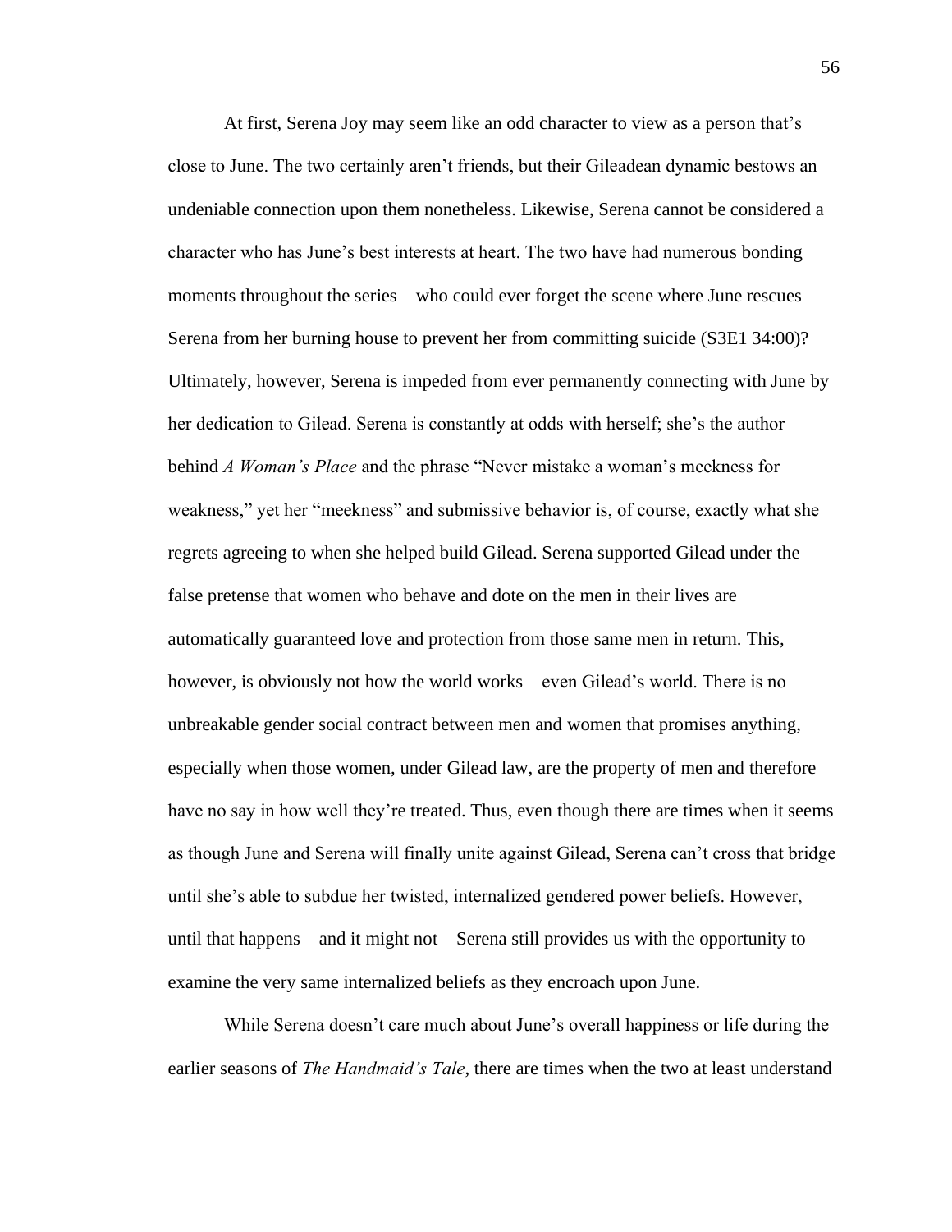At first, Serena Joy may seem like an odd character to view as a person that's close to June. The two certainly aren't friends, but their Gileadean dynamic bestows an undeniable connection upon them nonetheless. Likewise, Serena cannot be considered a character who has June's best interests at heart. The two have had numerous bonding moments throughout the series—who could ever forget the scene where June rescues Serena from her burning house to prevent her from committing suicide (S3E1 34:00)? Ultimately, however, Serena is impeded from ever permanently connecting with June by her dedication to Gilead. Serena is constantly at odds with herself; she's the author behind *A Woman's Place* and the phrase "Never mistake a woman's meekness for weakness," yet her "meekness" and submissive behavior is, of course, exactly what she regrets agreeing to when she helped build Gilead. Serena supported Gilead under the false pretense that women who behave and dote on the men in their lives are automatically guaranteed love and protection from those same men in return. This, however, is obviously not how the world works—even Gilead's world. There is no unbreakable gender social contract between men and women that promises anything, especially when those women, under Gilead law, are the property of men and therefore have no say in how well they're treated. Thus, even though there are times when it seems as though June and Serena will finally unite against Gilead, Serena can't cross that bridge until she's able to subdue her twisted, internalized gendered power beliefs. However, until that happens—and it might not—Serena still provides us with the opportunity to examine the very same internalized beliefs as they encroach upon June.

While Serena doesn't care much about June's overall happiness or life during the earlier seasons of *The Handmaid's Tale*, there are times when the two at least understand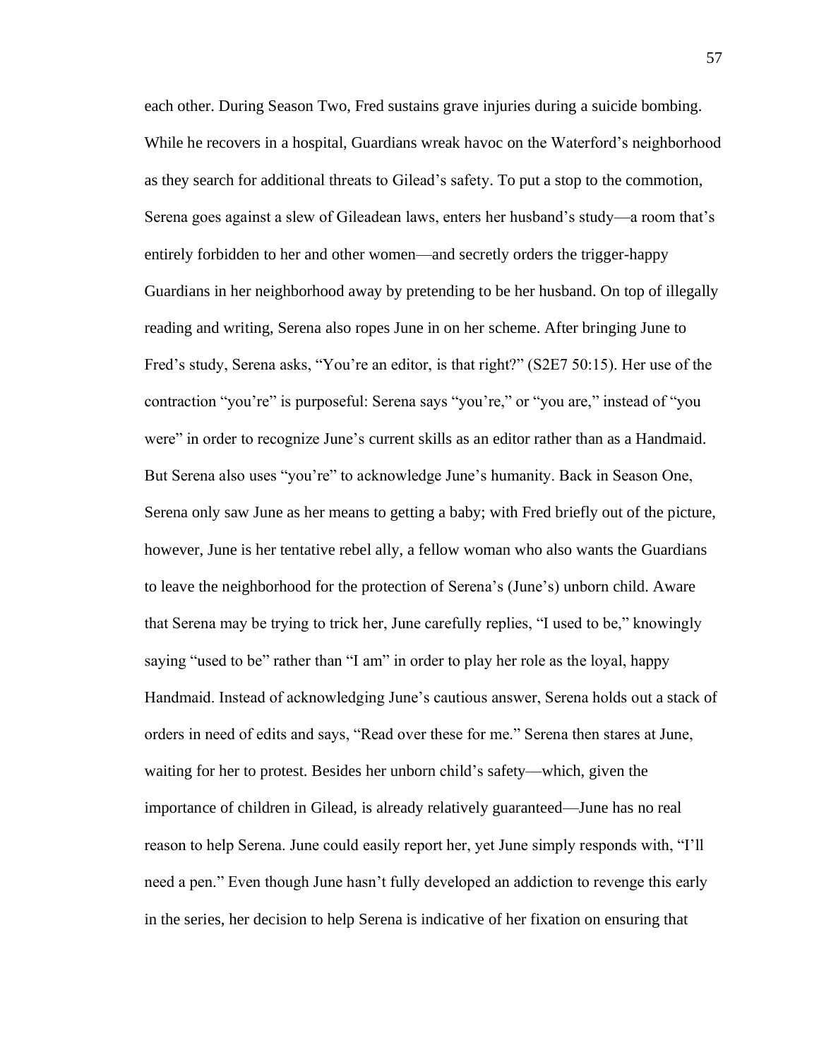each other. During Season Two, Fred sustains grave injuries during a suicide bombing. While he recovers in a hospital, Guardians wreak havoc on the Waterford's neighborhood as they search for additional threats to Gilead's safety. To put a stop to the commotion, Serena goes against a slew of Gileadean laws, enters her husband's study—a room that's entirely forbidden to her and other women—and secretly orders the trigger-happy Guardians in her neighborhood away by pretending to be her husband. On top of illegally reading and writing, Serena also ropes June in on her scheme. After bringing June to Fred's study, Serena asks, "You're an editor, is that right?" (S2E7 50:15). Her use of the contraction "you're" is purposeful: Serena says "you're," or "you are," instead of "you were" in order to recognize June's current skills as an editor rather than as a Handmaid. But Serena also uses "you're" to acknowledge June's humanity. Back in Season One, Serena only saw June as her means to getting a baby; with Fred briefly out of the picture, however, June is her tentative rebel ally, a fellow woman who also wants the Guardians to leave the neighborhood for the protection of Serena's (June's) unborn child. Aware that Serena may be trying to trick her, June carefully replies, "I used to be," knowingly saying "used to be" rather than "I am" in order to play her role as the loyal, happy Handmaid. Instead of acknowledging June's cautious answer, Serena holds out a stack of orders in need of edits and says, "Read over these for me." Serena then stares at June, waiting for her to protest. Besides her unborn child's safety—which, given the importance of children in Gilead, is already relatively guaranteed—June has no real reason to help Serena. June could easily report her, yet June simply responds with, "I'll need a pen." Even though June hasn't fully developed an addiction to revenge this early in the series, her decision to help Serena is indicative of her fixation on ensuring that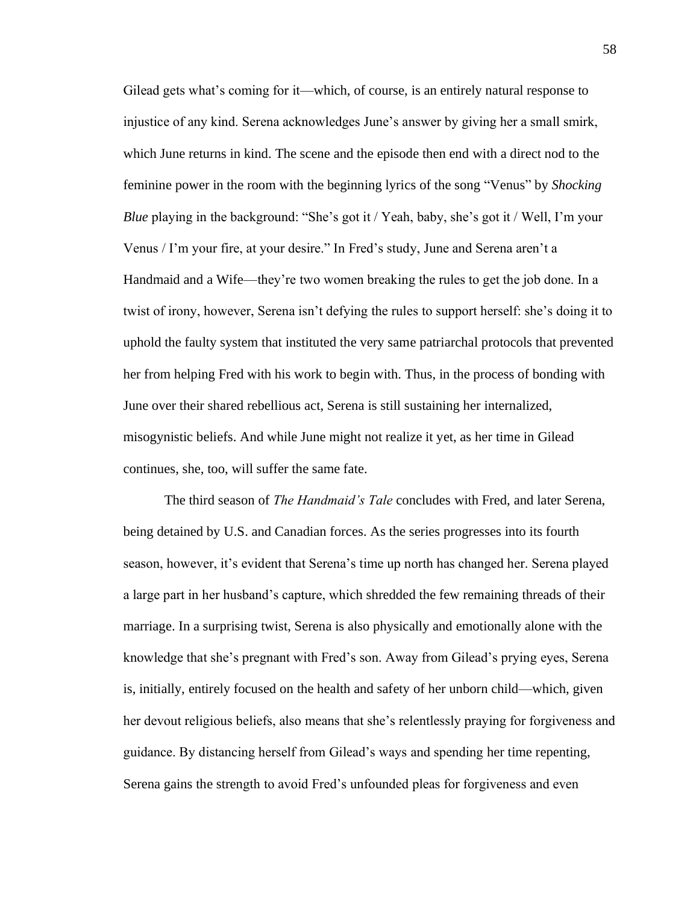Gilead gets what's coming for it—which, of course, is an entirely natural response to injustice of any kind. Serena acknowledges June's answer by giving her a small smirk, which June returns in kind. The scene and the episode then end with a direct nod to the feminine power in the room with the beginning lyrics of the song "Venus" by *Shocking Blue* playing in the background: "She's got it / Yeah, baby, she's got it / Well, I'm your Venus / I'm your fire, at your desire." In Fred's study, June and Serena aren't a Handmaid and a Wife—they're two women breaking the rules to get the job done. In a twist of irony, however, Serena isn't defying the rules to support herself: she's doing it to uphold the faulty system that instituted the very same patriarchal protocols that prevented her from helping Fred with his work to begin with. Thus, in the process of bonding with June over their shared rebellious act, Serena is still sustaining her internalized, misogynistic beliefs. And while June might not realize it yet, as her time in Gilead continues, she, too, will suffer the same fate.

The third season of *The Handmaid's Tale* concludes with Fred, and later Serena, being detained by U.S. and Canadian forces. As the series progresses into its fourth season, however, it's evident that Serena's time up north has changed her. Serena played a large part in her husband's capture, which shredded the few remaining threads of their marriage. In a surprising twist, Serena is also physically and emotionally alone with the knowledge that she's pregnant with Fred's son. Away from Gilead's prying eyes, Serena is, initially, entirely focused on the health and safety of her unborn child—which, given her devout religious beliefs, also means that she's relentlessly praying for forgiveness and guidance. By distancing herself from Gilead's ways and spending her time repenting, Serena gains the strength to avoid Fred's unfounded pleas for forgiveness and even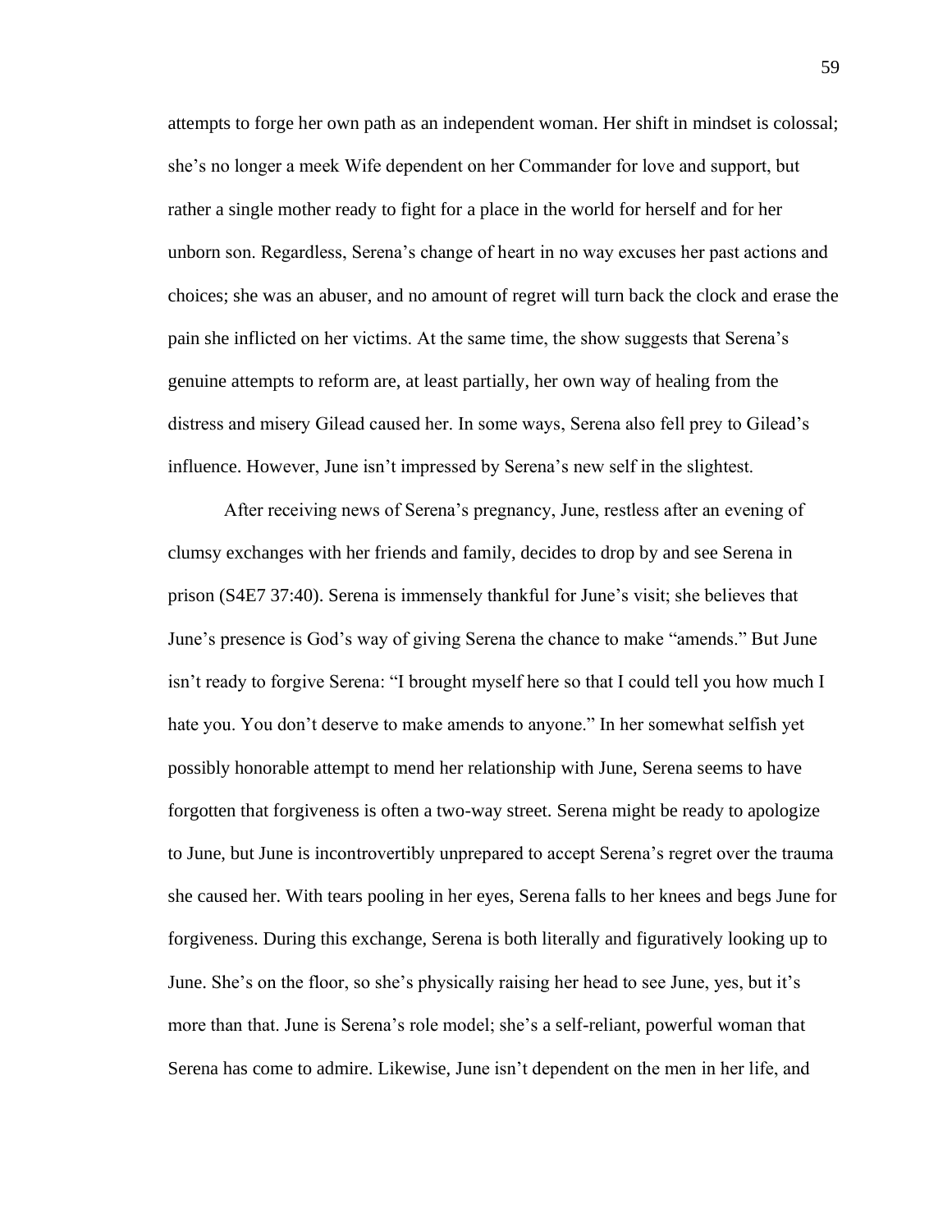attempts to forge her own path as an independent woman. Her shift in mindset is colossal; she's no longer a meek Wife dependent on her Commander for love and support, but rather a single mother ready to fight for a place in the world for herself and for her unborn son. Regardless, Serena's change of heart in no way excuses her past actions and choices; she was an abuser, and no amount of regret will turn back the clock and erase the pain she inflicted on her victims. At the same time, the show suggests that Serena's genuine attempts to reform are, at least partially, her own way of healing from the distress and misery Gilead caused her. In some ways, Serena also fell prey to Gilead's influence. However, June isn't impressed by Serena's new self in the slightest.

After receiving news of Serena's pregnancy, June, restless after an evening of clumsy exchanges with her friends and family, decides to drop by and see Serena in prison (S4E7 37:40). Serena is immensely thankful for June's visit; she believes that June's presence is God's way of giving Serena the chance to make "amends." But June isn't ready to forgive Serena: "I brought myself here so that I could tell you how much I hate you. You don't deserve to make amends to anyone." In her somewhat selfish yet possibly honorable attempt to mend her relationship with June, Serena seems to have forgotten that forgiveness is often a two-way street. Serena might be ready to apologize to June, but June is incontrovertibly unprepared to accept Serena's regret over the trauma she caused her. With tears pooling in her eyes, Serena falls to her knees and begs June for forgiveness. During this exchange, Serena is both literally and figuratively looking up to June. She's on the floor, so she's physically raising her head to see June, yes, but it's more than that. June is Serena's role model; she's a self-reliant, powerful woman that Serena has come to admire. Likewise, June isn't dependent on the men in her life, and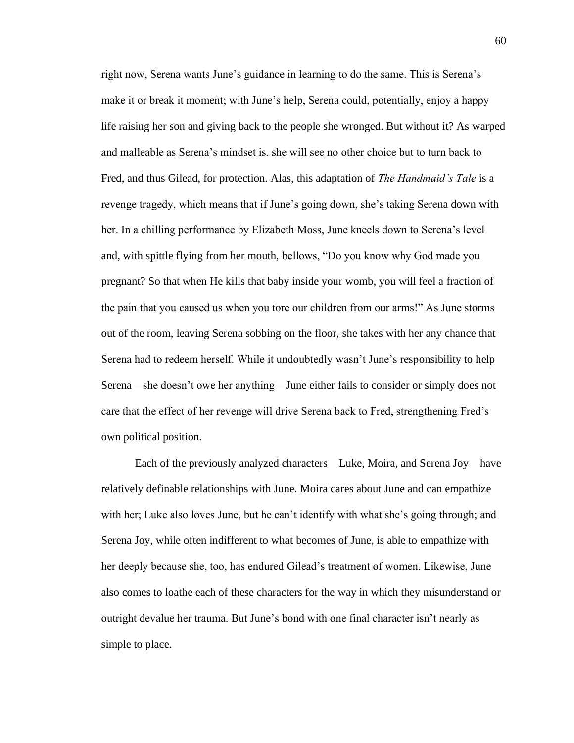right now, Serena wants June's guidance in learning to do the same. This is Serena's make it or break it moment; with June's help, Serena could, potentially, enjoy a happy life raising her son and giving back to the people she wronged. But without it? As warped and malleable as Serena's mindset is, she will see no other choice but to turn back to Fred, and thus Gilead, for protection. Alas, this adaptation of *The Handmaid's Tale* is a revenge tragedy, which means that if June's going down, she's taking Serena down with her. In a chilling performance by Elizabeth Moss, June kneels down to Serena's level and, with spittle flying from her mouth, bellows, "Do you know why God made you pregnant? So that when He kills that baby inside your womb, you will feel a fraction of the pain that you caused us when you tore our children from our arms!" As June storms out of the room, leaving Serena sobbing on the floor, she takes with her any chance that Serena had to redeem herself. While it undoubtedly wasn't June's responsibility to help Serena—she doesn't owe her anything—June either fails to consider or simply does not care that the effect of her revenge will drive Serena back to Fred, strengthening Fred's own political position.

Each of the previously analyzed characters—Luke, Moira, and Serena Joy—have relatively definable relationships with June. Moira cares about June and can empathize with her; Luke also loves June, but he can't identify with what she's going through; and Serena Joy, while often indifferent to what becomes of June, is able to empathize with her deeply because she, too, has endured Gilead's treatment of women. Likewise, June also comes to loathe each of these characters for the way in which they misunderstand or outright devalue her trauma. But June's bond with one final character isn't nearly as simple to place.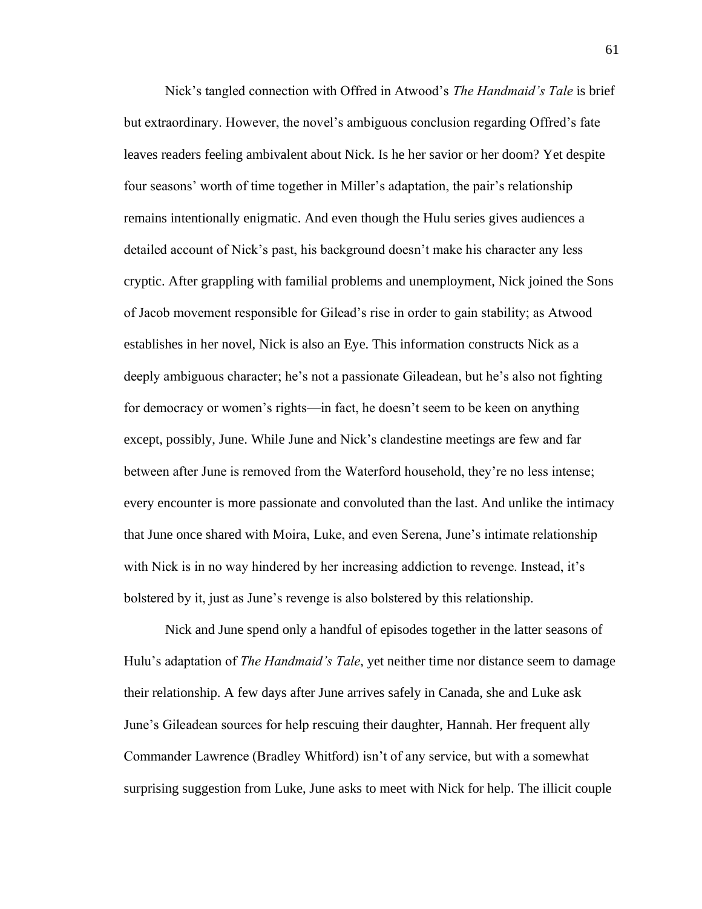Nick's tangled connection with Offred in Atwood's *The Handmaid's Tale* is brief but extraordinary. However, the novel's ambiguous conclusion regarding Offred's fate leaves readers feeling ambivalent about Nick. Is he her savior or her doom? Yet despite four seasons' worth of time together in Miller's adaptation, the pair's relationship remains intentionally enigmatic. And even though the Hulu series gives audiences a detailed account of Nick's past, his background doesn't make his character any less cryptic. After grappling with familial problems and unemployment, Nick joined the Sons of Jacob movement responsible for Gilead's rise in order to gain stability; as Atwood establishes in her novel, Nick is also an Eye. This information constructs Nick as a deeply ambiguous character; he's not a passionate Gileadean, but he's also not fighting for democracy or women's rights—in fact, he doesn't seem to be keen on anything except, possibly, June. While June and Nick's clandestine meetings are few and far between after June is removed from the Waterford household, they're no less intense; every encounter is more passionate and convoluted than the last. And unlike the intimacy that June once shared with Moira, Luke, and even Serena, June's intimate relationship with Nick is in no way hindered by her increasing addiction to revenge. Instead, it's bolstered by it, just as June's revenge is also bolstered by this relationship.

Nick and June spend only a handful of episodes together in the latter seasons of Hulu's adaptation of *The Handmaid's Tale*, yet neither time nor distance seem to damage their relationship. A few days after June arrives safely in Canada, she and Luke ask June's Gileadean sources for help rescuing their daughter, Hannah. Her frequent ally Commander Lawrence (Bradley Whitford) isn't of any service, but with a somewhat surprising suggestion from Luke, June asks to meet with Nick for help. The illicit couple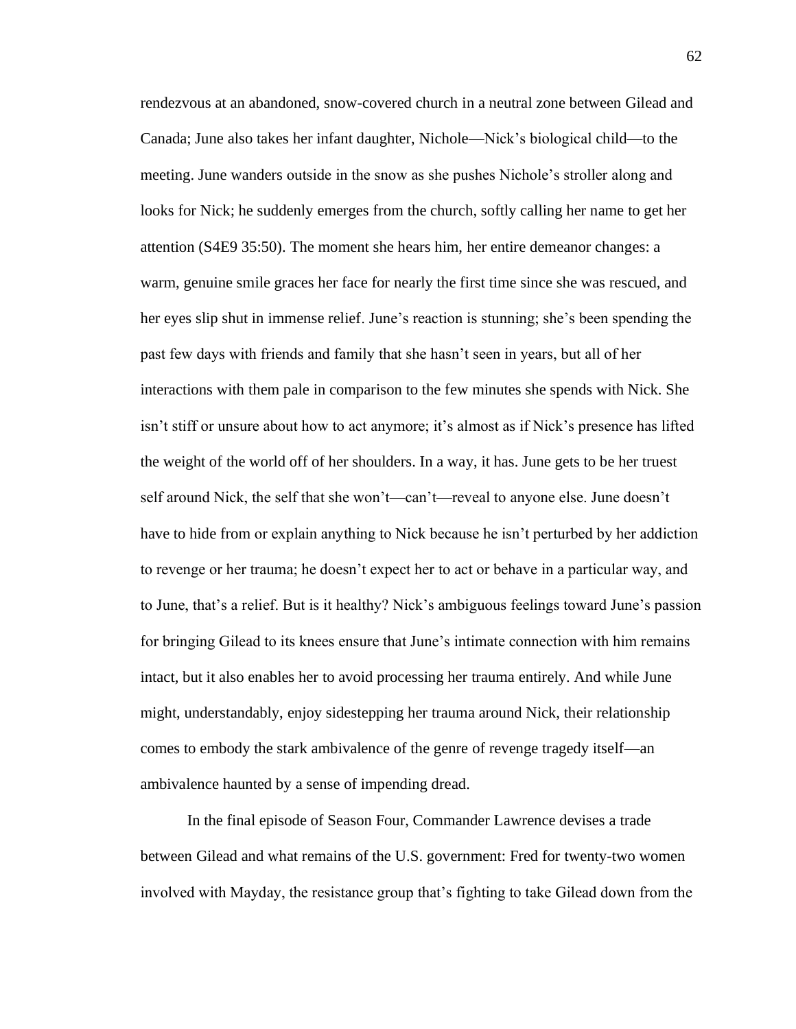rendezvous at an abandoned, snow-covered church in a neutral zone between Gilead and Canada; June also takes her infant daughter, Nichole—Nick's biological child—to the meeting. June wanders outside in the snow as she pushes Nichole's stroller along and looks for Nick; he suddenly emerges from the church, softly calling her name to get her attention (S4E9 35:50). The moment she hears him, her entire demeanor changes: a warm, genuine smile graces her face for nearly the first time since she was rescued, and her eyes slip shut in immense relief. June's reaction is stunning; she's been spending the past few days with friends and family that she hasn't seen in years, but all of her interactions with them pale in comparison to the few minutes she spends with Nick. She isn't stiff or unsure about how to act anymore; it's almost as if Nick's presence has lifted the weight of the world off of her shoulders. In a way, it has. June gets to be her truest self around Nick, the self that she won't—can't—reveal to anyone else. June doesn't have to hide from or explain anything to Nick because he isn't perturbed by her addiction to revenge or her trauma; he doesn't expect her to act or behave in a particular way, and to June, that's a relief. But is it healthy? Nick's ambiguous feelings toward June's passion for bringing Gilead to its knees ensure that June's intimate connection with him remains intact, but it also enables her to avoid processing her trauma entirely. And while June might, understandably, enjoy sidestepping her trauma around Nick, their relationship comes to embody the stark ambivalence of the genre of revenge tragedy itself—an ambivalence haunted by a sense of impending dread.

In the final episode of Season Four, Commander Lawrence devises a trade between Gilead and what remains of the U.S. government: Fred for twenty-two women involved with Mayday, the resistance group that's fighting to take Gilead down from the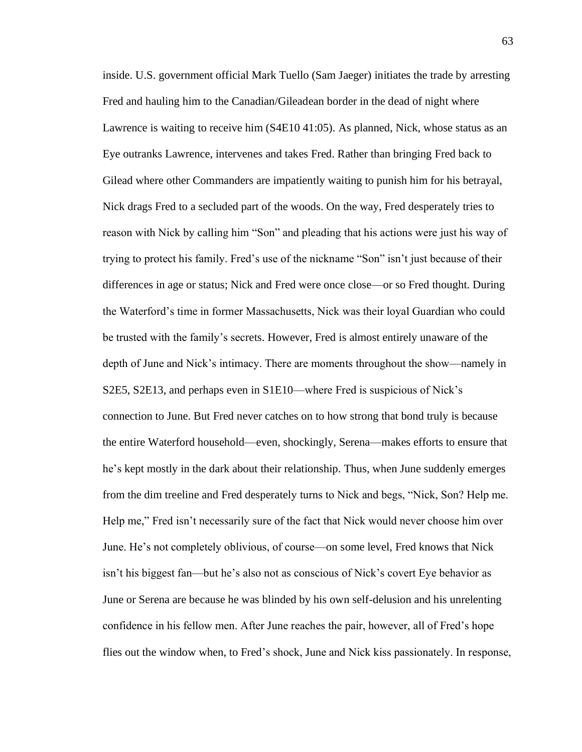inside. U.S. government official Mark Tuello (Sam Jaeger) initiates the trade by arresting Fred and hauling him to the Canadian/Gileadean border in the dead of night where Lawrence is waiting to receive him (S4E10 41:05). As planned, Nick, whose status as an Eye outranks Lawrence, intervenes and takes Fred. Rather than bringing Fred back to Gilead where other Commanders are impatiently waiting to punish him for his betrayal, Nick drags Fred to a secluded part of the woods. On the way, Fred desperately tries to reason with Nick by calling him "Son" and pleading that his actions were just his way of trying to protect his family. Fred's use of the nickname "Son" isn't just because of their differences in age or status; Nick and Fred were once close—or so Fred thought. During the Waterford's time in former Massachusetts, Nick was their loyal Guardian who could be trusted with the family's secrets. However, Fred is almost entirely unaware of the depth of June and Nick's intimacy. There are moments throughout the show—namely in S2E5, S2E13, and perhaps even in S1E10—where Fred is suspicious of Nick's connection to June. But Fred never catches on to how strong that bond truly is because the entire Waterford household—even, shockingly, Serena—makes efforts to ensure that he's kept mostly in the dark about their relationship. Thus, when June suddenly emerges from the dim treeline and Fred desperately turns to Nick and begs, "Nick, Son? Help me. Help me," Fred isn't necessarily sure of the fact that Nick would never choose him over June. He's not completely oblivious, of course—on some level, Fred knows that Nick isn't his biggest fan—but he's also not as conscious of Nick's covert Eye behavior as June or Serena are because he was blinded by his own self-delusion and his unrelenting confidence in his fellow men. After June reaches the pair, however, all of Fred's hope flies out the window when, to Fred's shock, June and Nick kiss passionately. In response,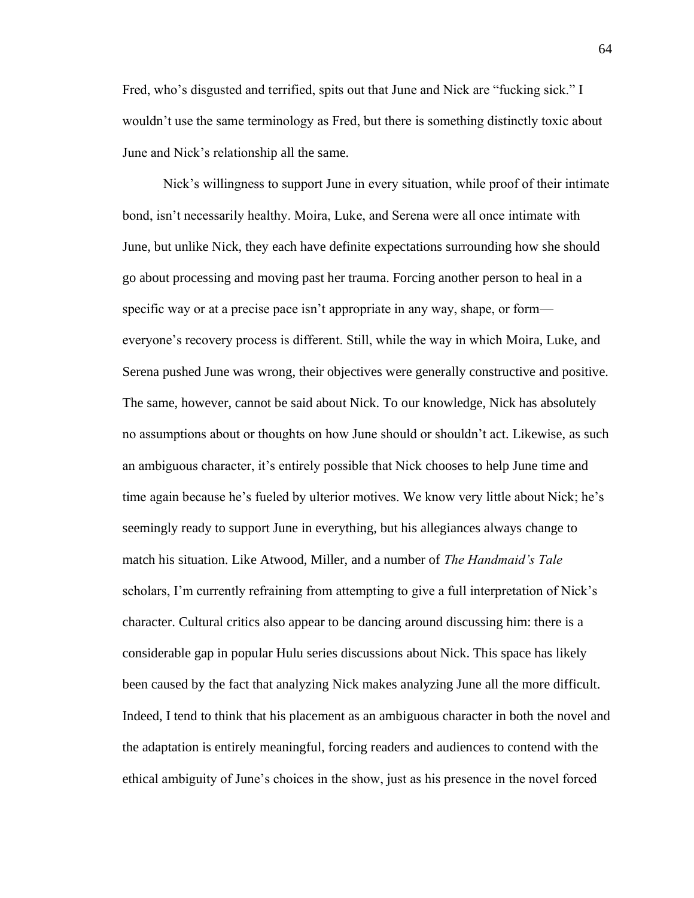Fred, who's disgusted and terrified, spits out that June and Nick are "fucking sick." I wouldn't use the same terminology as Fred, but there is something distinctly toxic about June and Nick's relationship all the same.

Nick's willingness to support June in every situation, while proof of their intimate bond, isn't necessarily healthy. Moira, Luke, and Serena were all once intimate with June, but unlike Nick, they each have definite expectations surrounding how she should go about processing and moving past her trauma. Forcing another person to heal in a specific way or at a precise pace isn't appropriate in any way, shape, or form—everyone's recovery process is different. Still, while the way in which Moira, Luke, and Serena pushed June was wrong, their objectives were generally constructive and positive. The same, however, cannot be said about Nick. To our knowledge, Nick has absolutely no assumptions about or thoughts on how June should or shouldn't act. Likewise, as such an ambiguous character, it's entirely possible that Nick chooses to help June time and time again because he's fueled by ulterior motives. We know very little about Nick; he's seemingly ready to support June in everything, but his allegiances always change to match his situation. Like Atwood, Miller, and a number of *The Handmaid's Tale* scholars, I'm currently refraining from attempting to give a full interpretation of Nick's character. Cultural critics also appear to be dancing around discussing him: there is a considerable gap in popular Hulu series discussions about Nick. This space has likely been caused by the fact that analyzing Nick makes analyzing June all the more difficult. Indeed, I tend to think that his placement as an ambiguous character in both the novel and the adaptation is entirely meaningful, forcing readers and audiences to contend with the ethical ambiguity of June's choices in the show, just as his presence in the novel forced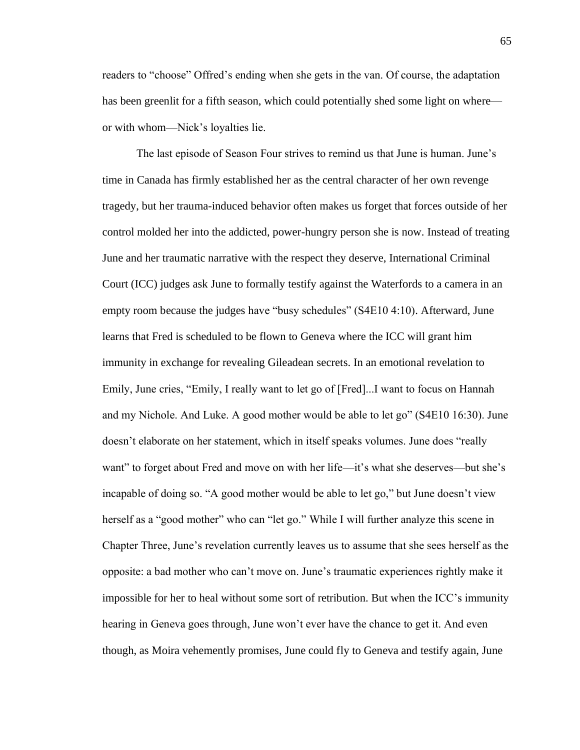readers to "choose" Offred's ending when she gets in the van. Of course, the adaptation has been greenlit for a fifth season, which could potentially shed some light on where—or with whom—Nick's loyalties lie.

The last episode of Season Four strives to remind us that June is human. June's time in Canada has firmly established her as the central character of her own revenge tragedy, but her trauma-induced behavior often makes us forget that forces outside of her control molded her into the addicted, power-hungry person she is now. Instead of treating June and her traumatic narrative with the respect they deserve, International Criminal Court (ICC) judges ask June to formally testify against the Waterfords to a camera in an empty room because the judges have "busy schedules" (S4E10 4:10). Afterward, June learns that Fred is scheduled to be flown to Geneva where the ICC will grant him immunity in exchange for revealing Gileadean secrets. In an emotional revelation to Emily, June cries, "Emily, I really want to let go of [Fred]...I want to focus on Hannah and my Nichole. And Luke. A good mother would be able to let go" (S4E10 16:30). June doesn't elaborate on her statement, which in itself speaks volumes. June does "really want" to forget about Fred and move on with her life—it's what she deserves—but she's incapable of doing so. "A good mother would be able to let go," but June doesn't view herself as a "good mother" who can "let go." While I will further analyze this scene in Chapter Three, June's revelation currently leaves us to assume that she sees herself as the opposite: a bad mother who can't move on. June's traumatic experiences rightly make it impossible for her to heal without some sort of retribution. But when the ICC's immunity hearing in Geneva goes through, June won't ever have the chance to get it. And even though, as Moira vehemently promises, June could fly to Geneva and testify again, June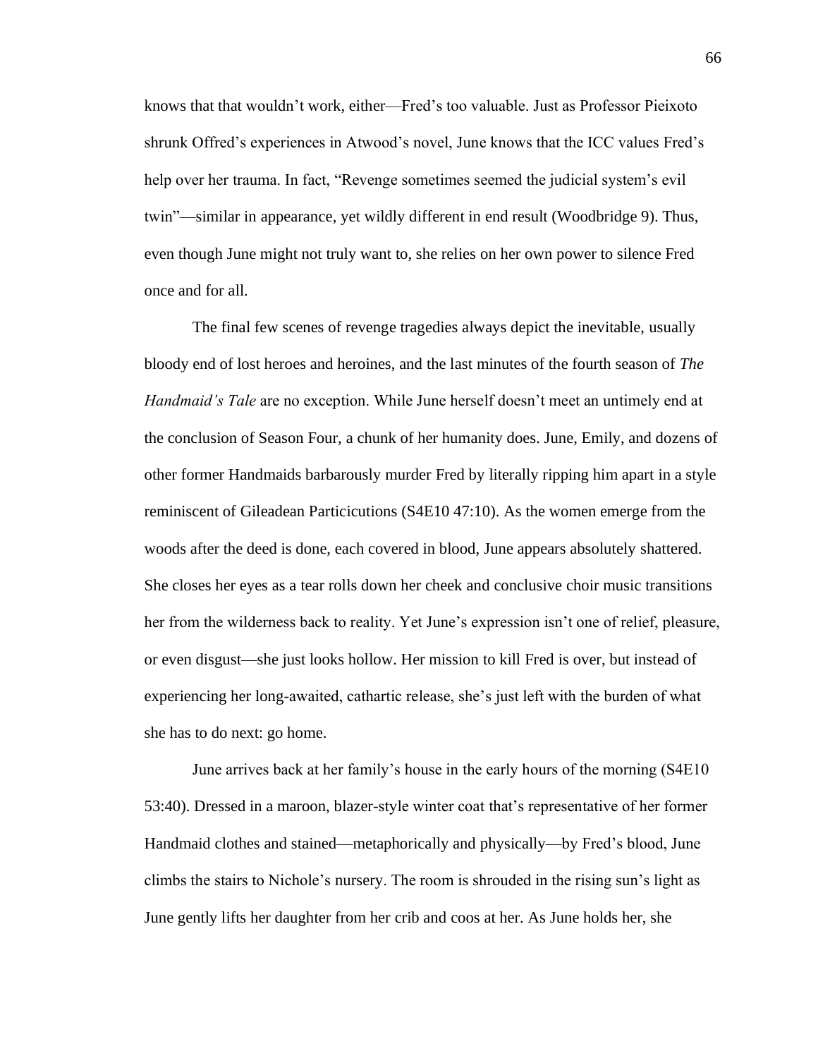knows that that wouldn't work, either—Fred's too valuable. Just as Professor Pieixoto shrunk Offred's experiences in Atwood's novel, June knows that the ICC values Fred's help over her trauma. In fact, "Revenge sometimes seemed the judicial system's evil twin"—similar in appearance, yet wildly different in end result (Woodbridge 9). Thus, even though June might not truly want to, she relies on her own power to silence Fred once and for all.

The final few scenes of revenge tragedies always depict the inevitable, usually bloody end of lost heroes and heroines, and the last minutes of the fourth season of *The Handmaid's Tale* are no exception. While June herself doesn't meet an untimely end at the conclusion of Season Four, a chunk of her humanity does. June, Emily, and dozens of other former Handmaids barbarously murder Fred by literally ripping him apart in a style reminiscent of Gileadean Particicutions (S4E10 47:10). As the women emerge from the woods after the deed is done, each covered in blood, June appears absolutely shattered. She closes her eyes as a tear rolls down her cheek and conclusive choir music transitions her from the wilderness back to reality. Yet June's expression isn't one of relief, pleasure, or even disgust—she just looks hollow. Her mission to kill Fred is over, but instead of experiencing her long-awaited, cathartic release, she's just left with the burden of what she has to do next: go home.

June arrives back at her family's house in the early hours of the morning (S4E10 53:40). Dressed in a maroon, blazer-style winter coat that's representative of her former Handmaid clothes and stained—metaphorically and physically—by Fred's blood, June climbs the stairs to Nichole's nursery. The room is shrouded in the rising sun's light as June gently lifts her daughter from her crib and coos at her. As June holds her, she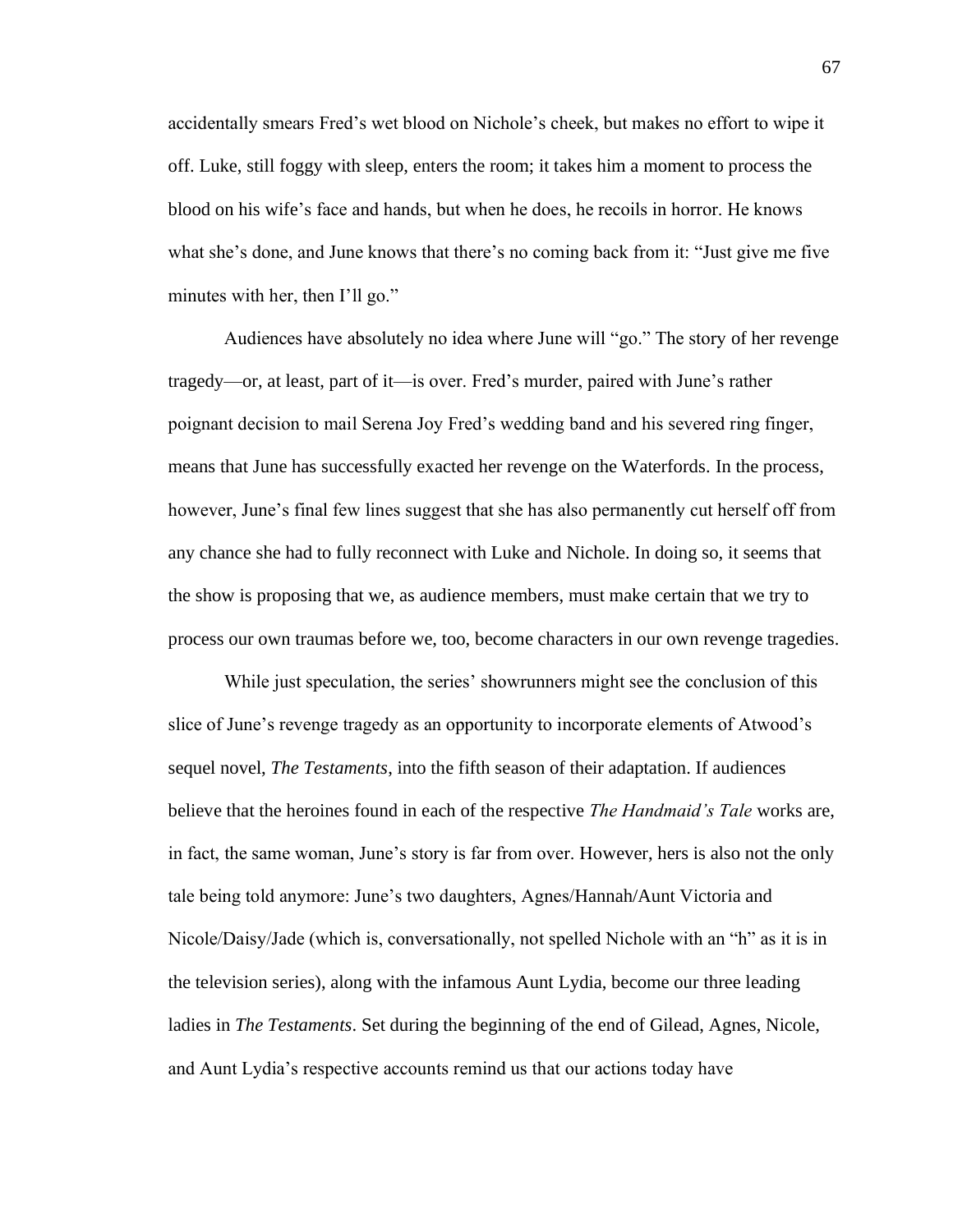accidentally smears Fred's wet blood on Nichole's cheek, but makes no effort to wipe it off. Luke, still foggy with sleep, enters the room; it takes him a moment to process the blood on his wife's face and hands, but when he does, he recoils in horror. He knows what she's done, and June knows that there's no coming back from it: "Just give me five minutes with her, then I'll go."

Audiences have absolutely no idea where June will "go." The story of her revenge tragedy—or, at least, part of it—is over. Fred's murder, paired with June's rather poignant decision to mail Serena Joy Fred's wedding band and his severed ring finger, means that June has successfully exacted her revenge on the Waterfords. In the process, however, June's final few lines suggest that she has also permanently cut herself off from any chance she had to fully reconnect with Luke and Nichole. In doing so, it seems that the show is proposing that we, as audience members, must make certain that we try to process our own traumas before we, too, become characters in our own revenge tragedies.

While just speculation, the series' showrunners might see the conclusion of this slice of June's revenge tragedy as an opportunity to incorporate elements of Atwood's sequel novel, *The Testaments*, into the fifth season of their adaptation. If audiences believe that the heroines found in each of the respective *The Handmaid's Tale* works are, in fact, the same woman, June's story is far from over. However, hers is also not the only tale being told anymore: June's two daughters, Agnes/Hannah/Aunt Victoria and Nicole/Daisy/Jade (which is, conversationally, not spelled Nichole with an "h" as it is in the television series), along with the infamous Aunt Lydia, become our three leading ladies in *The Testaments*. Set during the beginning of the end of Gilead, Agnes, Nicole, and Aunt Lydia's respective accounts remind us that our actions today have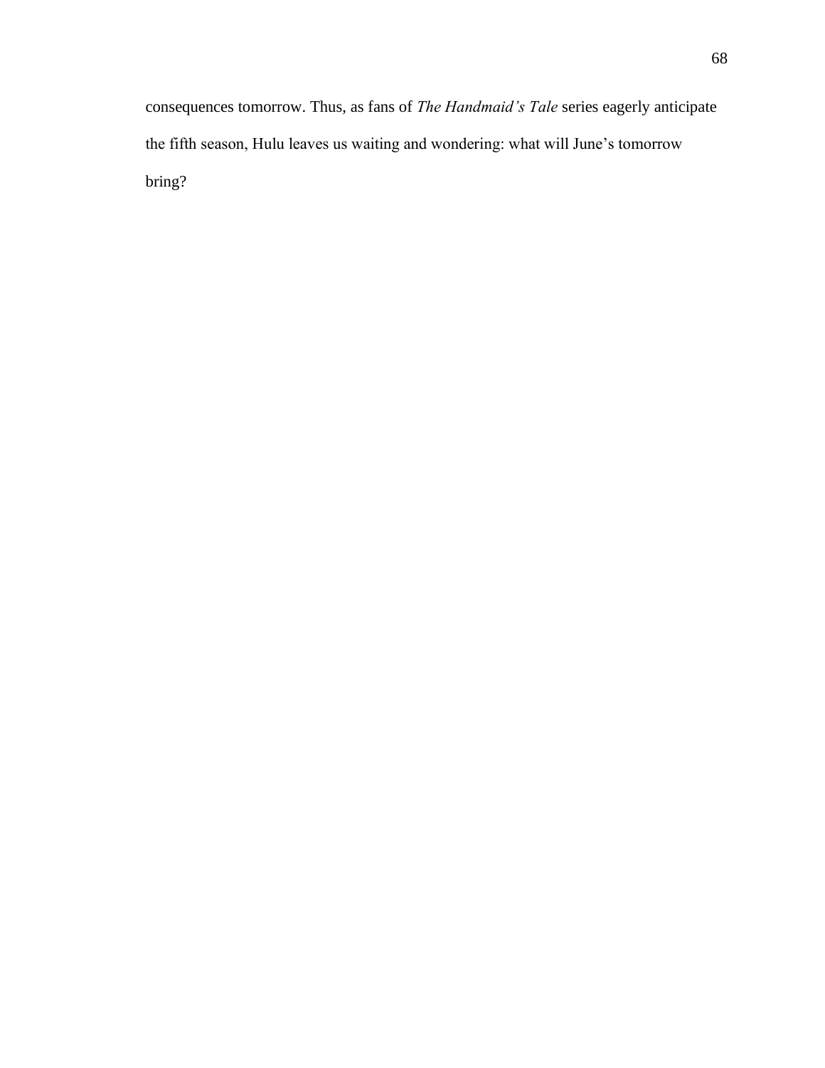consequences tomorrow. Thus, as fans of *The Handmaid's Tale* series eagerly anticipate the fifth season, Hulu leaves us waiting and wondering: what will June's tomorrow bring?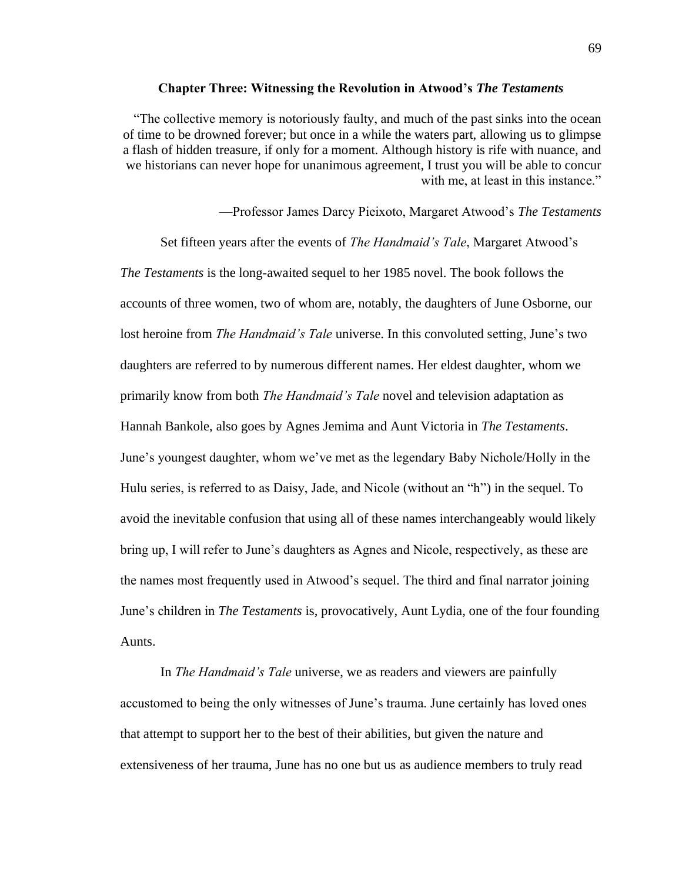## Chapter Three: Witnessing the Revolution in Atwood's *The Testaments*

"The collective memory is notoriously faulty, and much of the past sinks into the ocean of time to be drowned forever; but once in a while the waters part, allowing us to glimpse a flash of hidden treasure, if only for a moment. Although history is rife with nuance, and we historians can never hope for unanimous agreement, I trust you will be able to concur with me, at least in this instance."

—Professor James Darcy Pieixoto, Margaret Atwood's *The Testaments*

Set fifteen years after the events of *The Handmaid's Tale*, Margaret Atwood's *The Testaments* is the long-awaited sequel to her 1985 novel. The book follows the accounts of three women, two of whom are, notably, the daughters of June Osborne, our lost heroine from *The Handmaid's Tale* universe. In this convoluted setting, June's two daughters are referred to by numerous different names. Her eldest daughter, whom we primarily know from both *The Handmaid's Tale* novel and television adaptation as Hannah Bankole, also goes by Agnes Jemima and Aunt Victoria in *The Testaments*. June's youngest daughter, whom we've met as the legendary Baby Nichole/Holly in the Hulu series, is referred to as Daisy, Jade, and Nicole (without an "h") in the sequel. To avoid the inevitable confusion that using all of these names interchangeably would likely bring up, I will refer to June's daughters as Agnes and Nicole, respectively, as these are the names most frequently used in Atwood's sequel. The third and final narrator joining June's children in *The Testaments* is, provocatively, Aunt Lydia, one of the four founding Aunts.

In *The Handmaid's Tale* universe, we as readers and viewers are painfully accustomed to being the only witnesses of June's trauma. June certainly has loved ones that attempt to support her to the best of their abilities, but given the nature and extensiveness of her trauma, June has no one but us as audience members to truly read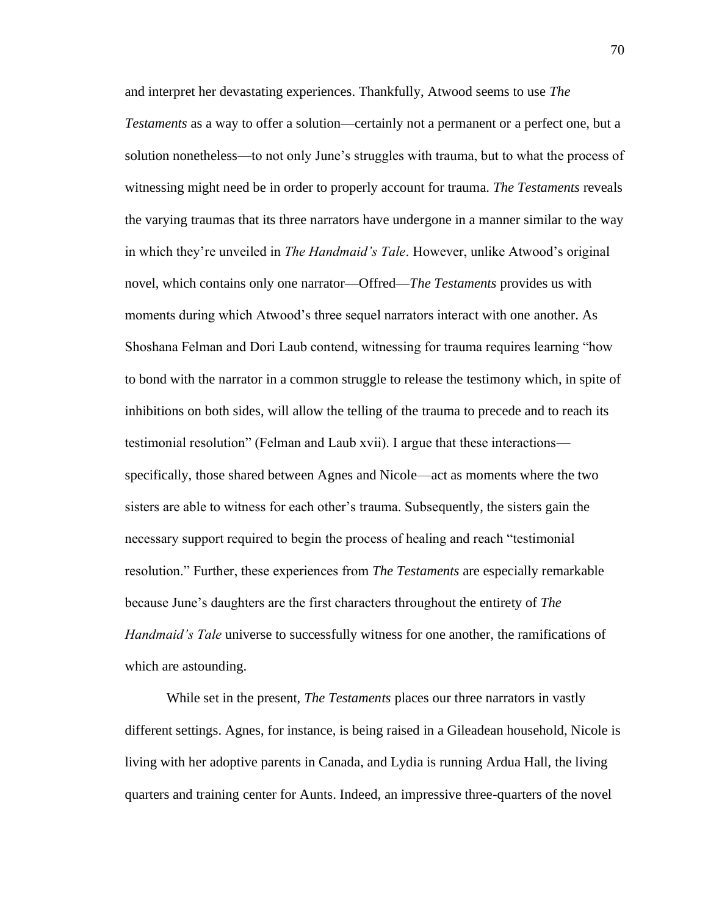and interpret her devastating experiences. Thankfully, Atwood seems to use *The Testaments* as a way to offer a solution—certainly not a permanent or a perfect one, but a solution nonetheless—to not only June's struggles with trauma, but to what the process of witnessing might need be in order to properly account for trauma. *The Testaments* reveals the varying traumas that its three narrators have undergone in a manner similar to the way in which they're unveiled in *The Handmaid's Tale*. However, unlike Atwood's original novel, which contains only one narrator—Offred—*The Testaments* provides us with moments during which Atwood's three sequel narrators interact with one another. As Shoshana Felman and Dori Laub contend, witnessing for trauma requires learning "how to bond with the narrator in a common struggle to release the testimony which, in spite of inhibitions on both sides, will allow the telling of the trauma to precede and to reach its testimonial resolution" (Felman and Laub xvii). I argue that these interactions—specifically, those shared between Agnes and Nicole—act as moments where the two sisters are able to witness for each other's trauma. Subsequently, the sisters gain the necessary support required to begin the process of healing and reach "testimonial resolution." Further, these experiences from *The Testaments* are especially remarkable because June's daughters are the first characters throughout the entirety of *The Handmaid's Tale* universe to successfully witness for one another, the ramifications of which are astounding.

While set in the present, *The Testaments* places our three narrators in vastly different settings. Agnes, for instance, is being raised in a Gileadean household, Nicole is living with her adoptive parents in Canada, and Lydia is running Ardua Hall, the living quarters and training center for Aunts. Indeed, an impressive three-quarters of the novel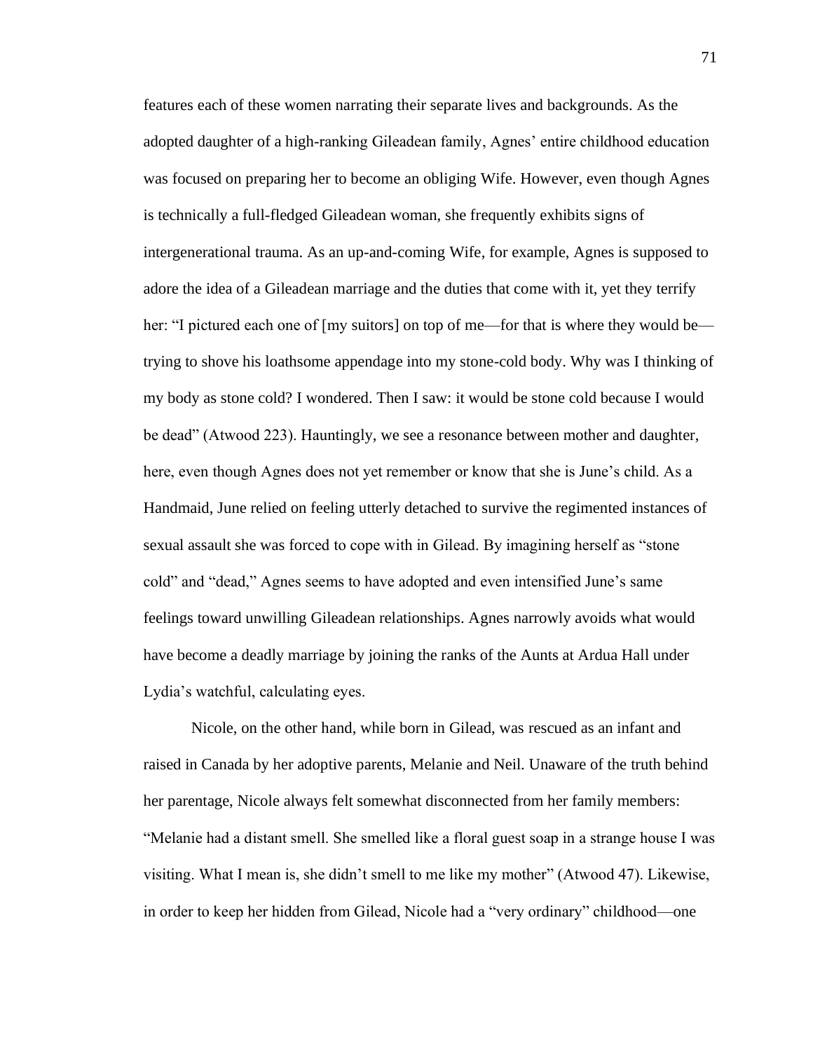features each of these women narrating their separate lives and backgrounds. As the adopted daughter of a high-ranking Gileadean family, Agnes' entire childhood education was focused on preparing her to become an obliging Wife. However, even though Agnes is technically a full-fledged Gileadean woman, she frequently exhibits signs of intergenerational trauma. As an up-and-coming Wife, for example, Agnes is supposed to adore the idea of a Gileadean marriage and the duties that come with it, yet they terrify her: "I pictured each one of [my suitors] on top of me—for that is where they would be—trying to shove his loathsome appendage into my stone-cold body. Why was I thinking of my body as stone cold? I wondered. Then I saw: it would be stone cold because I would be dead" (Atwood 223). Hauntingly, we see a resonance between mother and daughter, here, even though Agnes does not yet remember or know that she is June's child. As a Handmaid, June relied on feeling utterly detached to survive the regimented instances of sexual assault she was forced to cope with in Gilead. By imagining herself as "stone cold" and "dead," Agnes seems to have adopted and even intensified June's same feelings toward unwilling Gileadean relationships. Agnes narrowly avoids what would have become a deadly marriage by joining the ranks of the Aunts at Ardua Hall under Lydia's watchful, calculating eyes.

Nicole, on the other hand, while born in Gilead, was rescued as an infant and raised in Canada by her adoptive parents, Melanie and Neil. Unaware of the truth behind her parentage, Nicole always felt somewhat disconnected from her family members: "Melanie had a distant smell. She smelled like a floral guest soap in a strange house I was visiting. What I mean is, she didn't smell to me like my mother" (Atwood 47). Likewise, in order to keep her hidden from Gilead, Nicole had a "very ordinary" childhood—one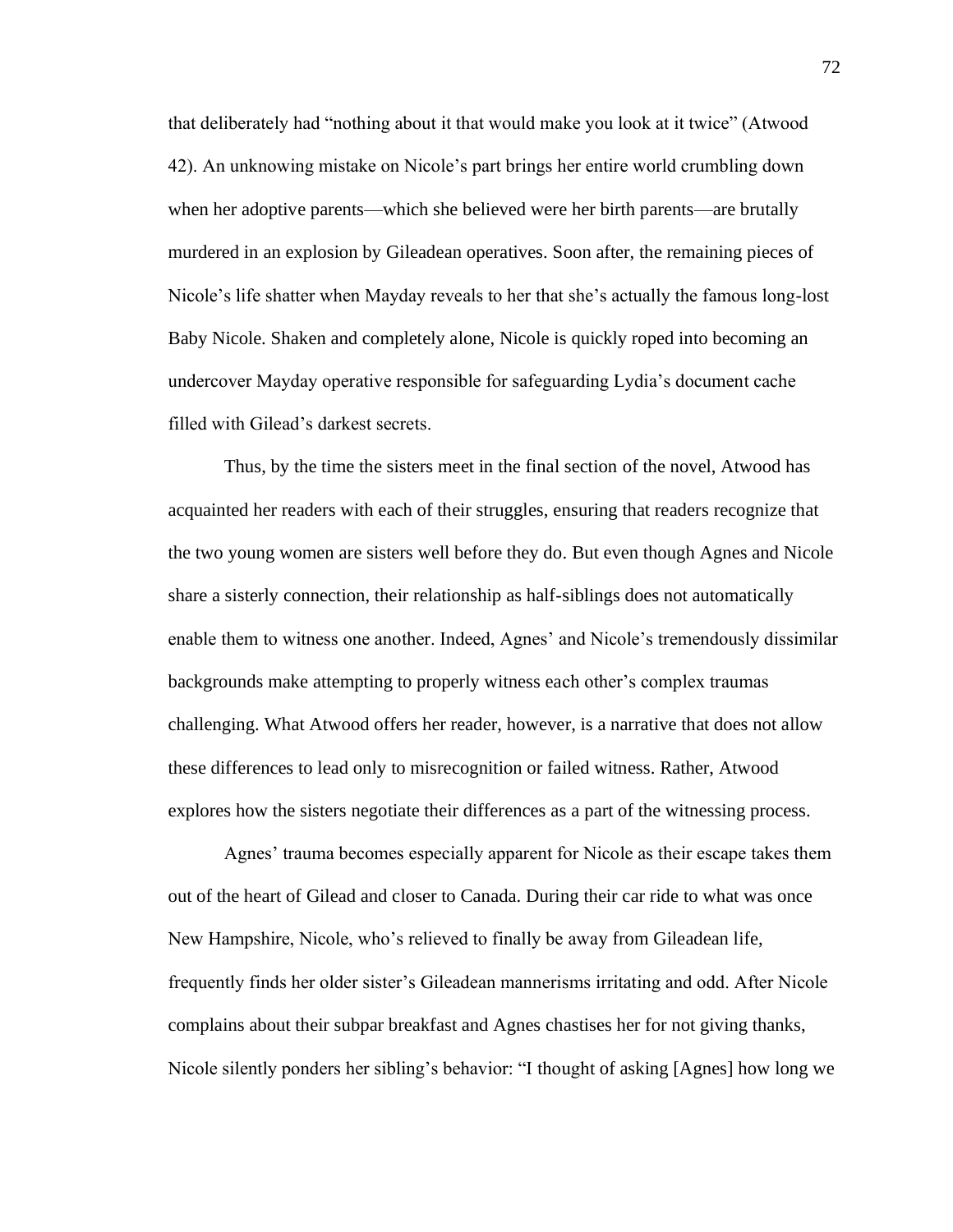that deliberately had "nothing about it that would make you look at it twice" (Atwood 42). An unknowing mistake on Nicole's part brings her entire world crumbling down when her adoptive parents—which she believed were her birth parents—are brutally murdered in an explosion by Gileadean operatives. Soon after, the remaining pieces of Nicole's life shatter when Mayday reveals to her that she's actually the famous long-lost Baby Nicole. Shaken and completely alone, Nicole is quickly roped into becoming an undercover Mayday operative responsible for safeguarding Lydia's document cache filled with Gilead's darkest secrets.

Thus, by the time the sisters meet in the final section of the novel, Atwood has acquainted her readers with each of their struggles, ensuring that readers recognize that the two young women are sisters well before they do. But even though Agnes and Nicole share a sisterly connection, their relationship as half-siblings does not automatically enable them to witness one another. Indeed, Agnes' and Nicole's tremendously dissimilar backgrounds make attempting to properly witness each other's complex traumas challenging. What Atwood offers her reader, however, is a narrative that does not allow these differences to lead only to misrecognition or failed witness. Rather, Atwood explores how the sisters negotiate their differences as a part of the witnessing process.

Agnes' trauma becomes especially apparent for Nicole as their escape takes them out of the heart of Gilead and closer to Canada. During their car ride to what was once New Hampshire, Nicole, who's relieved to finally be away from Gileadean life, frequently finds her older sister's Gileadean mannerisms irritating and odd. After Nicole complains about their subpar breakfast and Agnes chastises her for not giving thanks, Nicole silently ponders her sibling's behavior: "I thought of asking [Agnes] how long we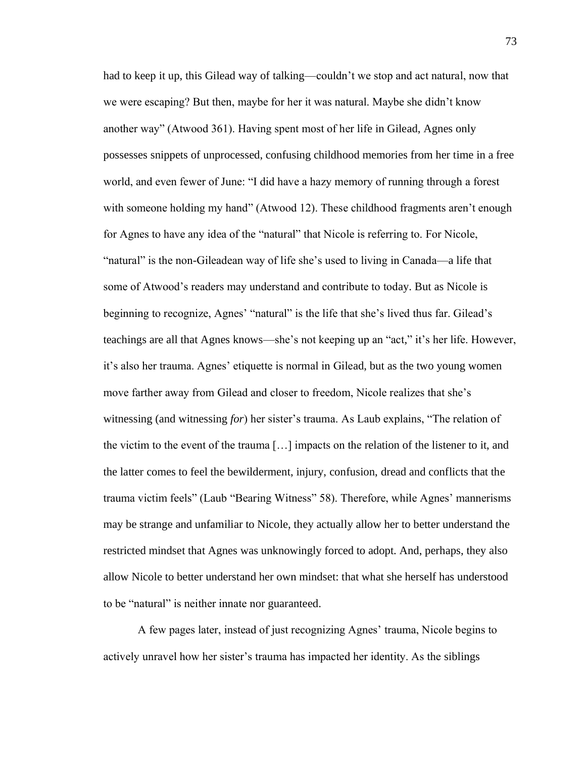had to keep it up, this Gilead way of talking—couldn't we stop and act natural, now that we were escaping? But then, maybe for her it was natural. Maybe she didn't know another way" (Atwood 361). Having spent most of her life in Gilead, Agnes only possesses snippets of unprocessed, confusing childhood memories from her time in a free world, and even fewer of June: "I did have a hazy memory of running through a forest with someone holding my hand" (Atwood 12). These childhood fragments aren't enough for Agnes to have any idea of the "natural" that Nicole is referring to. For Nicole, "natural" is the non-Gileadean way of life she's used to living in Canada—a life that some of Atwood's readers may understand and contribute to today. But as Nicole is beginning to recognize, Agnes' "natural" is the life that she's lived thus far. Gilead's teachings are all that Agnes knows—she's not keeping up an "act," it's her life. However, it's also her trauma. Agnes' etiquette is normal in Gilead, but as the two young women move farther away from Gilead and closer to freedom, Nicole realizes that she's witnessing (and witnessing *for*) her sister's trauma. As Laub explains, "The relation of the victim to the event of the trauma […] impacts on the relation of the listener to it, and the latter comes to feel the bewilderment, injury, confusion, dread and conflicts that the trauma victim feels" (Laub "Bearing Witness" 58). Therefore, while Agnes' mannerisms may be strange and unfamiliar to Nicole, they actually allow her to better understand the restricted mindset that Agnes was unknowingly forced to adopt. And, perhaps, they also allow Nicole to better understand her own mindset: that what she herself has understood to be "natural" is neither innate nor guaranteed.

A few pages later, instead of just recognizing Agnes' trauma, Nicole begins to actively unravel how her sister's trauma has impacted her identity. As the siblings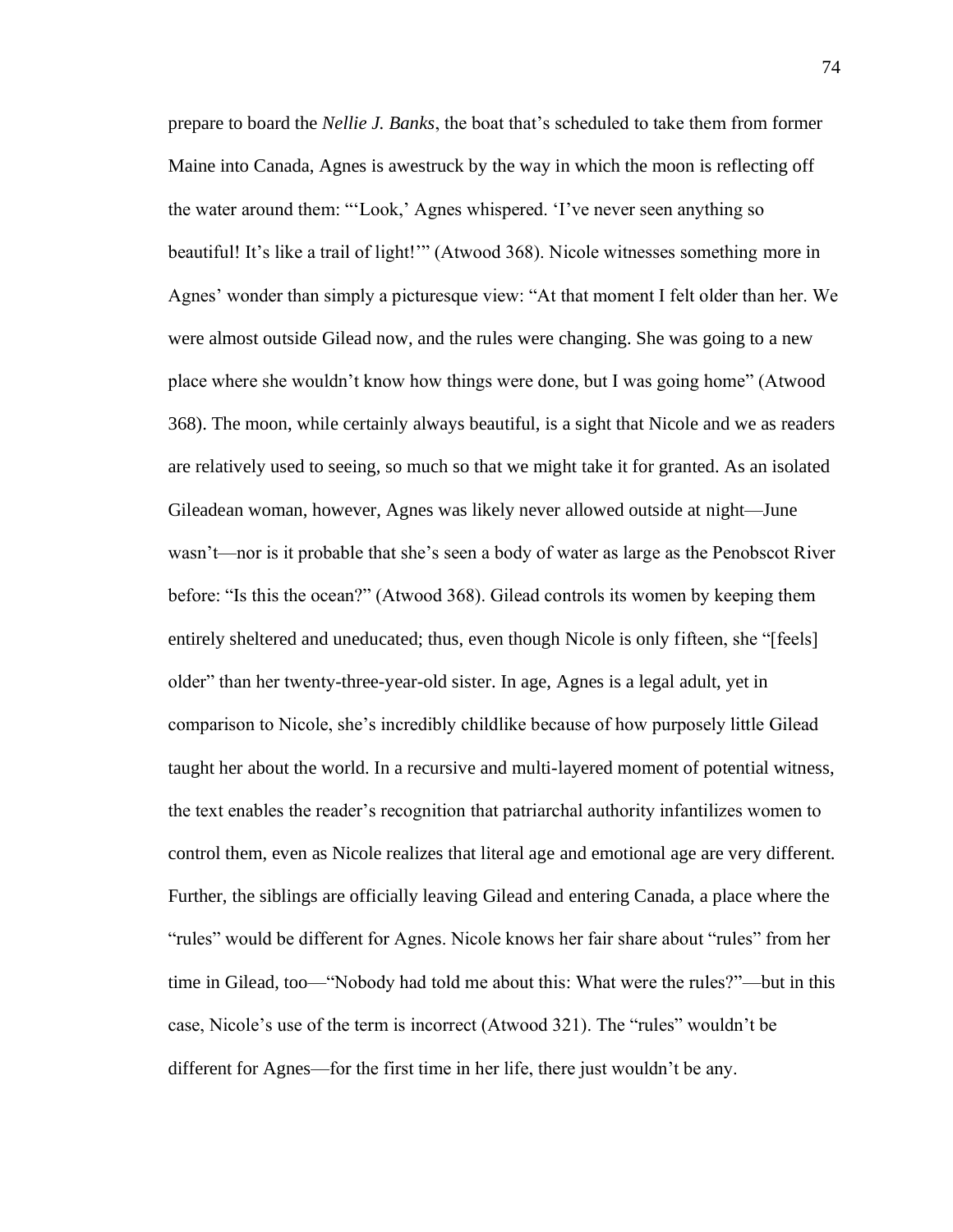prepare to board the *Nellie J. Banks*, the boat that's scheduled to take them from former Maine into Canada, Agnes is awestruck by the way in which the moon is reflecting off the water around them: "'Look,' Agnes whispered. 'I've never seen anything so beautiful! It's like a trail of light!'" (Atwood 368). Nicole witnesses something more in Agnes' wonder than simply a picturesque view: "At that moment I felt older than her. We were almost outside Gilead now, and the rules were changing. She was going to a new place where she wouldn't know how things were done, but I was going home" (Atwood 368). The moon, while certainly always beautiful, is a sight that Nicole and we as readers are relatively used to seeing, so much so that we might take it for granted. As an isolated Gileadean woman, however, Agnes was likely never allowed outside at night—June wasn't—nor is it probable that she's seen a body of water as large as the Penobscot River before: "Is this the ocean?" (Atwood 368). Gilead controls its women by keeping them entirely sheltered and uneducated; thus, even though Nicole is only fifteen, she "[feels] older" than her twenty-three-year-old sister. In age, Agnes is a legal adult, yet in comparison to Nicole, she's incredibly childlike because of how purposely little Gilead taught her about the world. In a recursive and multi-layered moment of potential witness, the text enables the reader's recognition that patriarchal authority infantilizes women to control them, even as Nicole realizes that literal age and emotional age are very different. Further, the siblings are officially leaving Gilead and entering Canada, a place where the "rules" would be different for Agnes. Nicole knows her fair share about "rules" from her time in Gilead, too—"Nobody had told me about this: What were the rules?"—but in this case, Nicole's use of the term is incorrect (Atwood 321). The "rules" wouldn't be different for Agnes—for the first time in her life, there just wouldn't be any.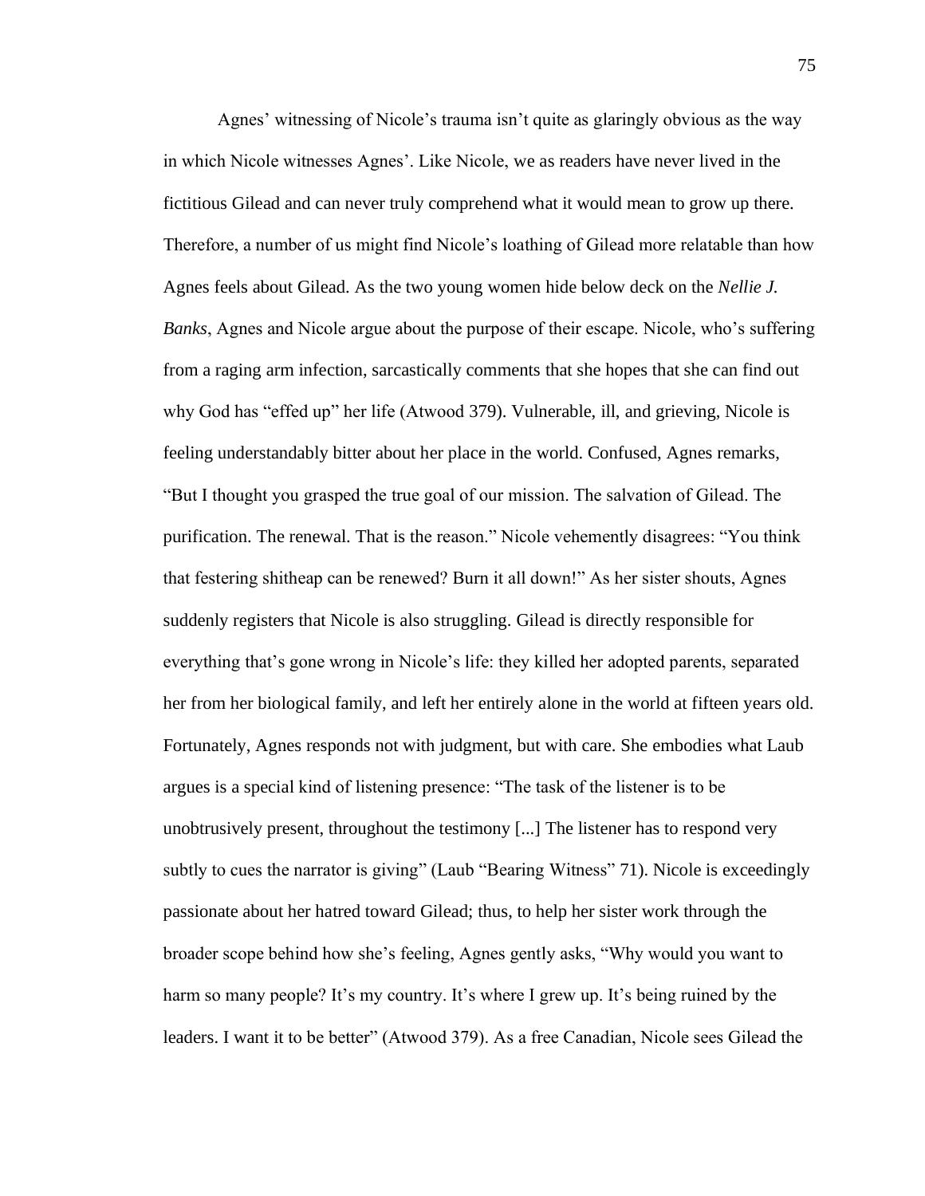Agnes' witnessing of Nicole's trauma isn't quite as glaringly obvious as the way in which Nicole witnesses Agnes'. Like Nicole, we as readers have never lived in the fictitious Gilead and can never truly comprehend what it would mean to grow up there. Therefore, a number of us might find Nicole's loathing of Gilead more relatable than how Agnes feels about Gilead. As the two young women hide below deck on the *Nellie J. Banks*, Agnes and Nicole argue about the purpose of their escape. Nicole, who's suffering from a raging arm infection, sarcastically comments that she hopes that she can find out why God has "effed up" her life (Atwood 379). Vulnerable, ill, and grieving, Nicole is feeling understandably bitter about her place in the world. Confused, Agnes remarks, "But I thought you grasped the true goal of our mission. The salvation of Gilead. The purification. The renewal. That is the reason." Nicole vehemently disagrees: "You think that festering shitheap can be renewed? Burn it all down!" As her sister shouts, Agnes suddenly registers that Nicole is also struggling. Gilead is directly responsible for everything that's gone wrong in Nicole's life: they killed her adopted parents, separated her from her biological family, and left her entirely alone in the world at fifteen years old. Fortunately, Agnes responds not with judgment, but with care. She embodies what Laub argues is a special kind of listening presence: "The task of the listener is to be unobtrusively present, throughout the testimony [...] The listener has to respond very subtly to cues the narrator is giving" (Laub "Bearing Witness" 71). Nicole is exceedingly passionate about her hatred toward Gilead; thus, to help her sister work through the broader scope behind how she's feeling, Agnes gently asks, "Why would you want to harm so many people? It's my country. It's where I grew up. It's being ruined by the leaders. I want it to be better" (Atwood 379). As a free Canadian, Nicole sees Gilead the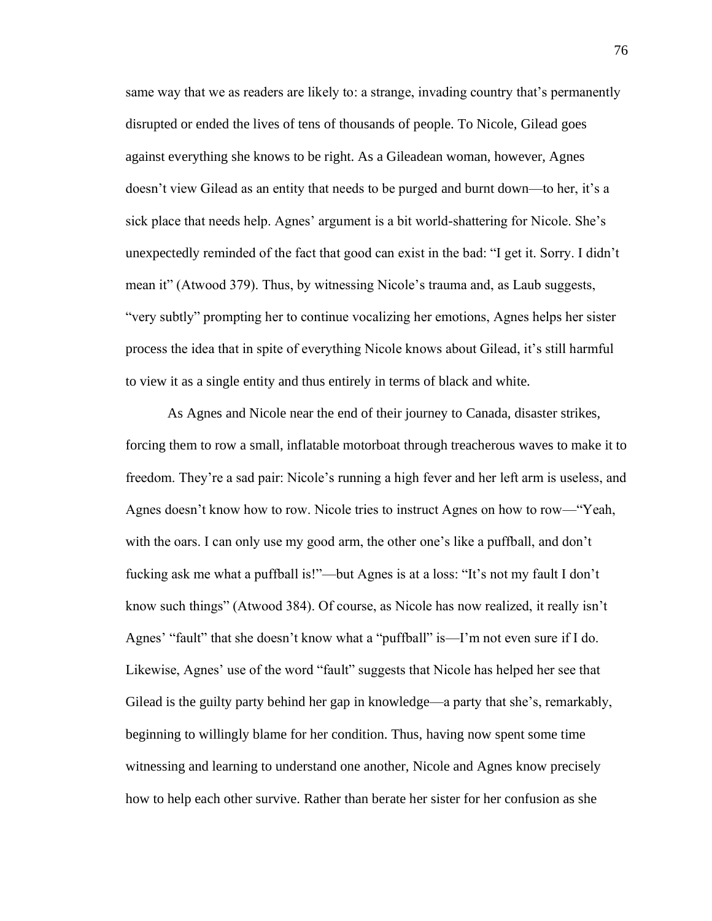same way that we as readers are likely to: a strange, invading country that's permanently disrupted or ended the lives of tens of thousands of people. To Nicole, Gilead goes against everything she knows to be right. As a Gileadean woman, however, Agnes doesn't view Gilead as an entity that needs to be purged and burnt down—to her, it's a sick place that needs help. Agnes' argument is a bit world-shattering for Nicole. She's unexpectedly reminded of the fact that good can exist in the bad: "I get it. Sorry. I didn't mean it" (Atwood 379). Thus, by witnessing Nicole's trauma and, as Laub suggests, "very subtly" prompting her to continue vocalizing her emotions, Agnes helps her sister process the idea that in spite of everything Nicole knows about Gilead, it's still harmful to view it as a single entity and thus entirely in terms of black and white.

As Agnes and Nicole near the end of their journey to Canada, disaster strikes, forcing them to row a small, inflatable motorboat through treacherous waves to make it to freedom. They're a sad pair: Nicole's running a high fever and her left arm is useless, and Agnes doesn't know how to row. Nicole tries to instruct Agnes on how to row—"Yeah, with the oars. I can only use my good arm, the other one's like a puffball, and don't fucking ask me what a puffball is!"—but Agnes is at a loss: "It's not my fault I don't know such things" (Atwood 384). Of course, as Nicole has now realized, it really isn't Agnes' "fault" that she doesn't know what a "puffball" is—I'm not even sure if I do. Likewise, Agnes' use of the word "fault" suggests that Nicole has helped her see that Gilead is the guilty party behind her gap in knowledge—a party that she's, remarkably, beginning to willingly blame for her condition. Thus, having now spent some time witnessing and learning to understand one another, Nicole and Agnes know precisely how to help each other survive. Rather than berate her sister for her confusion as she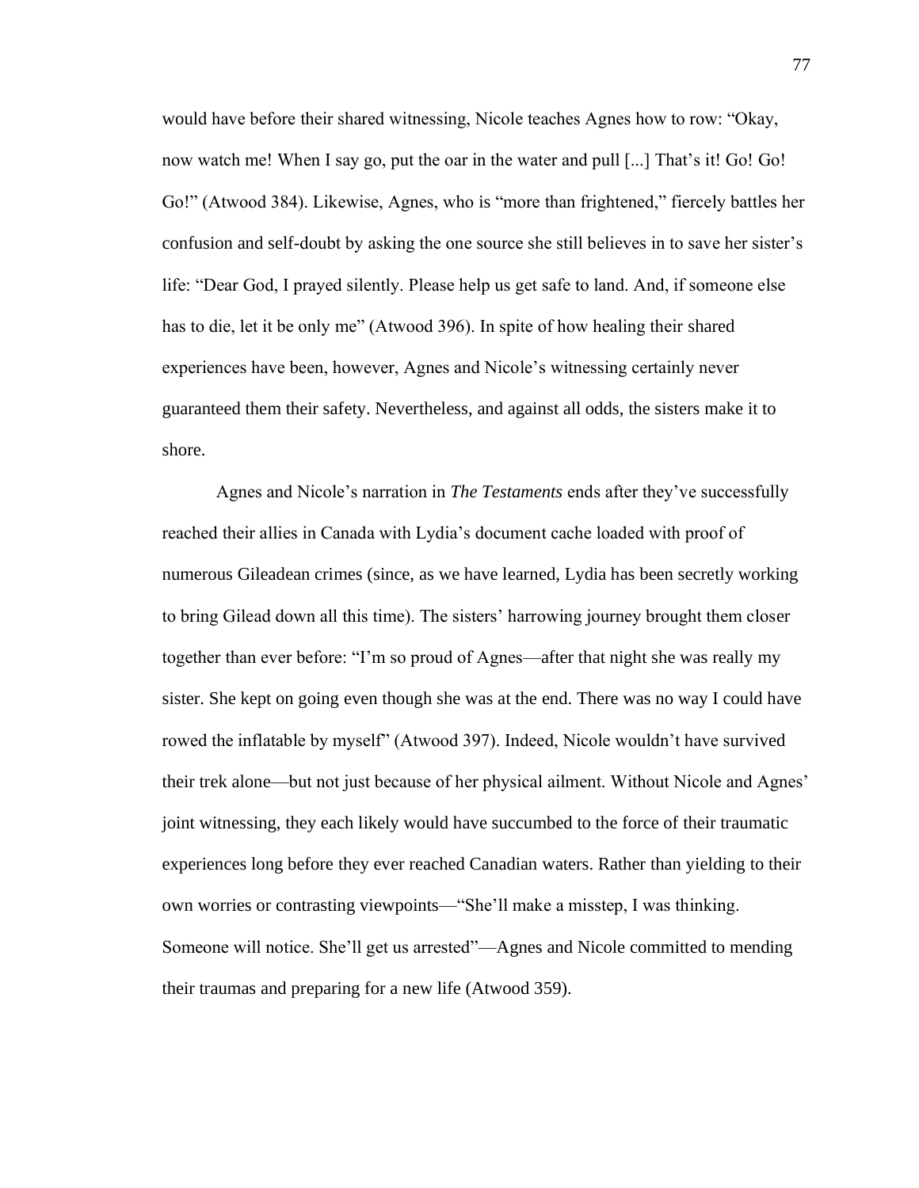would have before their shared witnessing, Nicole teaches Agnes how to row: "Okay, now watch me! When I say go, put the oar in the water and pull [...] That's it! Go! Go! Go!" (Atwood 384). Likewise, Agnes, who is "more than frightened," fiercely battles her confusion and self-doubt by asking the one source she still believes in to save her sister's life: "Dear God, I prayed silently. Please help us get safe to land. And, if someone else has to die, let it be only me" (Atwood 396). In spite of how healing their shared experiences have been, however, Agnes and Nicole's witnessing certainly never guaranteed them their safety. Nevertheless, and against all odds, the sisters make it to shore.

Agnes and Nicole's narration in *The Testaments* ends after they've successfully reached their allies in Canada with Lydia's document cache loaded with proof of numerous Gileadean crimes (since, as we have learned, Lydia has been secretly working to bring Gilead down all this time). The sisters' harrowing journey brought them closer together than ever before: "I'm so proud of Agnes—after that night she was really my sister. She kept on going even though she was at the end. There was no way I could have rowed the inflatable by myself" (Atwood 397). Indeed, Nicole wouldn't have survived their trek alone—but not just because of her physical ailment. Without Nicole and Agnes' joint witnessing, they each likely would have succumbed to the force of their traumatic experiences long before they ever reached Canadian waters. Rather than yielding to their own worries or contrasting viewpoints—"She'll make a misstep, I was thinking. Someone will notice. She'll get us arrested"—Agnes and Nicole committed to mending their traumas and preparing for a new life (Atwood 359).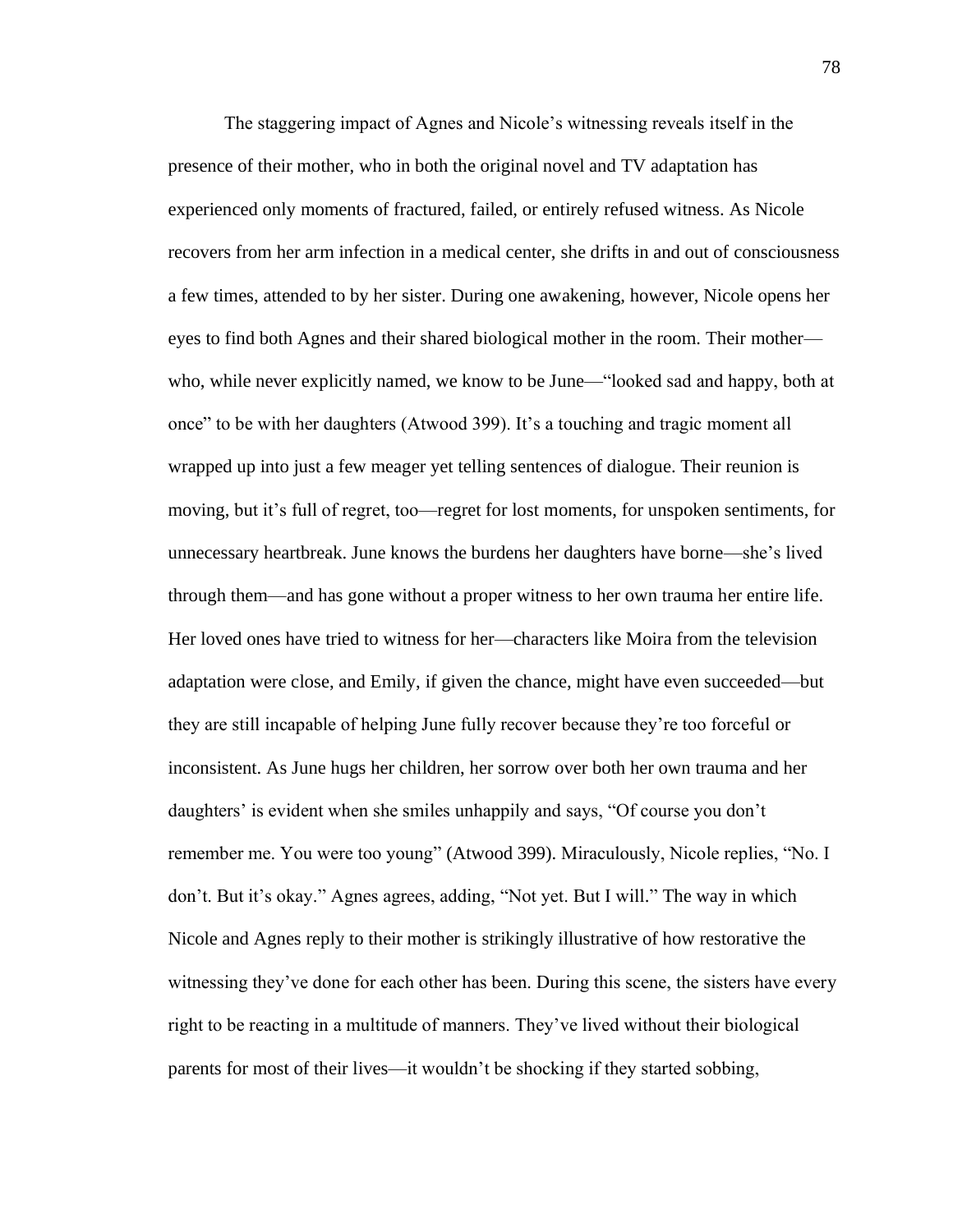The staggering impact of Agnes and Nicole's witnessing reveals itself in the presence of their mother, who in both the original novel and TV adaptation has experienced only moments of fractured, failed, or entirely refused witness. As Nicole recovers from her arm infection in a medical center, she drifts in and out of consciousness a few times, attended to by her sister. During one awakening, however, Nicole opens her eyes to find both Agnes and their shared biological mother in the room. Their mother—who, while never explicitly named, we know to be June—"looked sad and happy, both at once" to be with her daughters (Atwood 399). It's a touching and tragic moment all wrapped up into just a few meager yet telling sentences of dialogue. Their reunion is moving, but it's full of regret, too—regret for lost moments, for unspoken sentiments, for unnecessary heartbreak. June knows the burdens her daughters have borne—she's lived through them—and has gone without a proper witness to her own trauma her entire life. Her loved ones have tried to witness for her—characters like Moira from the television adaptation were close, and Emily, if given the chance, might have even succeeded—but they are still incapable of helping June fully recover because they're too forceful or inconsistent. As June hugs her children, her sorrow over both her own trauma and her daughters' is evident when she smiles unhappily and says, "Of course you don't remember me. You were too young" (Atwood 399). Miraculously, Nicole replies, "No. I don't. But it's okay." Agnes agrees, adding, "Not yet. But I will." The way in which Nicole and Agnes reply to their mother is strikingly illustrative of how restorative the witnessing they've done for each other has been. During this scene, the sisters have every right to be reacting in a multitude of manners. They've lived without their biological parents for most of their lives—it wouldn't be shocking if they started sobbing,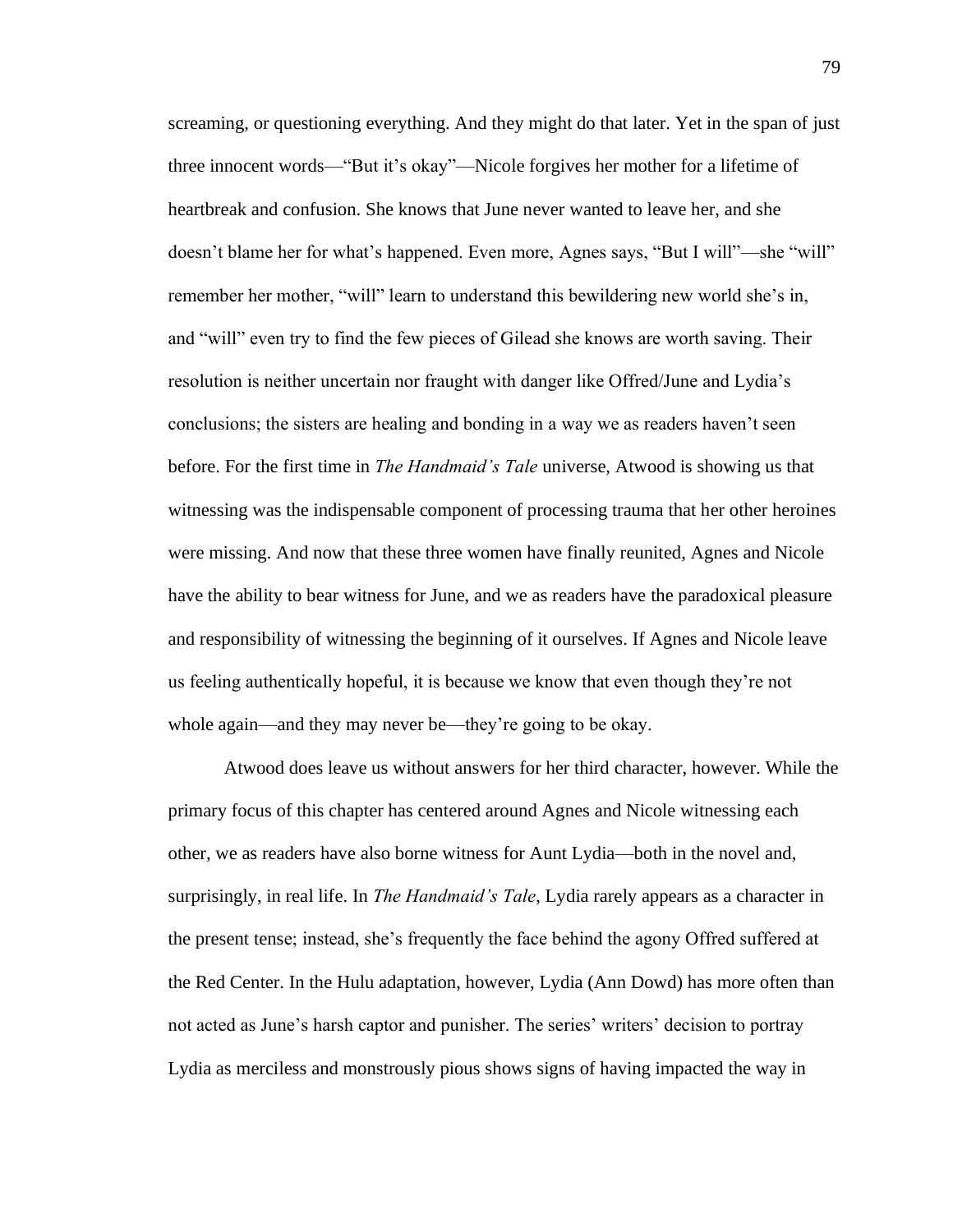screaming, or questioning everything. And they might do that later. Yet in the span of just three innocent words—"But it's okay"—Nicole forgives her mother for a lifetime of heartbreak and confusion. She knows that June never wanted to leave her, and she doesn't blame her for what's happened. Even more, Agnes says, "But I will"—she "will" remember her mother, "will" learn to understand this bewildering new world she's in, and "will" even try to find the few pieces of Gilead she knows are worth saving. Their resolution is neither uncertain nor fraught with danger like Offred/June and Lydia's conclusions; the sisters are healing and bonding in a way we as readers haven't seen before. For the first time in *The Handmaid's Tale* universe, Atwood is showing us that witnessing was the indispensable component of processing trauma that her other heroines were missing. And now that these three women have finally reunited, Agnes and Nicole have the ability to bear witness for June, and we as readers have the paradoxical pleasure and responsibility of witnessing the beginning of it ourselves. If Agnes and Nicole leave us feeling authentically hopeful, it is because we know that even though they're not whole again—and they may never be—they're going to be okay.

Atwood does leave us without answers for her third character, however. While the primary focus of this chapter has centered around Agnes and Nicole witnessing each other, we as readers have also borne witness for Aunt Lydia—both in the novel and, surprisingly, in real life. In *The Handmaid's Tale*, Lydia rarely appears as a character in the present tense; instead, she's frequently the face behind the agony Offred suffered at the Red Center. In the Hulu adaptation, however, Lydia (Ann Dowd) has more often than not acted as June's harsh captor and punisher. The series' writers' decision to portray Lydia as merciless and monstrously pious shows signs of having impacted the way in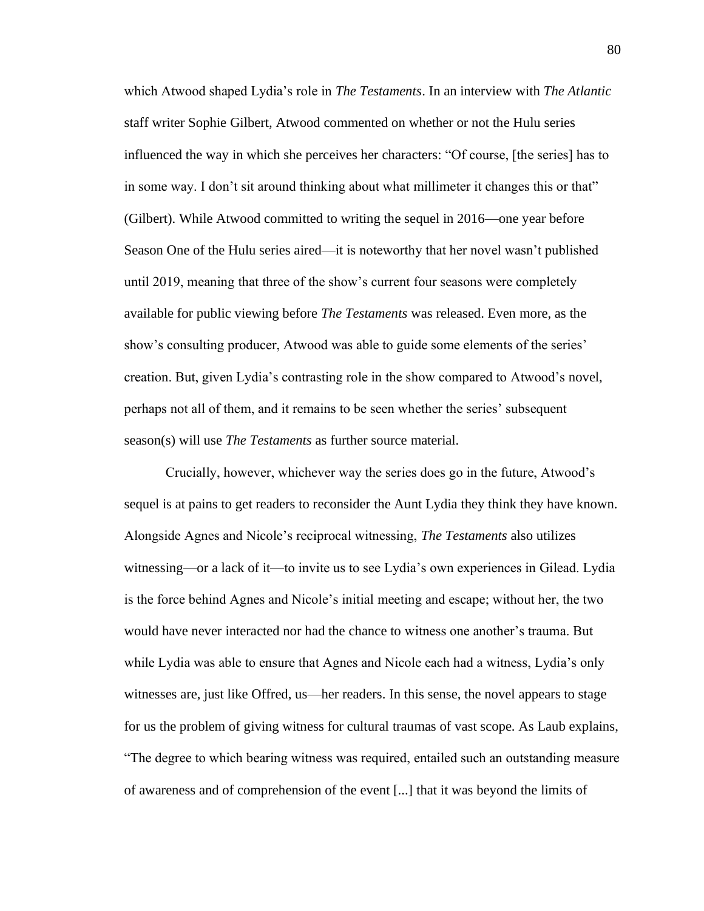which Atwood shaped Lydia's role in *The Testaments*. In an interview with *The Atlantic* staff writer Sophie Gilbert, Atwood commented on whether or not the Hulu series influenced the way in which she perceives her characters: "Of course, [the series] has to in some way. I don't sit around thinking about what millimeter it changes this or that" (Gilbert). While Atwood committed to writing the sequel in 2016—one year before Season One of the Hulu series aired—it is noteworthy that her novel wasn't published until 2019, meaning that three of the show's current four seasons were completely available for public viewing before *The Testaments* was released. Even more, as the show's consulting producer, Atwood was able to guide some elements of the series' creation. But, given Lydia's contrasting role in the show compared to Atwood's novel, perhaps not all of them, and it remains to be seen whether the series' subsequent season(s) will use *The Testaments* as further source material.

Crucially, however, whichever way the series does go in the future, Atwood's sequel is at pains to get readers to reconsider the Aunt Lydia they think they have known. Alongside Agnes and Nicole's reciprocal witnessing, *The Testaments* also utilizes witnessing—or a lack of it—to invite us to see Lydia's own experiences in Gilead. Lydia is the force behind Agnes and Nicole's initial meeting and escape; without her, the two would have never interacted nor had the chance to witness one another's trauma. But while Lydia was able to ensure that Agnes and Nicole each had a witness, Lydia's only witnesses are, just like Offred, us—her readers. In this sense, the novel appears to stage for us the problem of giving witness for cultural traumas of vast scope. As Laub explains, "The degree to which bearing witness was required, entailed such an outstanding measure of awareness and of comprehension of the event [...] that it was beyond the limits of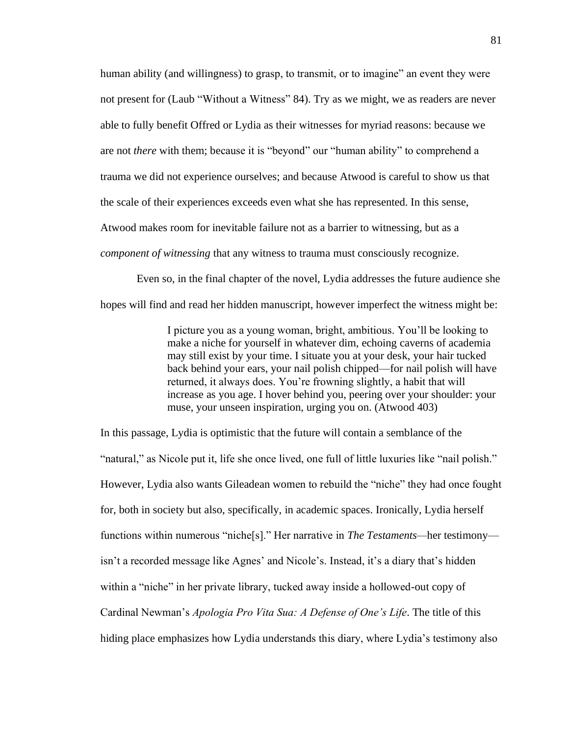human ability (and willingness) to grasp, to transmit, or to imagine" an event they were not present for (Laub "Without a Witness" 84). Try as we might, we as readers are never able to fully benefit Offred or Lydia as their witnesses for myriad reasons: because we are not *there* with them; because it is "beyond" our "human ability" to comprehend a trauma we did not experience ourselves; and because Atwood is careful to show us that the scale of their experiences exceeds even what she has represented. In this sense, Atwood makes room for inevitable failure not as a barrier to witnessing, but as a *component of witnessing* that any witness to trauma must consciously recognize.

Even so, in the final chapter of the novel, Lydia addresses the future audience she hopes will find and read her hidden manuscript, however imperfect the witness might be:

> I picture you as a young woman, bright, ambitious. You'll be looking to make a niche for yourself in whatever dim, echoing caverns of academia may still exist by your time. I situate you at your desk, your hair tucked back behind your ears, your nail polish chipped—for nail polish will have returned, it always does. You're frowning slightly, a habit that will increase as you age. I hover behind you, peering over your shoulder: your muse, your unseen inspiration, urging you on. (Atwood 403)

In this passage, Lydia is optimistic that the future will contain a semblance of the "natural," as Nicole put it, life she once lived, one full of little luxuries like "nail polish." However, Lydia also wants Gileadean women to rebuild the "niche" they had once fought for, both in society but also, specifically, in academic spaces. Ironically, Lydia herself functions within numerous "niche[s]." Her narrative in *The Testaments*—her testimony—isn't a recorded message like Agnes' and Nicole's. Instead, it's a diary that's hidden within a "niche" in her private library, tucked away inside a hollowed-out copy of Cardinal Newman's *Apologia Pro Vita Sua: A Defense of One's Life*. The title of this hiding place emphasizes how Lydia understands this diary, where Lydia's testimony also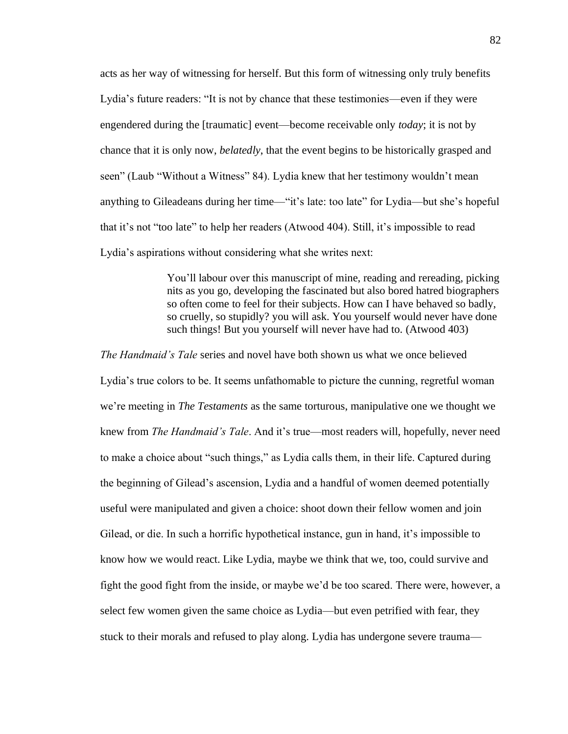acts as her way of witnessing for herself. But this form of witnessing only truly benefits Lydia's future readers: "It is not by chance that these testimonies—even if they were engendered during the [traumatic] event—become receivable only *today*; it is not by chance that it is only now, *belatedly*, that the event begins to be historically grasped and seen" (Laub "Without a Witness" 84). Lydia knew that her testimony wouldn't mean anything to Gileadeans during her time—"it's late: too late" for Lydia—but she's hopeful that it's not "too late" to help her readers (Atwood 404). Still, it's impossible to read Lydia's aspirations without considering what she writes next:

> You'll labour over this manuscript of mine, reading and rereading, picking nits as you go, developing the fascinated but also bored hatred biographers so often come to feel for their subjects. How can I have behaved so badly, so cruelly, so stupidly? you will ask. You yourself would never have done such things! But you yourself will never have had to. (Atwood 403)

*The Handmaid's Tale* series and novel have both shown us what we once believed Lydia's true colors to be. It seems unfathomable to picture the cunning, regretful woman we're meeting in *The Testaments* as the same torturous, manipulative one we thought we knew from *The Handmaid's Tale*. And it's true—most readers will, hopefully, never need to make a choice about "such things," as Lydia calls them, in their life. Captured during the beginning of Gilead's ascension, Lydia and a handful of women deemed potentially useful were manipulated and given a choice: shoot down their fellow women and join Gilead, or die. In such a horrific hypothetical instance, gun in hand, it's impossible to know how we would react. Like Lydia, maybe we think that we, too, could survive and fight the good fight from the inside, or maybe we'd be too scared. There were, however, a select few women given the same choice as Lydia—but even petrified with fear, they stuck to their morals and refused to play along. Lydia has undergone severe trauma—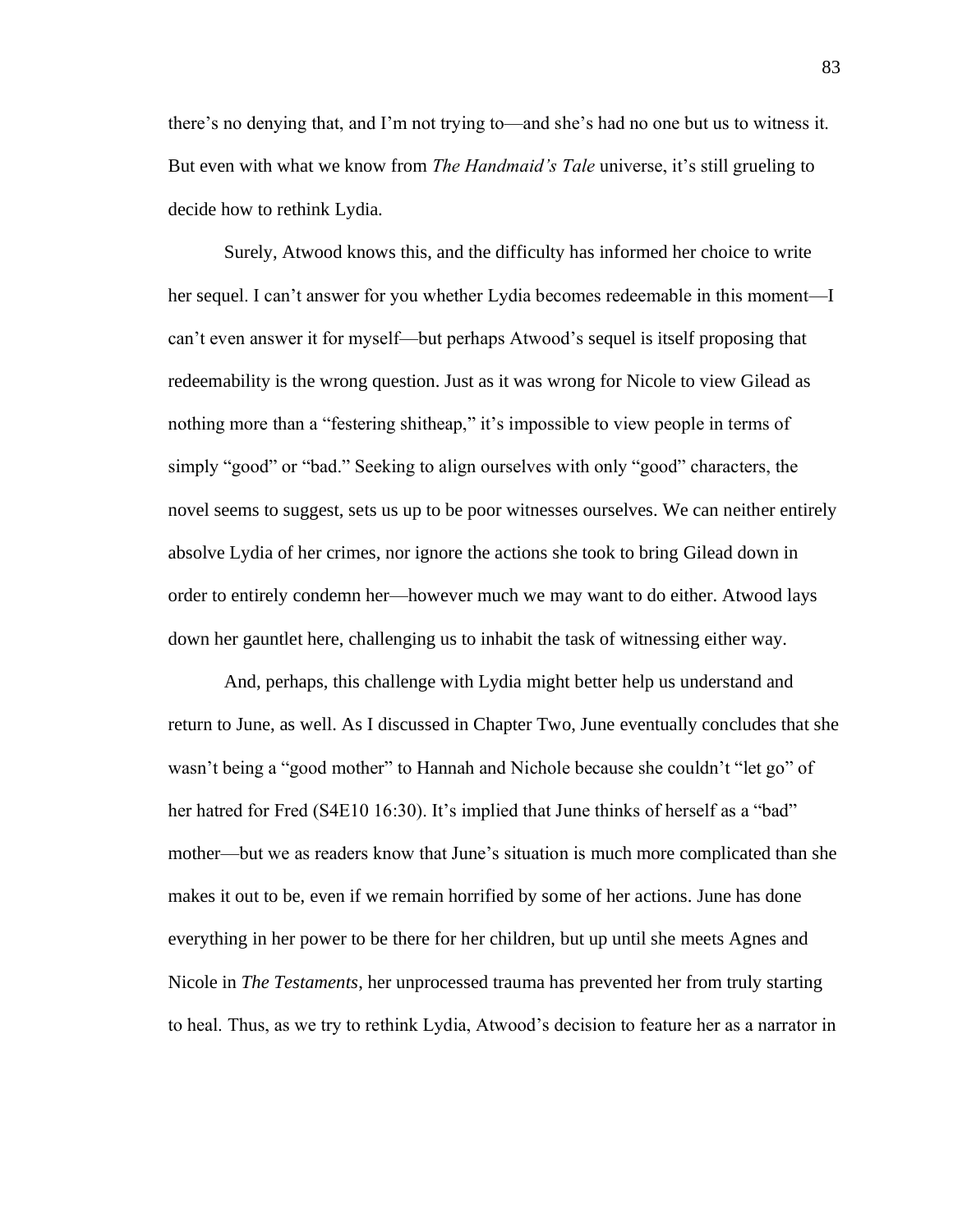there's no denying that, and I'm not trying to—and she's had no one but us to witness it. But even with what we know from *The Handmaid's Tale* universe, it's still grueling to decide how to rethink Lydia.

Surely, Atwood knows this, and the difficulty has informed her choice to write her sequel. I can't answer for you whether Lydia becomes redeemable in this moment—I can't even answer it for myself—but perhaps Atwood's sequel is itself proposing that redeemability is the wrong question. Just as it was wrong for Nicole to view Gilead as nothing more than a "festering shitheap," it's impossible to view people in terms of simply "good" or "bad." Seeking to align ourselves with only "good" characters, the novel seems to suggest, sets us up to be poor witnesses ourselves. We can neither entirely absolve Lydia of her crimes, nor ignore the actions she took to bring Gilead down in order to entirely condemn her—however much we may want to do either. Atwood lays down her gauntlet here, challenging us to inhabit the task of witnessing either way.

And, perhaps, this challenge with Lydia might better help us understand and return to June, as well. As I discussed in Chapter Two, June eventually concludes that she wasn't being a "good mother" to Hannah and Nichole because she couldn't "let go" of her hatred for Fred (S4E10 16:30). It's implied that June thinks of herself as a "bad" mother—but we as readers know that June's situation is much more complicated than she makes it out to be, even if we remain horrified by some of her actions. June has done everything in her power to be there for her children, but up until she meets Agnes and Nicole in *The Testaments*, her unprocessed trauma has prevented her from truly starting to heal. Thus, as we try to rethink Lydia, Atwood's decision to feature her as a narrator in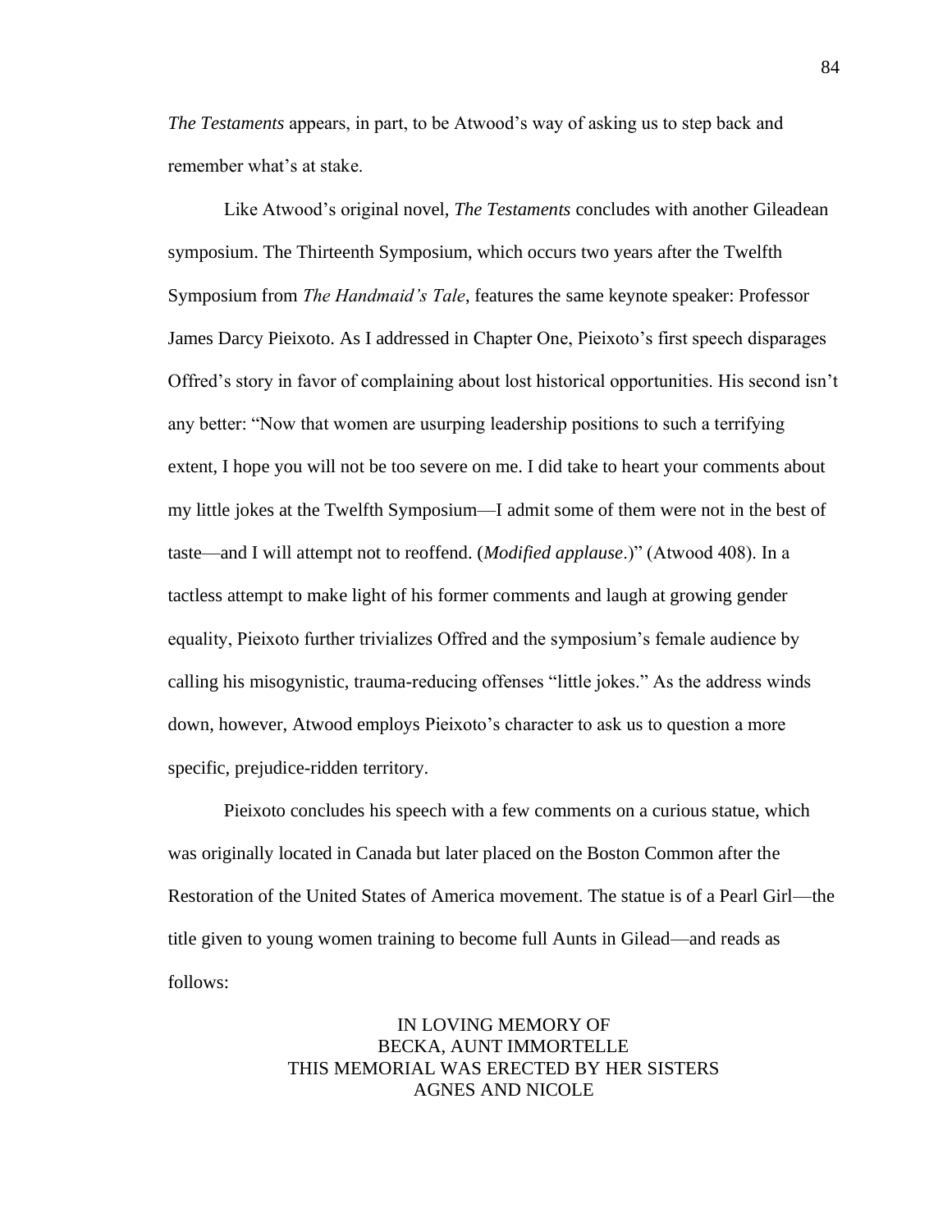*The Testaments* appears, in part, to be Atwood's way of asking us to step back and remember what's at stake.

Like Atwood's original novel, *The Testaments* concludes with another Gileadean symposium. The Thirteenth Symposium, which occurs two years after the Twelfth Symposium from *The Handmaid's Tale*, features the same keynote speaker: Professor James Darcy Pieixoto. As I addressed in Chapter One, Pieixoto's first speech disparages Offred's story in favor of complaining about lost historical opportunities. His second isn't any better: "Now that women are usurping leadership positions to such a terrifying extent, I hope you will not be too severe on me. I did take to heart your comments about my little jokes at the Twelfth Symposium—I admit some of them were not in the best of taste—and I will attempt not to reoffend. (*Modified applause*.)" (Atwood 408). In a tactless attempt to make light of his former comments and laugh at growing gender equality, Pieixoto further trivializes Offred and the symposium's female audience by calling his misogynistic, trauma-reducing offenses "little jokes." As the address winds down, however, Atwood employs Pieixoto's character to ask us to question a more specific, prejudice-ridden territory.

Pieixoto concludes his speech with a few comments on a curious statue, which was originally located in Canada but later placed on the Boston Common after the Restoration of the United States of America movement. The statue is of a Pearl Girl—the title given to young women training to become full Aunts in Gilead—and reads as follows:

IN LOVING MEMORY OF
BECKA, AUNT IMMORTELLE
THIS MEMORIAL WAS ERECTED BY HER SISTERS
AGNES AND NICOLE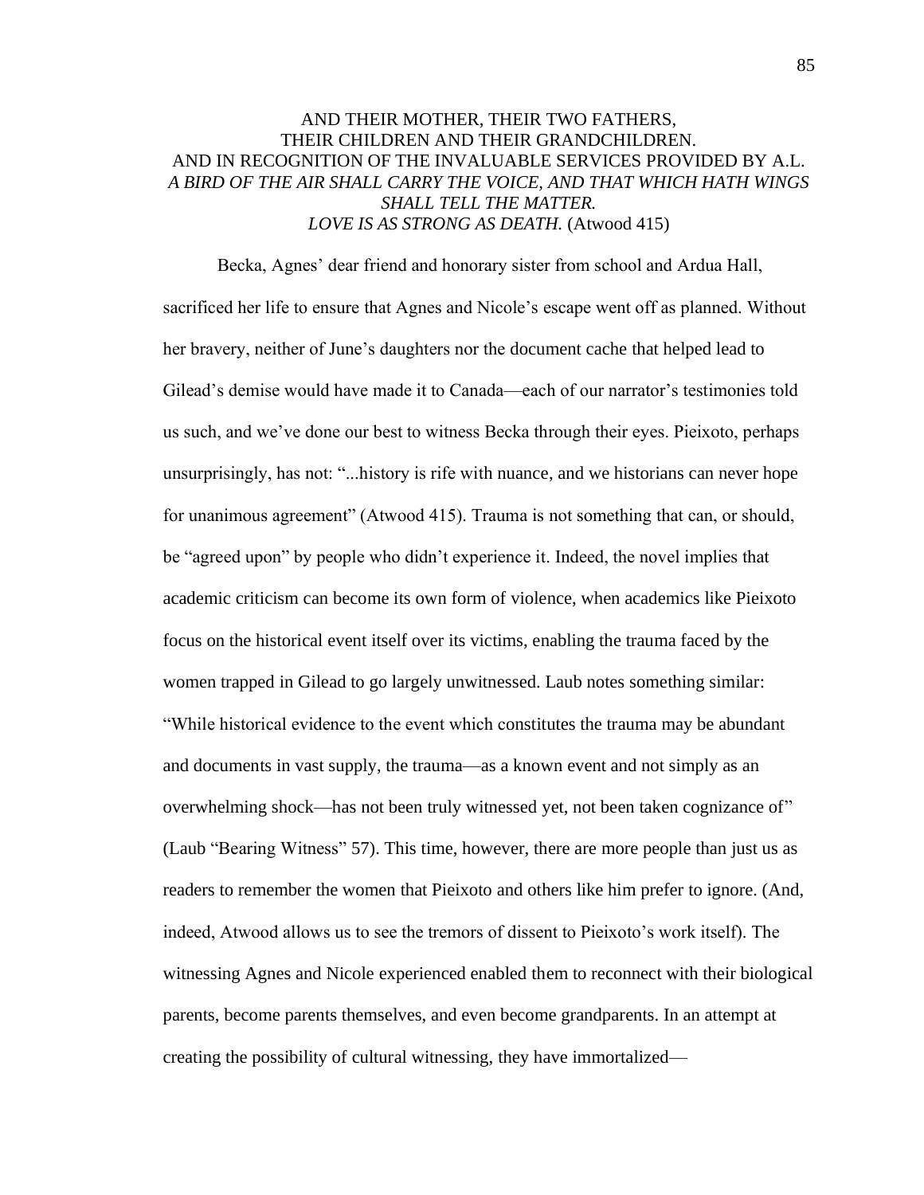AND THEIR MOTHER, THEIR TWO FATHERS,
THEIR CHILDREN AND THEIR GRANDCHILDREN.
AND IN RECOGNITION OF THE INVALUABLE SERVICES PROVIDED BY A.L.
*A BIRD OF THE AIR SHALL CARRY THE VOICE, AND THAT WHICH HATH WINGS SHALL TELL THE MATTER.*
*LOVE IS AS STRONG AS DEATH.* (Atwood 415)

Becka, Agnes' dear friend and honorary sister from school and Ardua Hall, sacrificed her life to ensure that Agnes and Nicole's escape went off as planned. Without her bravery, neither of June's daughters nor the document cache that helped lead to Gilead's demise would have made it to Canada—each of our narrator's testimonies told us such, and we've done our best to witness Becka through their eyes. Pieixoto, perhaps unsurprisingly, has not: "...history is rife with nuance, and we historians can never hope for unanimous agreement" (Atwood 415). Trauma is not something that can, or should, be "agreed upon" by people who didn't experience it. Indeed, the novel implies that academic criticism can become its own form of violence, when academics like Pieixoto focus on the historical event itself over its victims, enabling the trauma faced by the women trapped in Gilead to go largely unwitnessed. Laub notes something similar: "While historical evidence to the event which constitutes the trauma may be abundant and documents in vast supply, the trauma—as a known event and not simply as an overwhelming shock—has not been truly witnessed yet, not been taken cognizance of" (Laub "Bearing Witness" 57). This time, however, there are more people than just us as readers to remember the women that Pieixoto and others like him prefer to ignore. (And, indeed, Atwood allows us to see the tremors of dissent to Pieixoto's work itself). The witnessing Agnes and Nicole experienced enabled them to reconnect with their biological parents, become parents themselves, and even become grandparents. In an attempt at creating the possibility of cultural witnessing, they have immortalized—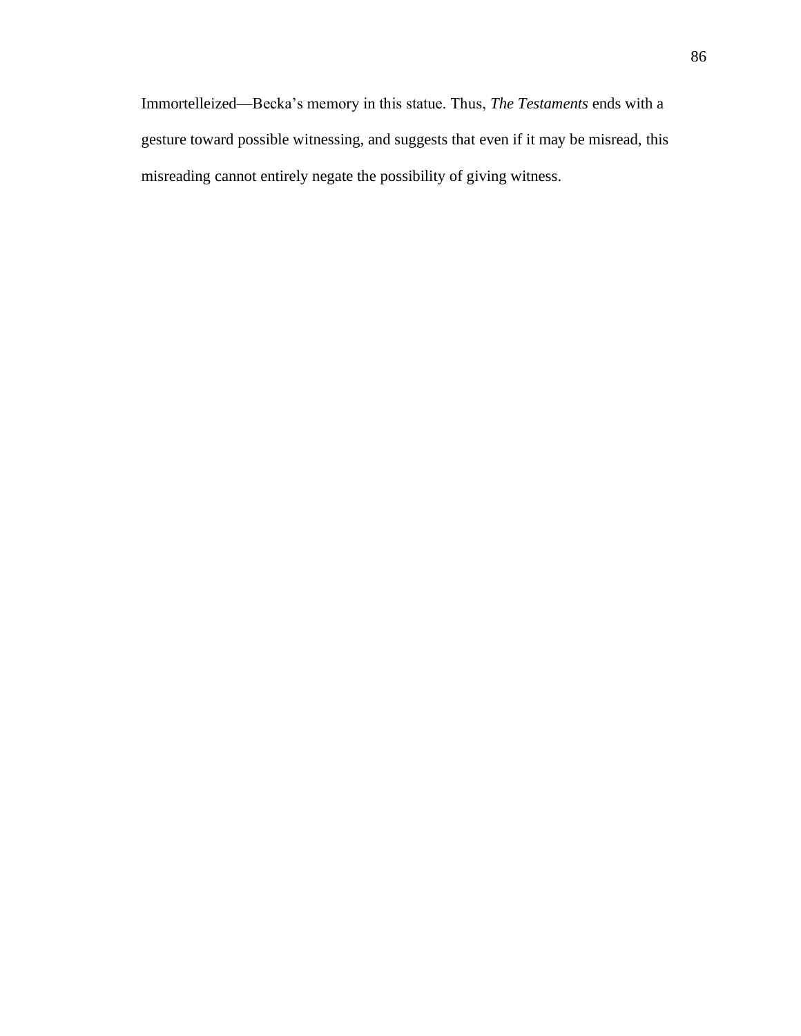Immortelleized—Becka's memory in this statue. Thus, *The Testaments* ends with a gesture toward possible witnessing, and suggests that even if it may be misread, this misreading cannot entirely negate the possibility of giving witness.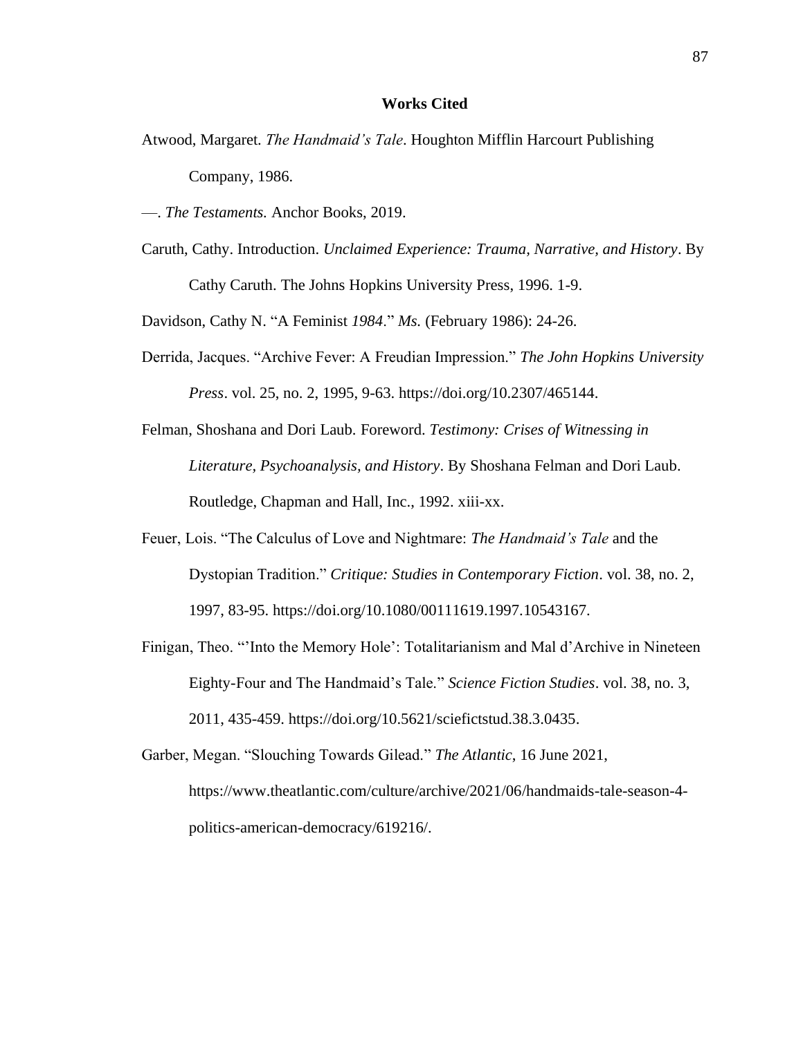## Works Cited

Atwood, Margaret. *The Handmaid's Tale*. Houghton Mifflin Harcourt Publishing Company, 1986.

—. *The Testaments.* Anchor Books, 2019.

Caruth, Cathy. Introduction. *Unclaimed Experience: Trauma, Narrative, and History*. By Cathy Caruth. The Johns Hopkins University Press, 1996. 1-9.

Davidson, Cathy N. "A Feminist *1984*." *Ms.* (February 1986): 24-26.

Derrida, Jacques. "Archive Fever: A Freudian Impression." *The John Hopkins University Press*. vol. 25, no. 2, 1995, 9-63. https://doi.org/10.2307/465144.

Felman, Shoshana and Dori Laub. Foreword. *Testimony: Crises of Witnessing in Literature, Psychoanalysis, and History*. By Shoshana Felman and Dori Laub. Routledge, Chapman and Hall, Inc., 1992. xiii-xx.

Feuer, Lois. "The Calculus of Love and Nightmare: *The Handmaid's Tale* and the Dystopian Tradition." *Critique: Studies in Contemporary Fiction*. vol. 38, no. 2, 1997, 83-95. https://doi.org/10.1080/00111619.1997.10543167.

Finigan, Theo. "'Into the Memory Hole': Totalitarianism and Mal d'Archive in Nineteen Eighty-Four and The Handmaid's Tale." *Science Fiction Studies*. vol. 38, no. 3, 2011, 435-459. https://doi.org/10.5621/sciefictstud.38.3.0435.

Garber, Megan. "Slouching Towards Gilead." *The Atlantic*, 16 June 2021, https://www.theatlantic.com/culture/archive/2021/06/handmaids-tale-season-4-politics-american-democracy/619216/.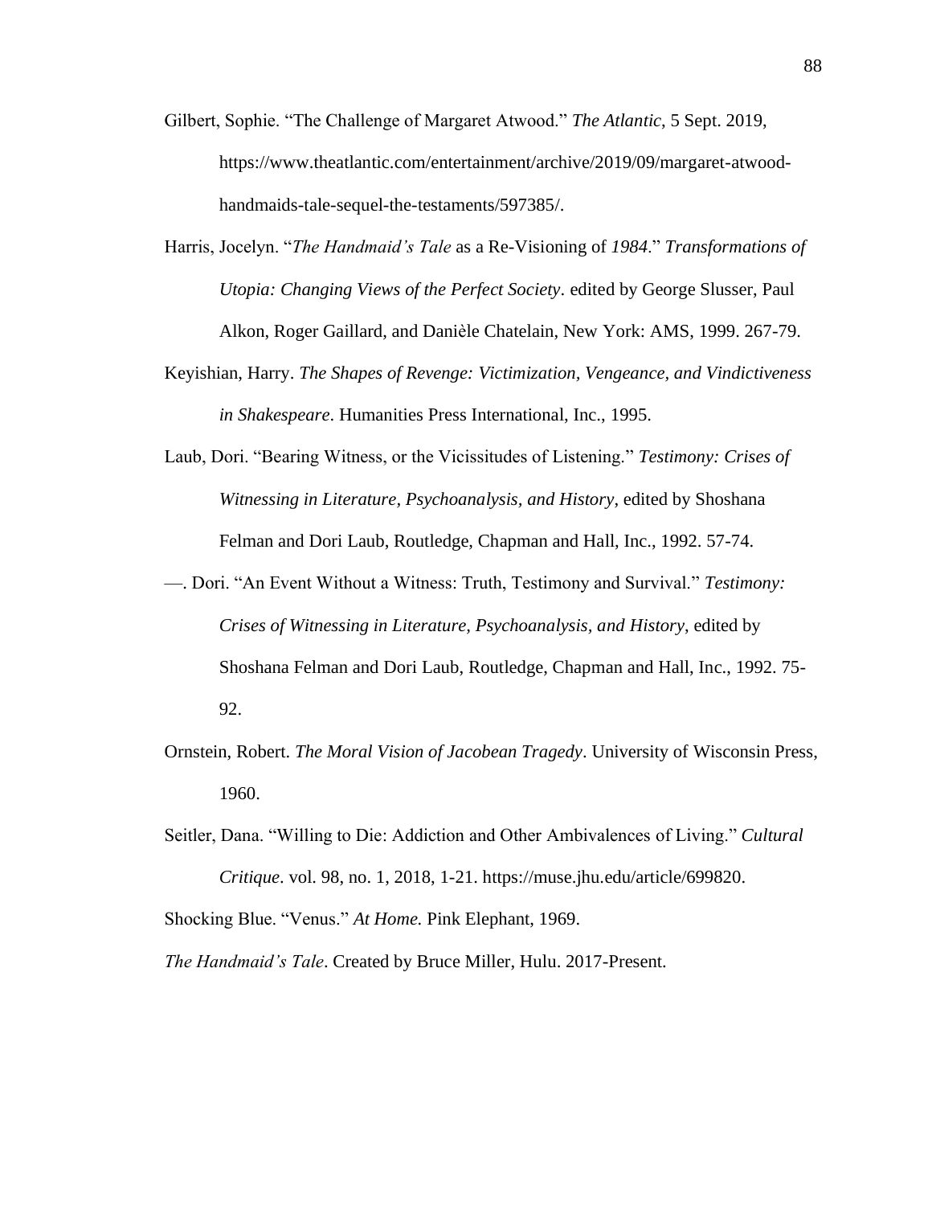Gilbert, Sophie. "The Challenge of Margaret Atwood." *The Atlantic*, 5 Sept. 2019, https://www.theatlantic.com/entertainment/archive/2019/09/margaret-atwood-handmaids-tale-sequel-the-testaments/597385/.

Harris, Jocelyn. "*The Handmaid's Tale* as a Re-Visioning of *1984*." *Transformations of Utopia: Changing Views of the Perfect Society*. edited by George Slusser, Paul Alkon, Roger Gaillard, and Danièle Chatelain, New York: AMS, 1999. 267-79.

Keyishian, Harry. *The Shapes of Revenge: Victimization, Vengeance, and Vindictiveness in Shakespeare*. Humanities Press International, Inc., 1995.

Laub, Dori. "Bearing Witness, or the Vicissitudes of Listening." *Testimony: Crises of Witnessing in Literature, Psychoanalysis, and History*, edited by Shoshana Felman and Dori Laub, Routledge, Chapman and Hall, Inc., 1992. 57-74.

—. Dori. "An Event Without a Witness: Truth, Testimony and Survival." *Testimony: Crises of Witnessing in Literature, Psychoanalysis, and History*, edited by Shoshana Felman and Dori Laub, Routledge, Chapman and Hall, Inc., 1992. 75-92.

Ornstein, Robert. *The Moral Vision of Jacobean Tragedy*. University of Wisconsin Press, 1960.

Seitler, Dana. "Willing to Die: Addiction and Other Ambivalences of Living." *Cultural Critique*. vol. 98, no. 1, 2018, 1-21. https://muse.jhu.edu/article/699820.

Shocking Blue. "Venus." *At Home.* Pink Elephant, 1969.

*The Handmaid's Tale*. Created by Bruce Miller, Hulu. 2017-Present.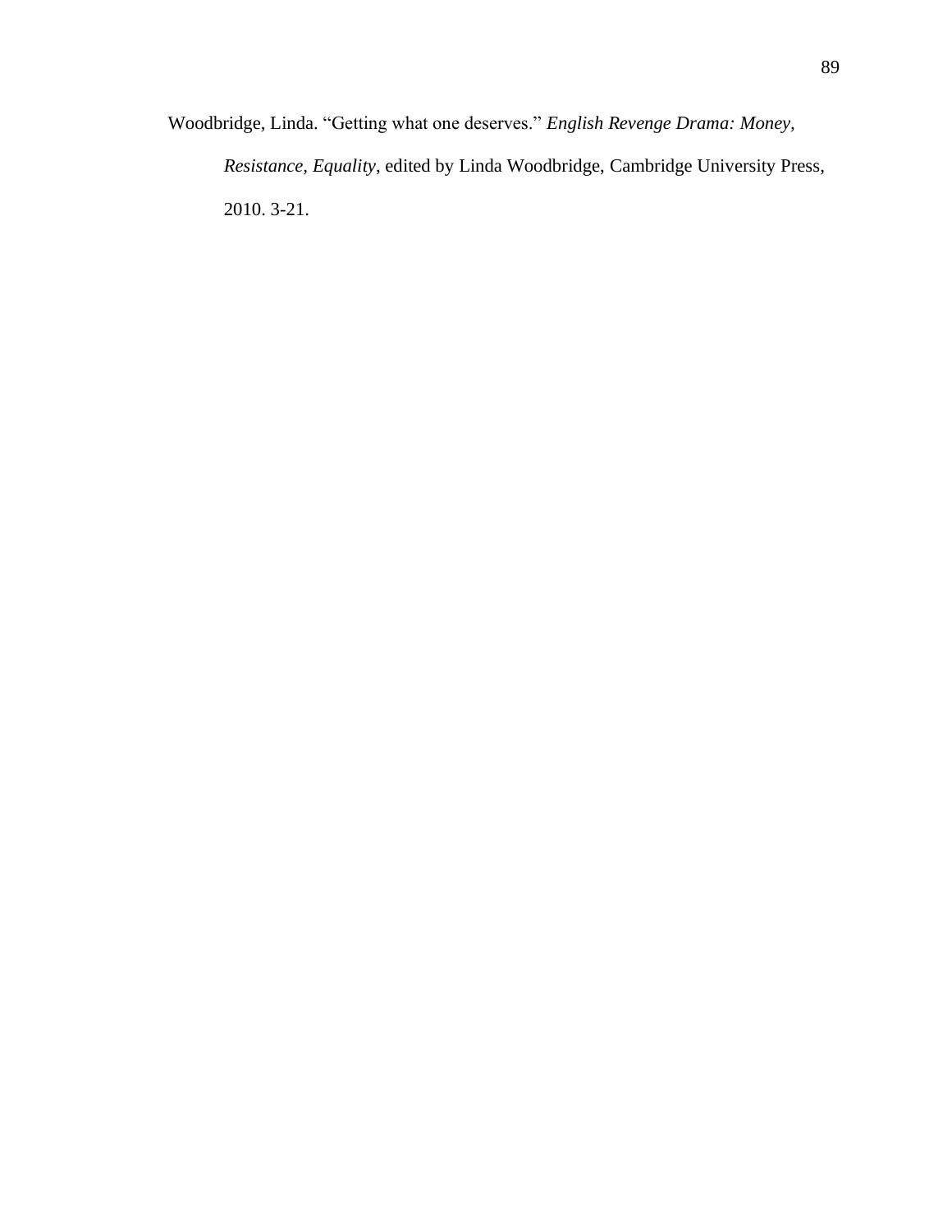Woodbridge, Linda. "Getting what one deserves." *English Revenge Drama: Money, Resistance, Equality*, edited by Linda Woodbridge, Cambridge University Press, 2010. 3-21.